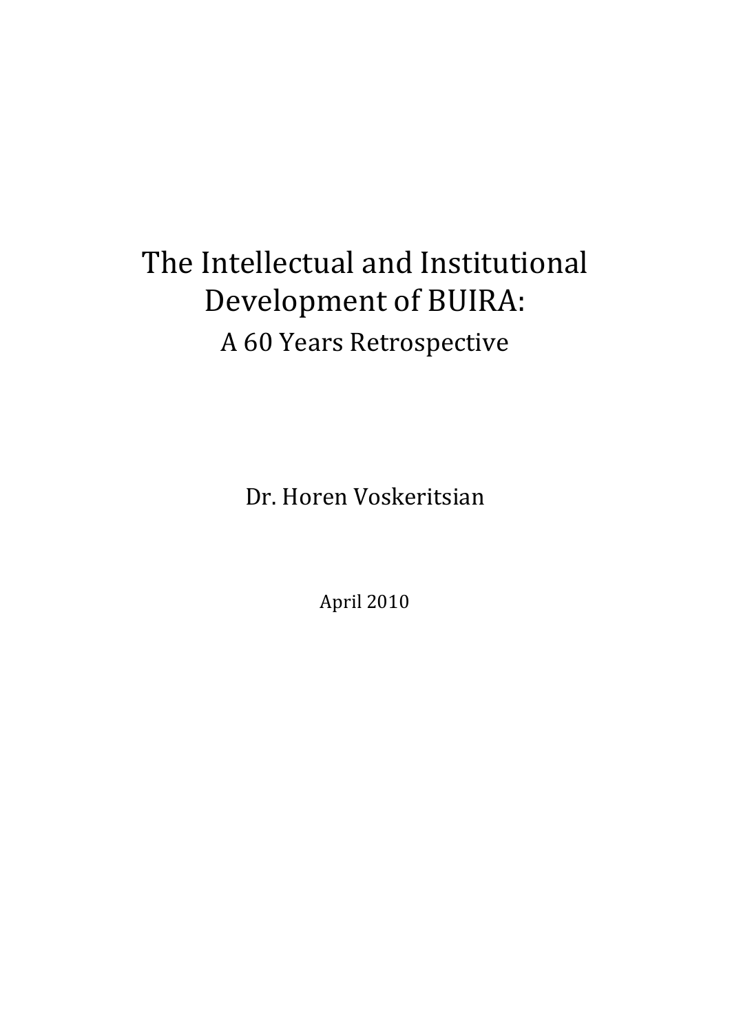# The Intellectual and Institutional Development of BUIRA:

## A 60 Years Retrospective

Dr. Horen Voskeritsian

April 2010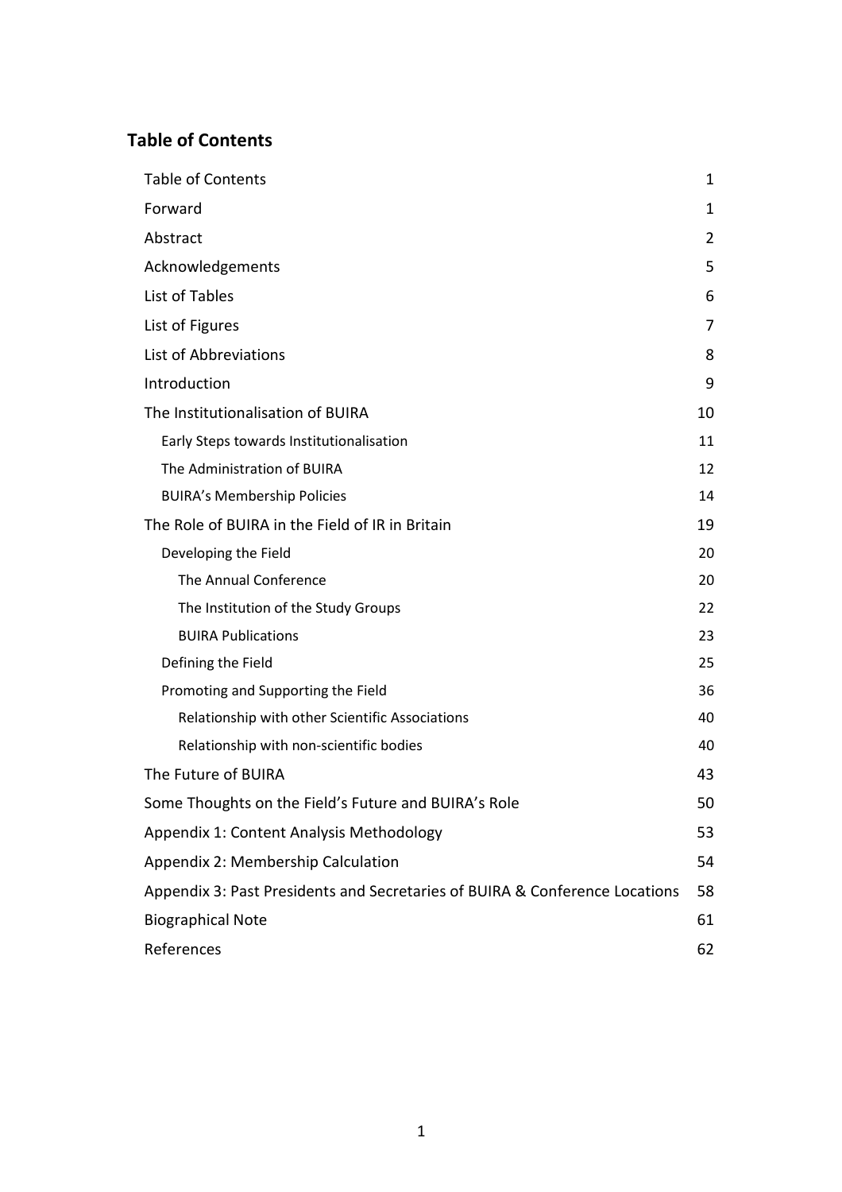## Table of Contents

| | |
|---|---|
| Table of Contents | 1 |
| Forward | 1 |
| Abstract | 2 |
| Acknowledgements | 5 |
| List of Tables | 6 |
| List of Figures | 7 |
| List of Abbreviations | 8 |
| Introduction | 9 |
| The Institutionalisation of BUIRA | 10 |
| Early Steps towards Institutionalisation | 11 |
| The Administration of BUIRA | 12 |
| BUIRA's Membership Policies | 14 |
| The Role of BUIRA in the Field of IR in Britain | 19 |
| Developing the Field | 20 |
| The Annual Conference | 20 |
| The Institution of the Study Groups | 22 |
| BUIRA Publications | 23 |
| Defining the Field | 25 |
| Promoting and Supporting the Field | 36 |
| Relationship with other Scientific Associations | 40 |
| Relationship with non-scientific bodies | 40 |
| The Future of BUIRA | 43 |
| Some Thoughts on the Field's Future and BUIRA's Role | 50 |
| Appendix 1: Content Analysis Methodology | 53 |
| Appendix 2: Membership Calculation | 54 |
| Appendix 3: Past Presidents and Secretaries of BUIRA & Conference Locations | 58 |
| Biographical Note | 61 |
| References | 62 |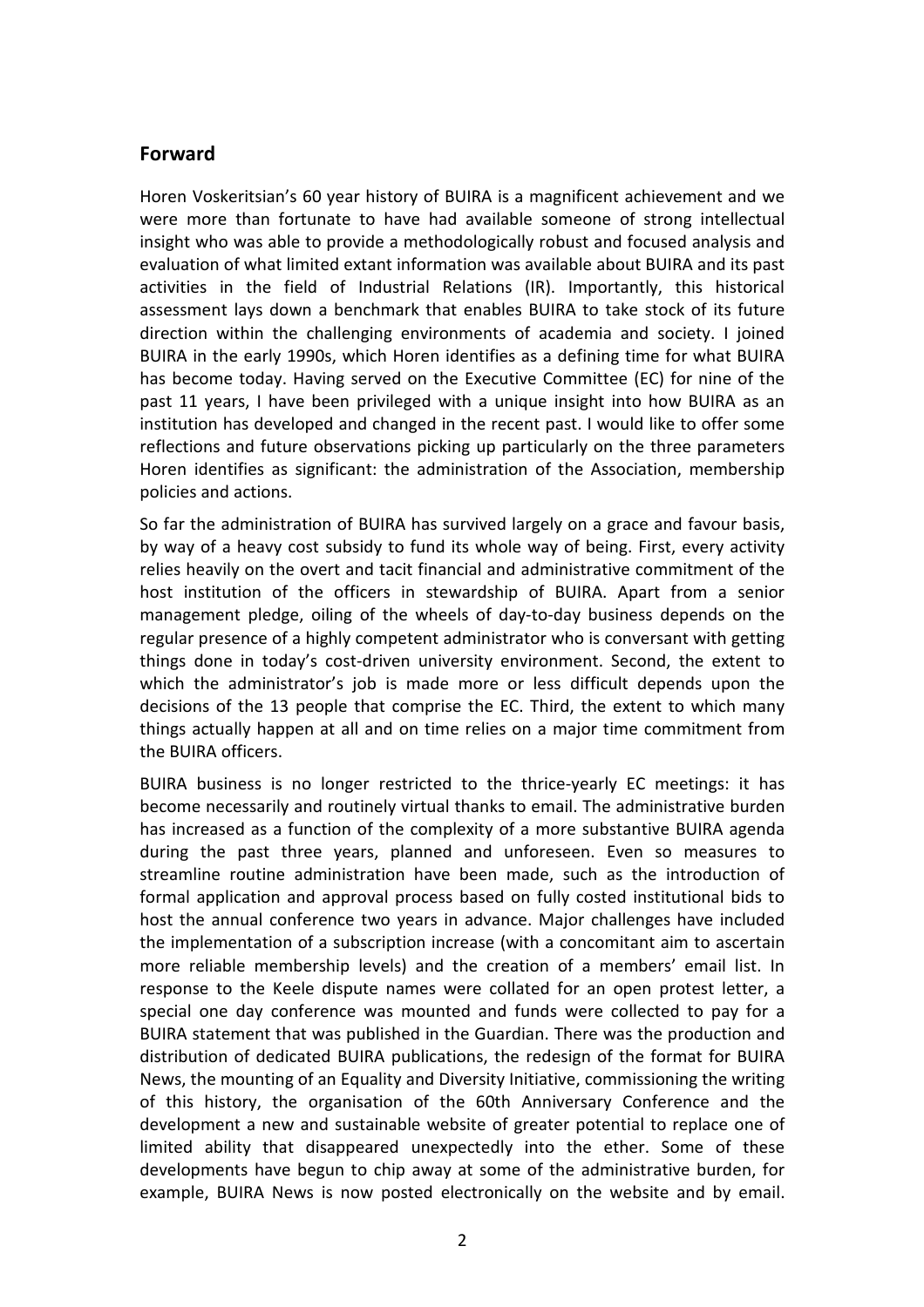## Forward

Horen Voskeritsian's 60 year history of BUIRA is a magnificent achievement and we were more than fortunate to have had available someone of strong intellectual insight who was able to provide a methodologically robust and focused analysis and evaluation of what limited extant information was available about BUIRA and its past activities in the field of Industrial Relations (IR). Importantly, this historical assessment lays down a benchmark that enables BUIRA to take stock of its future direction within the challenging environments of academia and society. I joined BUIRA in the early 1990s, which Horen identifies as a defining time for what BUIRA has become today. Having served on the Executive Committee (EC) for nine of the past 11 years, I have been privileged with a unique insight into how BUIRA as an institution has developed and changed in the recent past. I would like to offer some reflections and future observations picking up particularly on the three parameters Horen identifies as significant: the administration of the Association, membership policies and actions.

So far the administration of BUIRA has survived largely on a grace and favour basis, by way of a heavy cost subsidy to fund its whole way of being. First, every activity relies heavily on the overt and tacit financial and administrative commitment of the host institution of the officers in stewardship of BUIRA. Apart from a senior management pledge, oiling of the wheels of day-to-day business depends on the regular presence of a highly competent administrator who is conversant with getting things done in today's cost-driven university environment. Second, the extent to which the administrator's job is made more or less difficult depends upon the decisions of the 13 people that comprise the EC. Third, the extent to which many things actually happen at all and on time relies on a major time commitment from the BUIRA officers.

BUIRA business is no longer restricted to the thrice-yearly EC meetings: it has become necessarily and routinely virtual thanks to email. The administrative burden has increased as a function of the complexity of a more substantive BUIRA agenda during the past three years, planned and unforeseen. Even so measures to streamline routine administration have been made, such as the introduction of formal application and approval process based on fully costed institutional bids to host the annual conference two years in advance. Major challenges have included the implementation of a subscription increase (with a concomitant aim to ascertain more reliable membership levels) and the creation of a members' email list. In response to the Keele dispute names were collated for an open protest letter, a special one day conference was mounted and funds were collected to pay for a BUIRA statement that was published in the Guardian. There was the production and distribution of dedicated BUIRA publications, the redesign of the format for BUIRA News, the mounting of an Equality and Diversity Initiative, commissioning the writing of this history, the organisation of the 60th Anniversary Conference and the development a new and sustainable website of greater potential to replace one of limited ability that disappeared unexpectedly into the ether. Some of these developments have begun to chip away at some of the administrative burden, for example, BUIRA News is now posted electronically on the website and by email.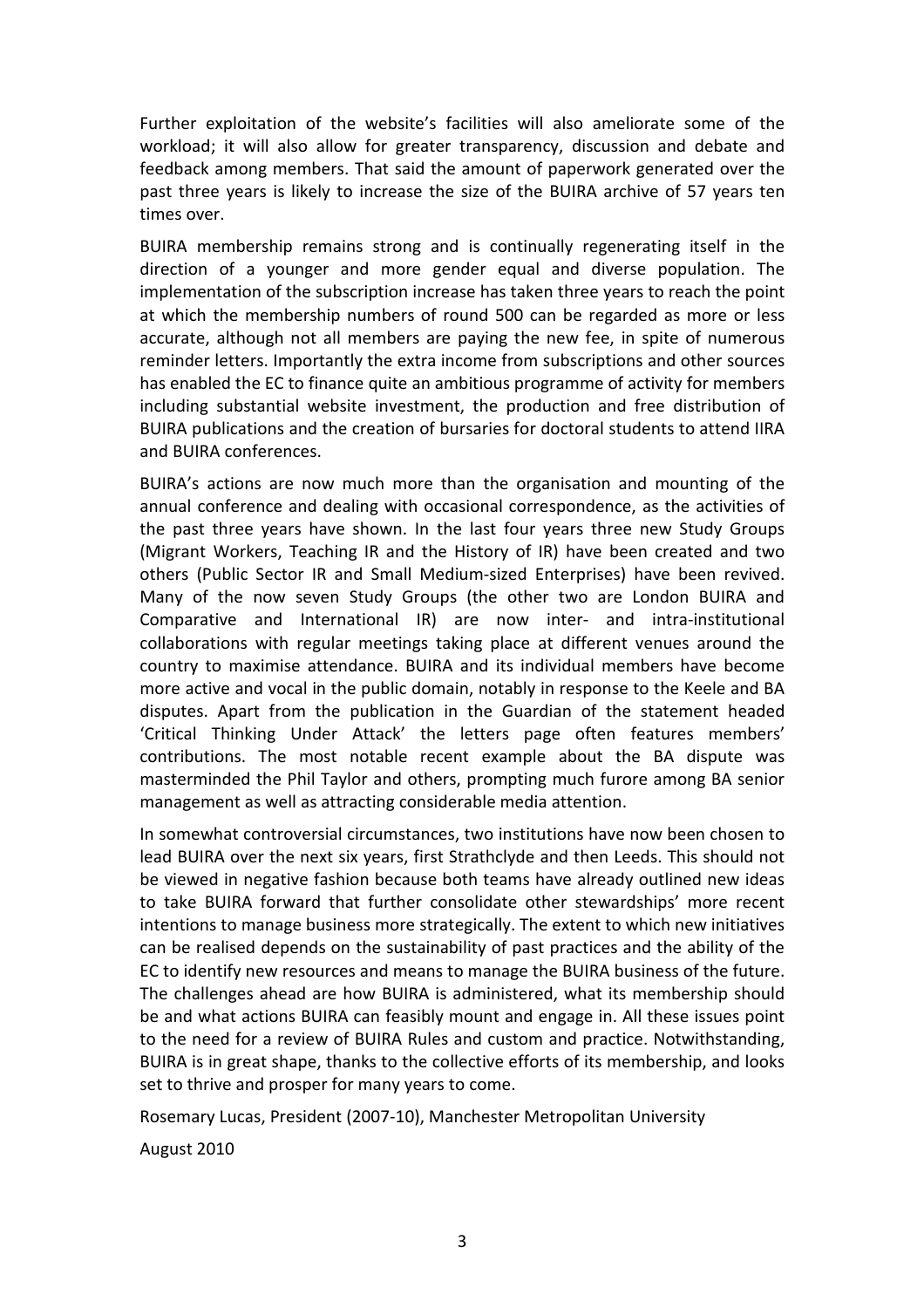Further exploitation of the website's facilities will also ameliorate some of the workload; it will also allow for greater transparency, discussion and debate and feedback among members. That said the amount of paperwork generated over the past three years is likely to increase the size of the BUIRA archive of 57 years ten times over.

BUIRA membership remains strong and is continually regenerating itself in the direction of a younger and more gender equal and diverse population. The implementation of the subscription increase has taken three years to reach the point at which the membership numbers of round 500 can be regarded as more or less accurate, although not all members are paying the new fee, in spite of numerous reminder letters. Importantly the extra income from subscriptions and other sources has enabled the EC to finance quite an ambitious programme of activity for members including substantial website investment, the production and free distribution of BUIRA publications and the creation of bursaries for doctoral students to attend IIRA and BUIRA conferences.

BUIRA's actions are now much more than the organisation and mounting of the annual conference and dealing with occasional correspondence, as the activities of the past three years have shown. In the last four years three new Study Groups (Migrant Workers, Teaching IR and the History of IR) have been created and two others (Public Sector IR and Small Medium-sized Enterprises) have been revived. Many of the now seven Study Groups (the other two are London BUIRA and Comparative and International IR) are now inter- and intra-institutional collaborations with regular meetings taking place at different venues around the country to maximise attendance. BUIRA and its individual members have become more active and vocal in the public domain, notably in response to the Keele and BA disputes. Apart from the publication in the Guardian of the statement headed 'Critical Thinking Under Attack' the letters page often features members' contributions. The most notable recent example about the BA dispute was masterminded the Phil Taylor and others, prompting much furore among BA senior management as well as attracting considerable media attention.

In somewhat controversial circumstances, two institutions have now been chosen to lead BUIRA over the next six years, first Strathclyde and then Leeds. This should not be viewed in negative fashion because both teams have already outlined new ideas to take BUIRA forward that further consolidate other stewardships' more recent intentions to manage business more strategically. The extent to which new initiatives can be realised depends on the sustainability of past practices and the ability of the EC to identify new resources and means to manage the BUIRA business of the future. The challenges ahead are how BUIRA is administered, what its membership should be and what actions BUIRA can feasibly mount and engage in. All these issues point to the need for a review of BUIRA Rules and custom and practice. Notwithstanding, BUIRA is in great shape, thanks to the collective efforts of its membership, and looks set to thrive and prosper for many years to come.

Rosemary Lucas, President (2007-10), Manchester Metropolitan University

August 2010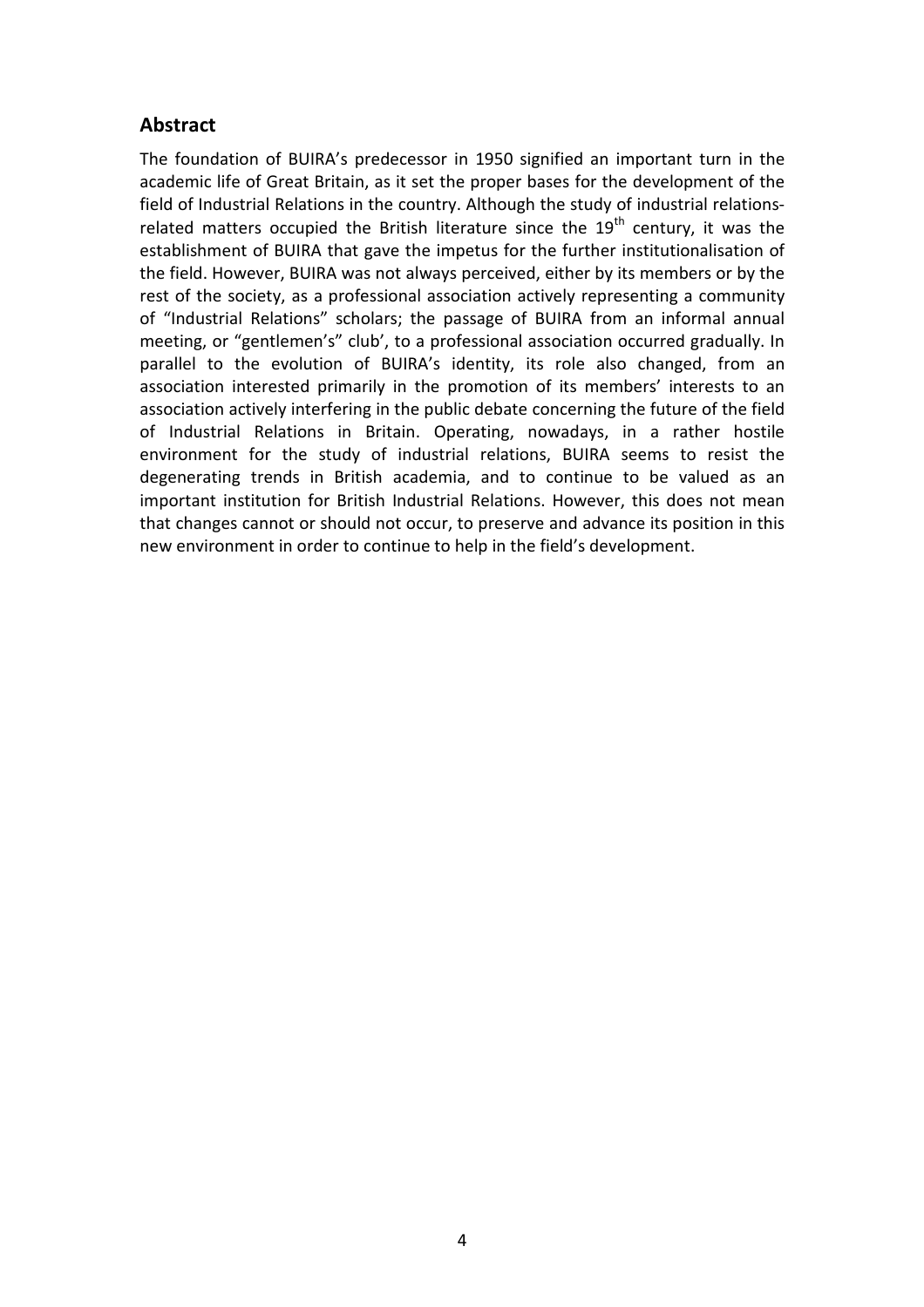## Abstract

The foundation of BUIRA's predecessor in 1950 signified an important turn in the academic life of Great Britain, as it set the proper bases for the development of the field of Industrial Relations in the country. Although the study of industrial relations-related matters occupied the British literature since the $19^{th}$ century, it was the establishment of BUIRA that gave the impetus for the further institutionalisation of the field. However, BUIRA was not always perceived, either by its members or by the rest of the society, as a professional association actively representing a community of "Industrial Relations" scholars; the passage of BUIRA from an informal annual meeting, or "gentlemen's" club', to a professional association occurred gradually. In parallel to the evolution of BUIRA's identity, its role also changed, from an association interested primarily in the promotion of its members' interests to an association actively interfering in the public debate concerning the future of the field of Industrial Relations in Britain. Operating, nowadays, in a rather hostile environment for the study of industrial relations, BUIRA seems to resist the degenerating trends in British academia, and to continue to be valued as an important institution for British Industrial Relations. However, this does not mean that changes cannot or should not occur, to preserve and advance its position in this new environment in order to continue to help in the field's development.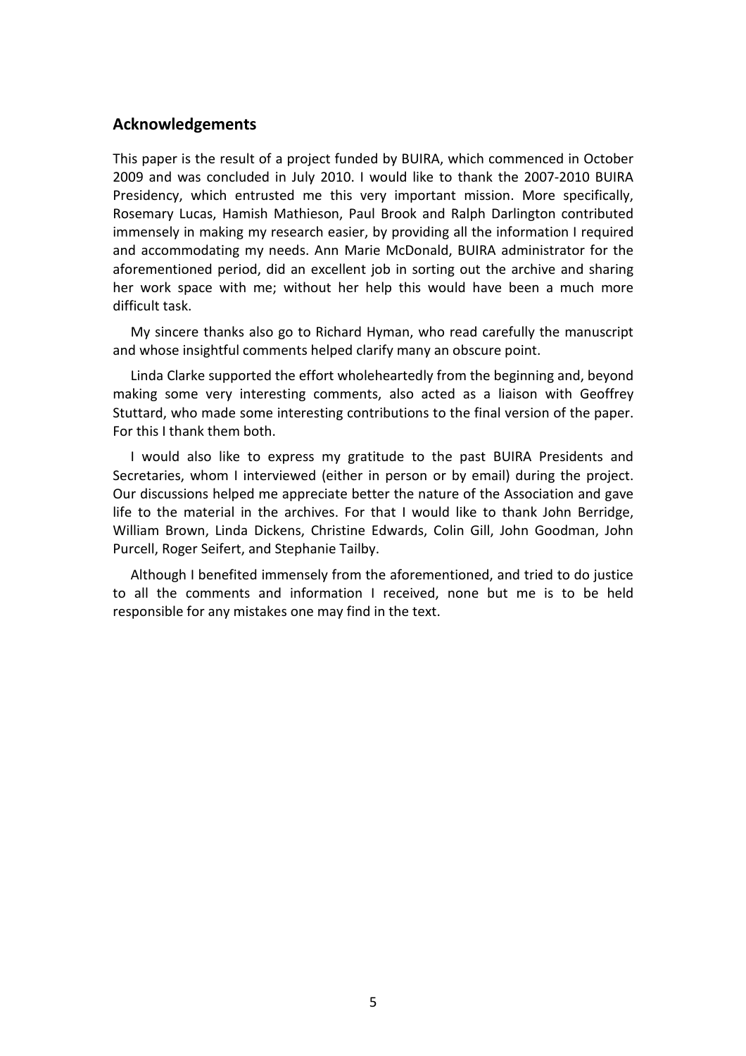## Acknowledgements

This paper is the result of a project funded by BUIRA, which commenced in October 2009 and was concluded in July 2010. I would like to thank the 2007-2010 BUIRA Presidency, which entrusted me this very important mission. More specifically, Rosemary Lucas, Hamish Mathieson, Paul Brook and Ralph Darlington contributed immensely in making my research easier, by providing all the information I required and accommodating my needs. Ann Marie McDonald, BUIRA administrator for the aforementioned period, did an excellent job in sorting out the archive and sharing her work space with me; without her help this would have been a much more difficult task.

My sincere thanks also go to Richard Hyman, who read carefully the manuscript and whose insightful comments helped clarify many an obscure point.

Linda Clarke supported the effort wholeheartedly from the beginning and, beyond making some very interesting comments, also acted as a liaison with Geoffrey Stuttard, who made some interesting contributions to the final version of the paper. For this I thank them both.

I would also like to express my gratitude to the past BUIRA Presidents and Secretaries, whom I interviewed (either in person or by email) during the project. Our discussions helped me appreciate better the nature of the Association and gave life to the material in the archives. For that I would like to thank John Berridge, William Brown, Linda Dickens, Christine Edwards, Colin Gill, John Goodman, John Purcell, Roger Seifert, and Stephanie Tailby.

Although I benefited immensely from the aforementioned, and tried to do justice to all the comments and information I received, none but me is to be held responsible for any mistakes one may find in the text.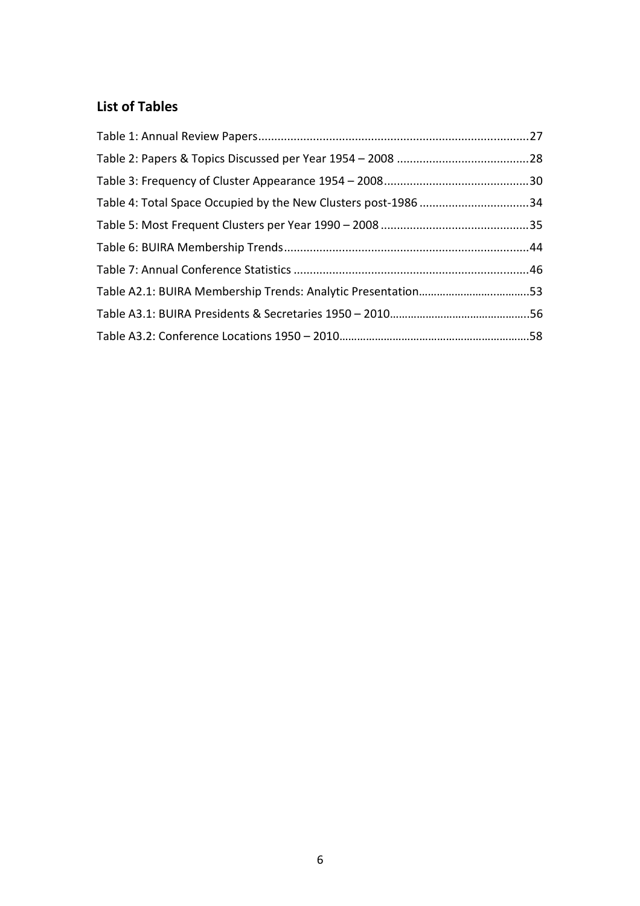## List of Tables

Table 1: Annual Review Papers....................................................................................27

Table 2: Papers & Topics Discussed per Year 1954 – 2008 .........................................28

Table 3: Frequency of Cluster Appearance 1954 – 2008.............................................30

Table 4: Total Space Occupied by the New Clusters post-1986 ..................................34

Table 5: Most Frequent Clusters per Year 1990 – 2008 ..............................................35

Table 6: BUIRA Membership Trends............................................................................44

Table 7: Annual Conference Statistics .........................................................................46

Table A2.1: BUIRA Membership Trends: Analytic Presentation.....................................53

Table A3.1: BUIRA Presidents & Secretaries 1950 – 2010..............................................56

Table A3.2: Conference Locations 1950 – 2010..............................................................58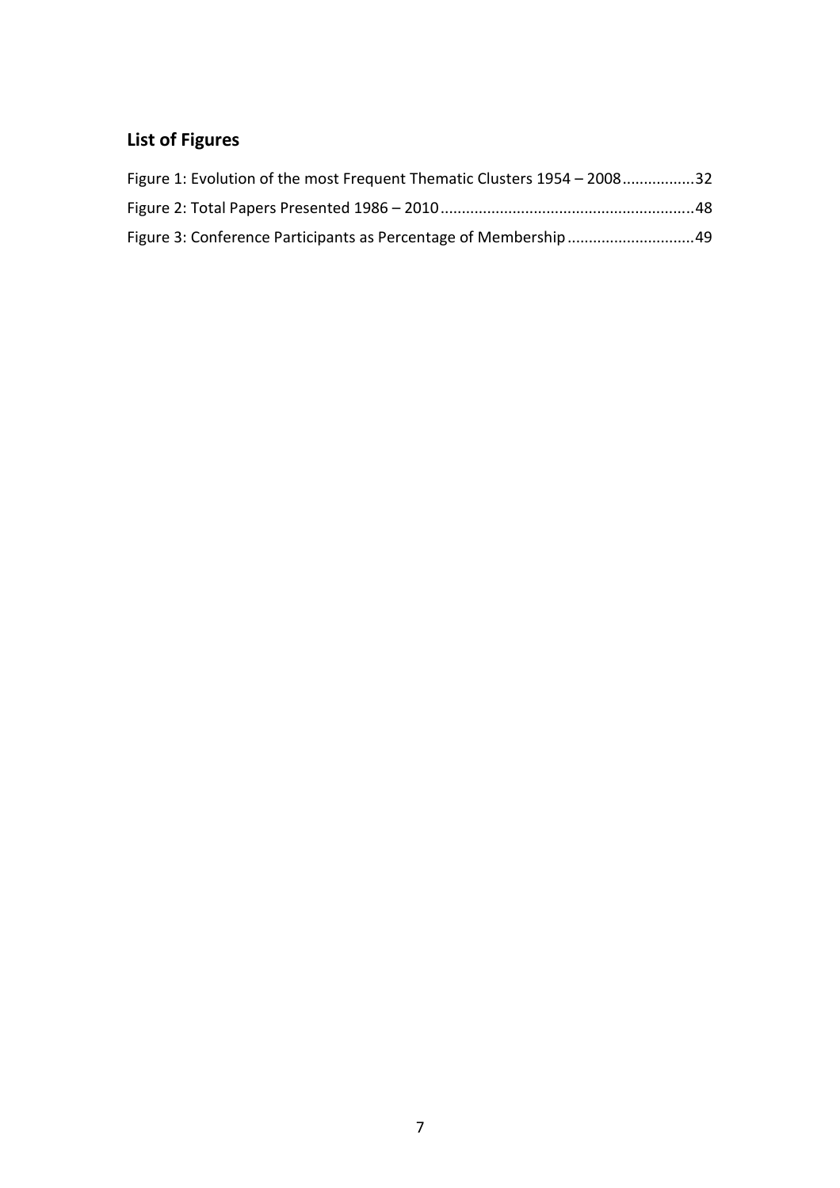## List of Figures

Figure 1: Evolution of the most Frequent Thematic Clusters 1954 – 2008.................32

Figure 2: Total Papers Presented 1986 – 2010...........................................................48

Figure 3: Conference Participants as Percentage of Membership..............................49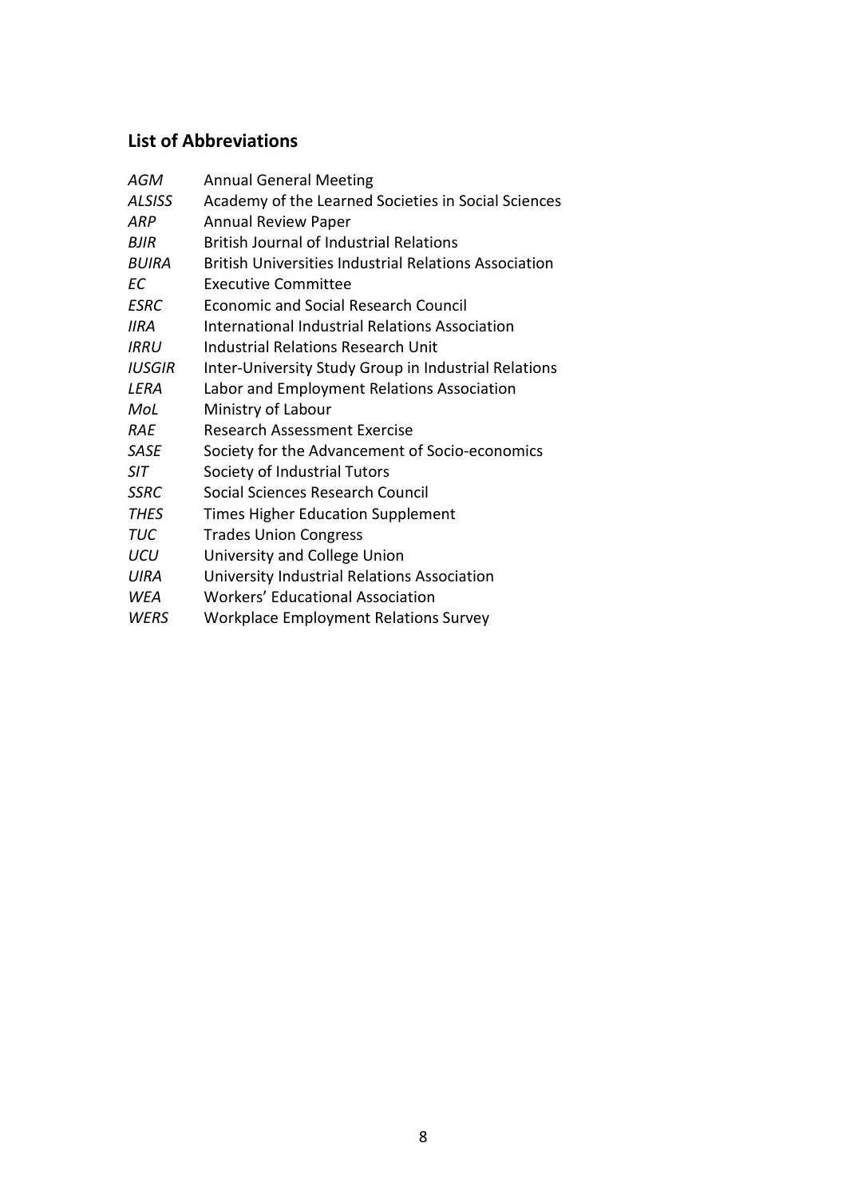## List of Abbreviations

| | |
|---|---|
| *AGM* | Annual General Meeting |
| *ALSISS* | Academy of the Learned Societies in Social Sciences |
| *ARP* | Annual Review Paper |
| *BJIR* | British Journal of Industrial Relations |
| *BUIRA* | British Universities Industrial Relations Association |
| *EC* | Executive Committee |
| *ESRC* | Economic and Social Research Council |
| *IIRA* | International Industrial Relations Association |
| *IRRU* | Industrial Relations Research Unit |
| *IUSGIR* | Inter-University Study Group in Industrial Relations |
| *LERA* | Labor and Employment Relations Association |
| *MoL* | Ministry of Labour |
| *RAE* | Research Assessment Exercise |
| *SASE* | Society for the Advancement of Socio-economics |
| *SIT* | Society of Industrial Tutors |
| *SSRC* | Social Sciences Research Council |
| *THES* | Times Higher Education Supplement |
| *TUC* | Trades Union Congress |
| *UCU* | University and College Union |
| *UIRA* | University Industrial Relations Association |
| *WEA* | Workers' Educational Association |
| *WERS* | Workplace Employment Relations Survey |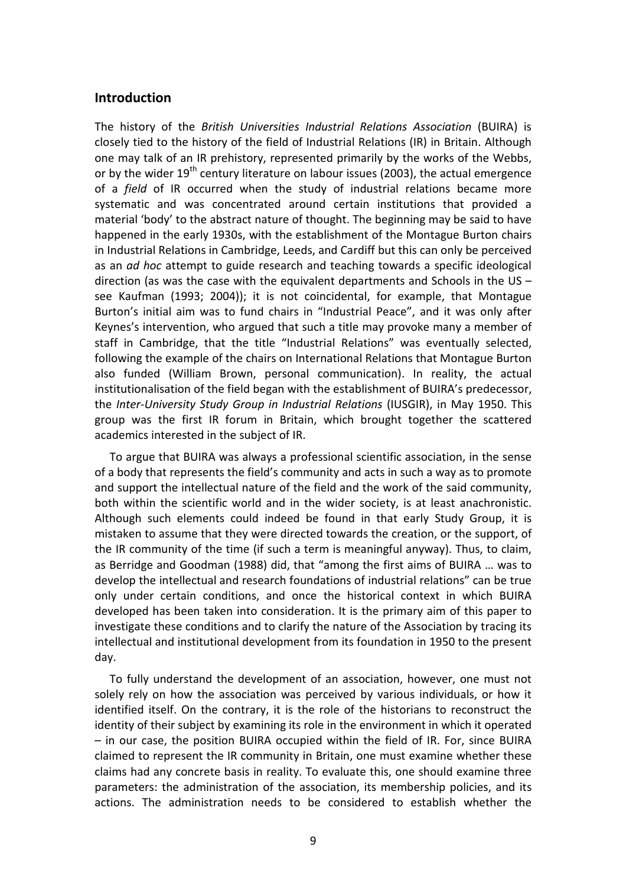## Introduction

The history of the *British Universities Industrial Relations Association* (BUIRA) is closely tied to the history of the field of Industrial Relations (IR) in Britain. Although one may talk of an IR prehistory, represented primarily by the works of the Webbs, or by the wider 19th century literature on labour issues (2003), the actual emergence of a *field* of IR occurred when the study of industrial relations became more systematic and was concentrated around certain institutions that provided a material 'body' to the abstract nature of thought. The beginning may be said to have happened in the early 1930s, with the establishment of the Montague Burton chairs in Industrial Relations in Cambridge, Leeds, and Cardiff but this can only be perceived as an *ad hoc* attempt to guide research and teaching towards a specific ideological direction (as was the case with the equivalent departments and Schools in the US – see Kaufman (1993; 2004)); it is not coincidental, for example, that Montague Burton's initial aim was to fund chairs in "Industrial Peace", and it was only after Keynes's intervention, who argued that such a title may provoke many a member of staff in Cambridge, that the title "Industrial Relations" was eventually selected, following the example of the chairs on International Relations that Montague Burton also funded (William Brown, personal communication). In reality, the actual institutionalisation of the field began with the establishment of BUIRA's predecessor, the *Inter-University Study Group in Industrial Relations* (IUSGIR), in May 1950. This group was the first IR forum in Britain, which brought together the scattered academics interested in the subject of IR.

To argue that BUIRA was always a professional scientific association, in the sense of a body that represents the field's community and acts in such a way as to promote and support the intellectual nature of the field and the work of the said community, both within the scientific world and in the wider society, is at least anachronistic. Although such elements could indeed be found in that early Study Group, it is mistaken to assume that they were directed towards the creation, or the support, of the IR community of the time (if such a term is meaningful anyway). Thus, to claim, as Berridge and Goodman (1988) did, that "among the first aims of BUIRA … was to develop the intellectual and research foundations of industrial relations" can be true only under certain conditions, and once the historical context in which BUIRA developed has been taken into consideration. It is the primary aim of this paper to investigate these conditions and to clarify the nature of the Association by tracing its intellectual and institutional development from its foundation in 1950 to the present day.

To fully understand the development of an association, however, one must not solely rely on how the association was perceived by various individuals, or how it identified itself. On the contrary, it is the role of the historians to reconstruct the identity of their subject by examining its role in the environment in which it operated – in our case, the position BUIRA occupied within the field of IR. For, since BUIRA claimed to represent the IR community in Britain, one must examine whether these claims had any concrete basis in reality. To evaluate this, one should examine three parameters: the administration of the association, its membership policies, and its actions. The administration needs to be considered to establish whether the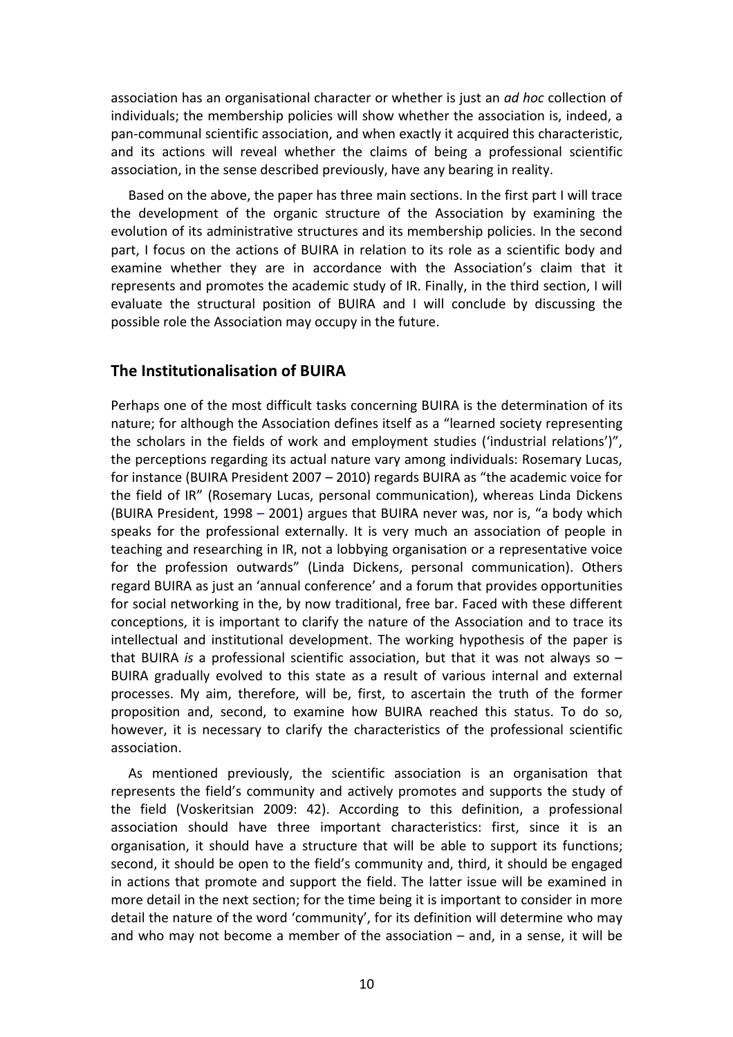association has an organisational character or whether is just an *ad hoc* collection of individuals; the membership policies will show whether the association is, indeed, a pan-communal scientific association, and when exactly it acquired this characteristic, and its actions will reveal whether the claims of being a professional scientific association, in the sense described previously, have any bearing in reality.

Based on the above, the paper has three main sections. In the first part I will trace the development of the organic structure of the Association by examining the evolution of its administrative structures and its membership policies. In the second part, I focus on the actions of BUIRA in relation to its role as a scientific body and examine whether they are in accordance with the Association's claim that it represents and promotes the academic study of IR. Finally, in the third section, I will evaluate the structural position of BUIRA and I will conclude by discussing the possible role the Association may occupy in the future.

## The Institutionalisation of BUIRA

Perhaps one of the most difficult tasks concerning BUIRA is the determination of its nature; for although the Association defines itself as a "learned society representing the scholars in the fields of work and employment studies ('industrial relations')", the perceptions regarding its actual nature vary among individuals: Rosemary Lucas, for instance (BUIRA President 2007 – 2010) regards BUIRA as "the academic voice for the field of IR" (Rosemary Lucas, personal communication), whereas Linda Dickens (BUIRA President, 1998 – 2001) argues that BUIRA never was, nor is, "a body which speaks for the professional externally. It is very much an association of people in teaching and researching in IR, not a lobbying organisation or a representative voice for the profession outwards" (Linda Dickens, personal communication). Others regard BUIRA as just an 'annual conference' and a forum that provides opportunities for social networking in the, by now traditional, free bar. Faced with these different conceptions, it is important to clarify the nature of the Association and to trace its intellectual and institutional development. The working hypothesis of the paper is that BUIRA *is* a professional scientific association, but that it was not always so – BUIRA gradually evolved to this state as a result of various internal and external processes. My aim, therefore, will be, first, to ascertain the truth of the former proposition and, second, to examine how BUIRA reached this status. To do so, however, it is necessary to clarify the characteristics of the professional scientific association.

As mentioned previously, the scientific association is an organisation that represents the field's community and actively promotes and supports the study of the field (Voskeritsian 2009: 42). According to this definition, a professional association should have three important characteristics: first, since it is an organisation, it should have a structure that will be able to support its functions; second, it should be open to the field's community and, third, it should be engaged in actions that promote and support the field. The latter issue will be examined in more detail in the next section; for the time being it is important to consider in more detail the nature of the word 'community', for its definition will determine who may and who may not become a member of the association – and, in a sense, it will be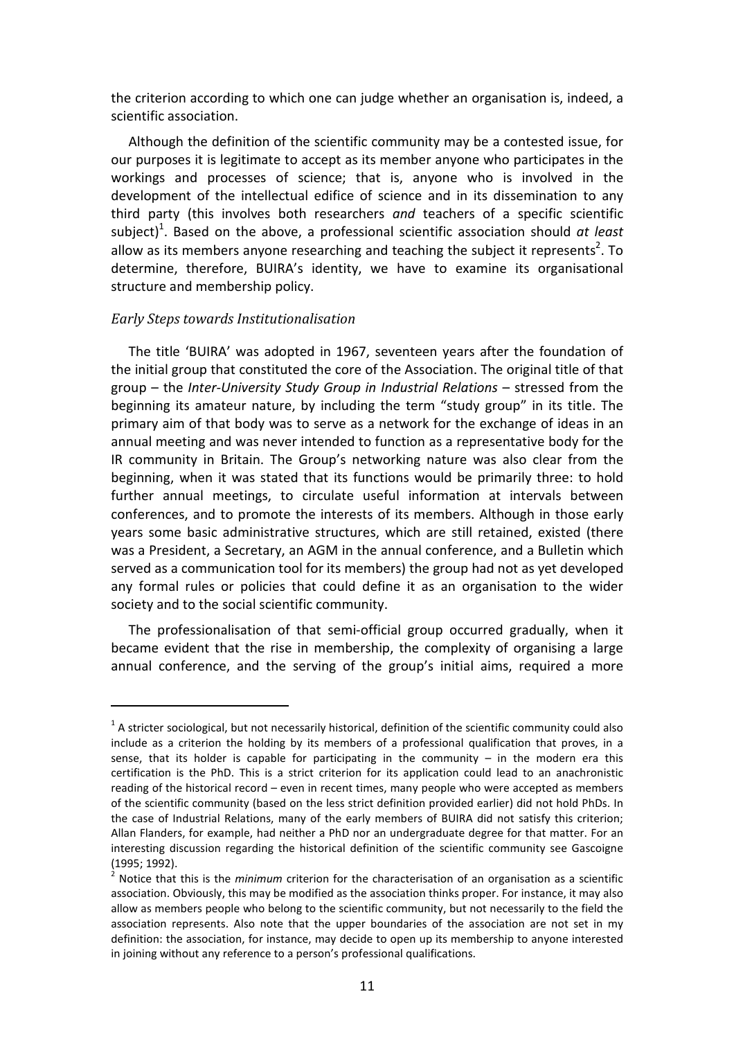the criterion according to which one can judge whether an organisation is, indeed, a scientific association.

Although the definition of the scientific community may be a contested issue, for our purposes it is legitimate to accept as its member anyone who participates in the workings and processes of science; that is, anyone who is involved in the development of the intellectual edifice of science and in its dissemination to any third party (this involves both researchers *and* teachers of a specific scientific subject)[1]. Based on the above, a professional scientific association should *at least* allow as its members anyone researching and teaching the subject it represents[2]. To determine, therefore, BUIRA's identity, we have to examine its organisational structure and membership policy.

### *Early Steps towards Institutionalisation*

The title 'BUIRA' was adopted in 1967, seventeen years after the foundation of the initial group that constituted the core of the Association. The original title of that group – the *Inter-University Study Group in Industrial Relations* – stressed from the beginning its amateur nature, by including the term "study group" in its title. The primary aim of that body was to serve as a network for the exchange of ideas in an annual meeting and was never intended to function as a representative body for the IR community in Britain. The Group's networking nature was also clear from the beginning, when it was stated that its functions would be primarily three: to hold further annual meetings, to circulate useful information at intervals between conferences, and to promote the interests of its members. Although in those early years some basic administrative structures, which are still retained, existed (there was a President, a Secretary, an AGM in the annual conference, and a Bulletin which served as a communication tool for its members) the group had not as yet developed any formal rules or policies that could define it as an organisation to the wider society and to the social scientific community.

The professionalisation of that semi-official group occurred gradually, when it became evident that the rise in membership, the complexity of organising a large annual conference, and the serving of the group's initial aims, required a more

---

[1] A stricter sociological, but not necessarily historical, definition of the scientific community could also include as a criterion the holding by its members of a professional qualification that proves, in a sense, that its holder is capable for participating in the community – in the modern era this certification is the PhD. This is a strict criterion for its application could lead to an anachronistic reading of the historical record – even in recent times, many people who were accepted as members of the scientific community (based on the less strict definition provided earlier) did not hold PhDs. In the case of Industrial Relations, many of the early members of BUIRA did not satisfy this criterion; Allan Flanders, for example, had neither a PhD nor an undergraduate degree for that matter. For an interesting discussion regarding the historical definition of the scientific community see Gascoigne (1995; 1992).

[2] Notice that this is the *minimum* criterion for the characterisation of an organisation as a scientific association. Obviously, this may be modified as the association thinks proper. For instance, it may also allow as members people who belong to the scientific community, but not necessarily to the field the association represents. Also note that the upper boundaries of the association are not set in my definition: the association, for instance, may decide to open up its membership to anyone interested in joining without any reference to a person's professional qualifications.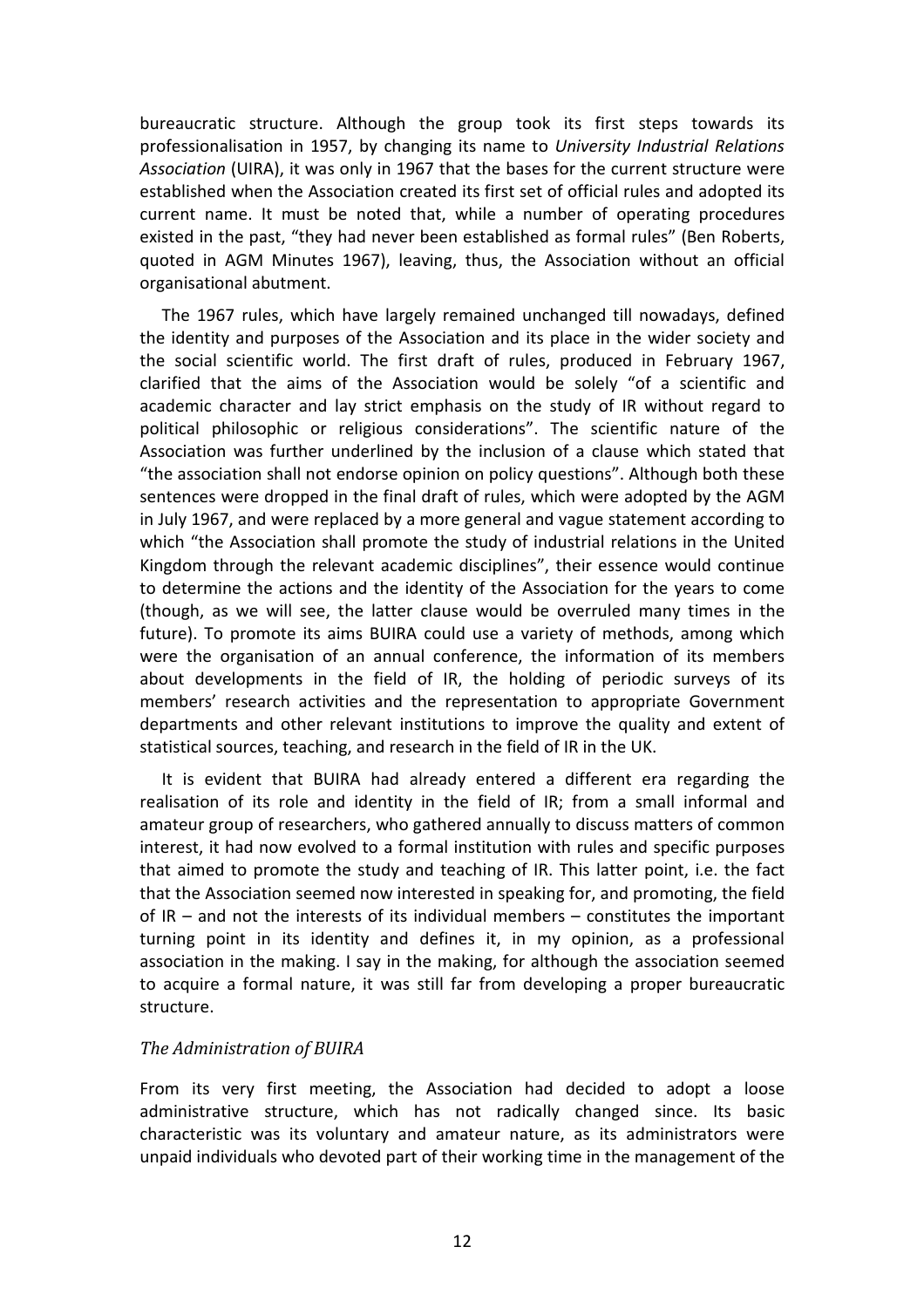bureaucratic structure. Although the group took its first steps towards its professionalisation in 1957, by changing its name to *University Industrial Relations Association* (UIRA), it was only in 1967 that the bases for the current structure were established when the Association created its first set of official rules and adopted its current name. It must be noted that, while a number of operating procedures existed in the past, "they had never been established as formal rules" (Ben Roberts, quoted in AGM Minutes 1967), leaving, thus, the Association without an official organisational abutment.

The 1967 rules, which have largely remained unchanged till nowadays, defined the identity and purposes of the Association and its place in the wider society and the social scientific world. The first draft of rules, produced in February 1967, clarified that the aims of the Association would be solely "of a scientific and academic character and lay strict emphasis on the study of IR without regard to political philosophic or religious considerations". The scientific nature of the Association was further underlined by the inclusion of a clause which stated that "the association shall not endorse opinion on policy questions". Although both these sentences were dropped in the final draft of rules, which were adopted by the AGM in July 1967, and were replaced by a more general and vague statement according to which "the Association shall promote the study of industrial relations in the United Kingdom through the relevant academic disciplines", their essence would continue to determine the actions and the identity of the Association for the years to come (though, as we will see, the latter clause would be overruled many times in the future). To promote its aims BUIRA could use a variety of methods, among which were the organisation of an annual conference, the information of its members about developments in the field of IR, the holding of periodic surveys of its members' research activities and the representation to appropriate Government departments and other relevant institutions to improve the quality and extent of statistical sources, teaching, and research in the field of IR in the UK.

It is evident that BUIRA had already entered a different era regarding the realisation of its role and identity in the field of IR; from a small informal and amateur group of researchers, who gathered annually to discuss matters of common interest, it had now evolved to a formal institution with rules and specific purposes that aimed to promote the study and teaching of IR. This latter point, i.e. the fact that the Association seemed now interested in speaking for, and promoting, the field of IR – and not the interests of its individual members – constitutes the important turning point in its identity and defines it, in my opinion, as a professional association in the making. I say in the making, for although the association seemed to acquire a formal nature, it was still far from developing a proper bureaucratic structure.

### *The Administration of BUIRA*

From its very first meeting, the Association had decided to adopt a loose administrative structure, which has not radically changed since. Its basic characteristic was its voluntary and amateur nature, as its administrators were unpaid individuals who devoted part of their working time in the management of the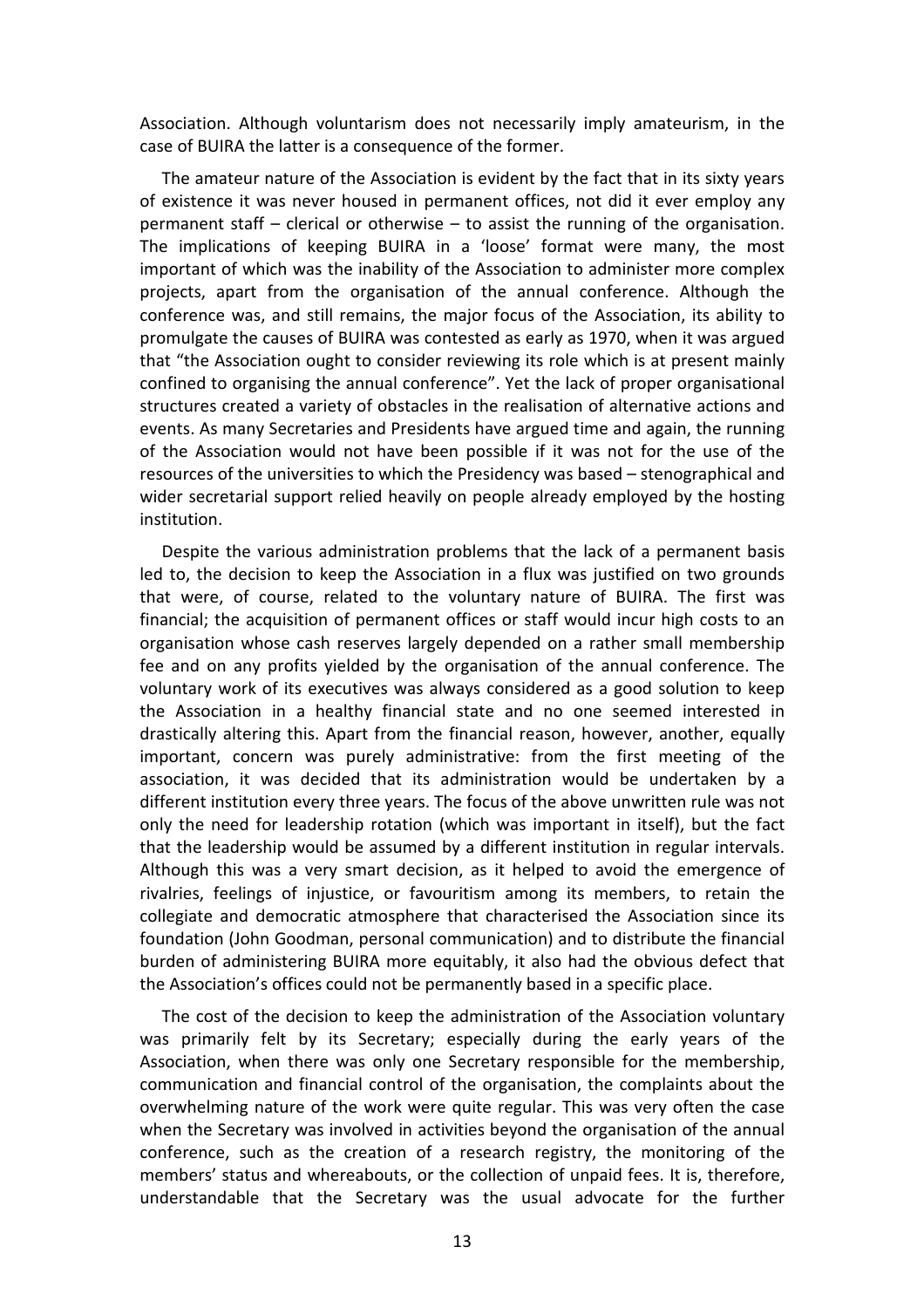Association. Although voluntarism does not necessarily imply amateurism, in the case of BUIRA the latter is a consequence of the former.

The amateur nature of the Association is evident by the fact that in its sixty years of existence it was never housed in permanent offices, not did it ever employ any permanent staff – clerical or otherwise – to assist the running of the organisation. The implications of keeping BUIRA in a 'loose' format were many, the most important of which was the inability of the Association to administer more complex projects, apart from the organisation of the annual conference. Although the conference was, and still remains, the major focus of the Association, its ability to promulgate the causes of BUIRA was contested as early as 1970, when it was argued that "the Association ought to consider reviewing its role which is at present mainly confined to organising the annual conference". Yet the lack of proper organisational structures created a variety of obstacles in the realisation of alternative actions and events. As many Secretaries and Presidents have argued time and again, the running of the Association would not have been possible if it was not for the use of the resources of the universities to which the Presidency was based – stenographical and wider secretarial support relied heavily on people already employed by the hosting institution.

Despite the various administration problems that the lack of a permanent basis led to, the decision to keep the Association in a flux was justified on two grounds that were, of course, related to the voluntary nature of BUIRA. The first was financial; the acquisition of permanent offices or staff would incur high costs to an organisation whose cash reserves largely depended on a rather small membership fee and on any profits yielded by the organisation of the annual conference. The voluntary work of its executives was always considered as a good solution to keep the Association in a healthy financial state and no one seemed interested in drastically altering this. Apart from the financial reason, however, another, equally important, concern was purely administrative: from the first meeting of the association, it was decided that its administration would be undertaken by a different institution every three years. The focus of the above unwritten rule was not only the need for leadership rotation (which was important in itself), but the fact that the leadership would be assumed by a different institution in regular intervals. Although this was a very smart decision, as it helped to avoid the emergence of rivalries, feelings of injustice, or favouritism among its members, to retain the collegiate and democratic atmosphere that characterised the Association since its foundation (John Goodman, personal communication) and to distribute the financial burden of administering BUIRA more equitably, it also had the obvious defect that the Association's offices could not be permanently based in a specific place.

The cost of the decision to keep the administration of the Association voluntary was primarily felt by its Secretary; especially during the early years of the Association, when there was only one Secretary responsible for the membership, communication and financial control of the organisation, the complaints about the overwhelming nature of the work were quite regular. This was very often the case when the Secretary was involved in activities beyond the organisation of the annual conference, such as the creation of a research registry, the monitoring of the members' status and whereabouts, or the collection of unpaid fees. It is, therefore, understandable that the Secretary was the usual advocate for the further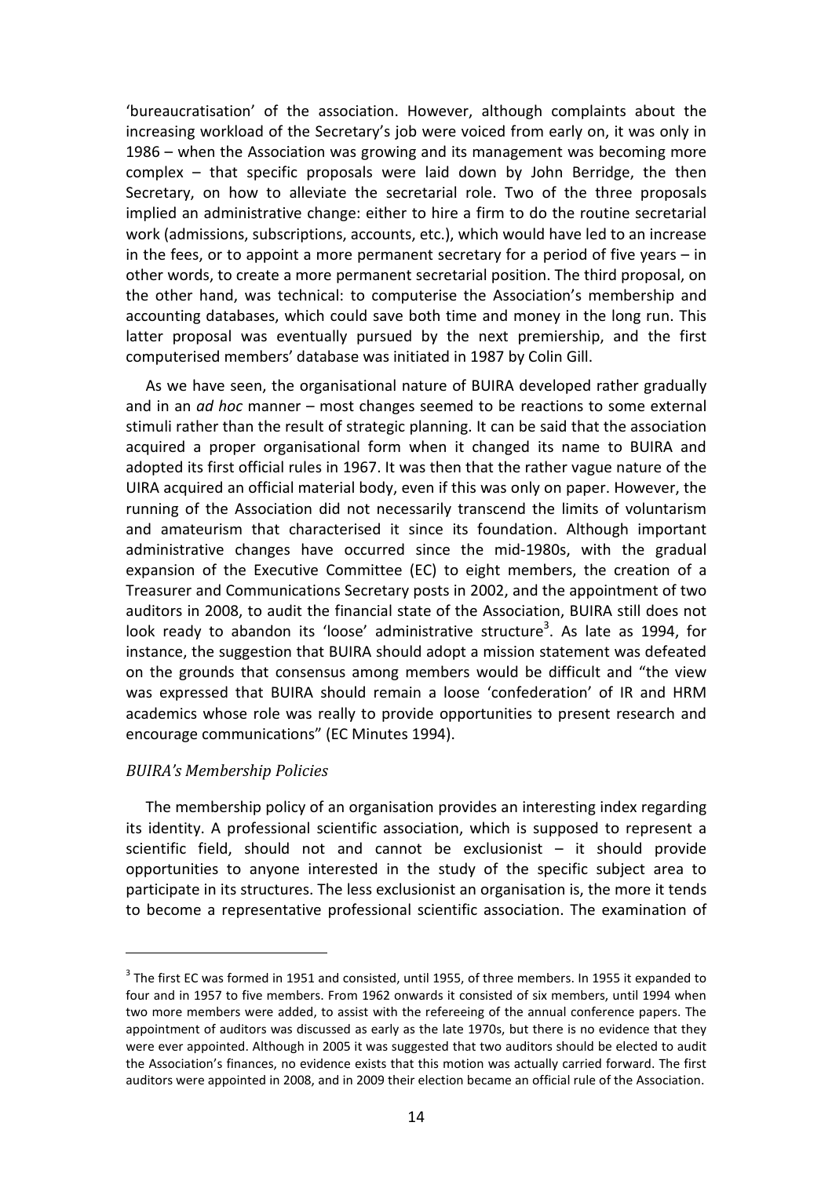'bureaucratisation' of the association. However, although complaints about the increasing workload of the Secretary's job were voiced from early on, it was only in 1986 – when the Association was growing and its management was becoming more complex – that specific proposals were laid down by John Berridge, the then Secretary, on how to alleviate the secretarial role. Two of the three proposals implied an administrative change: either to hire a firm to do the routine secretarial work (admissions, subscriptions, accounts, etc.), which would have led to an increase in the fees, or to appoint a more permanent secretary for a period of five years – in other words, to create a more permanent secretarial position. The third proposal, on the other hand, was technical: to computerise the Association's membership and accounting databases, which could save both time and money in the long run. This latter proposal was eventually pursued by the next premiership, and the first computerised members' database was initiated in 1987 by Colin Gill.

As we have seen, the organisational nature of BUIRA developed rather gradually and in an *ad hoc* manner – most changes seemed to be reactions to some external stimuli rather than the result of strategic planning. It can be said that the association acquired a proper organisational form when it changed its name to BUIRA and adopted its first official rules in 1967. It was then that the rather vague nature of the UIRA acquired an official material body, even if this was only on paper. However, the running of the Association did not necessarily transcend the limits of voluntarism and amateurism that characterised it since its foundation. Although important administrative changes have occurred since the mid-1980s, with the gradual expansion of the Executive Committee (EC) to eight members, the creation of a Treasurer and Communications Secretary posts in 2002, and the appointment of two auditors in 2008, to audit the financial state of the Association, BUIRA still does not look ready to abandon its 'loose' administrative structure[3]. As late as 1994, for instance, the suggestion that BUIRA should adopt a mission statement was defeated on the grounds that consensus among members would be difficult and "the view was expressed that BUIRA should remain a loose 'confederation' of IR and HRM academics whose role was really to provide opportunities to present research and encourage communications" (EC Minutes 1994).

### *BUIRA's Membership Policies*

The membership policy of an organisation provides an interesting index regarding its identity. A professional scientific association, which is supposed to represent a scientific field, should not and cannot be exclusionist – it should provide opportunities to anyone interested in the study of the specific subject area to participate in its structures. The less exclusionist an organisation is, the more it tends to become a representative professional scientific association. The examination of

---

[3] The first EC was formed in 1951 and consisted, until 1955, of three members. In 1955 it expanded to four and in 1957 to five members. From 1962 onwards it consisted of six members, until 1994 when two more members were added, to assist with the refereeing of the annual conference papers. The appointment of auditors was discussed as early as the late 1970s, but there is no evidence that they were ever appointed. Although in 2005 it was suggested that two auditors should be elected to audit the Association's finances, no evidence exists that this motion was actually carried forward. The first auditors were appointed in 2008, and in 2009 their election became an official rule of the Association.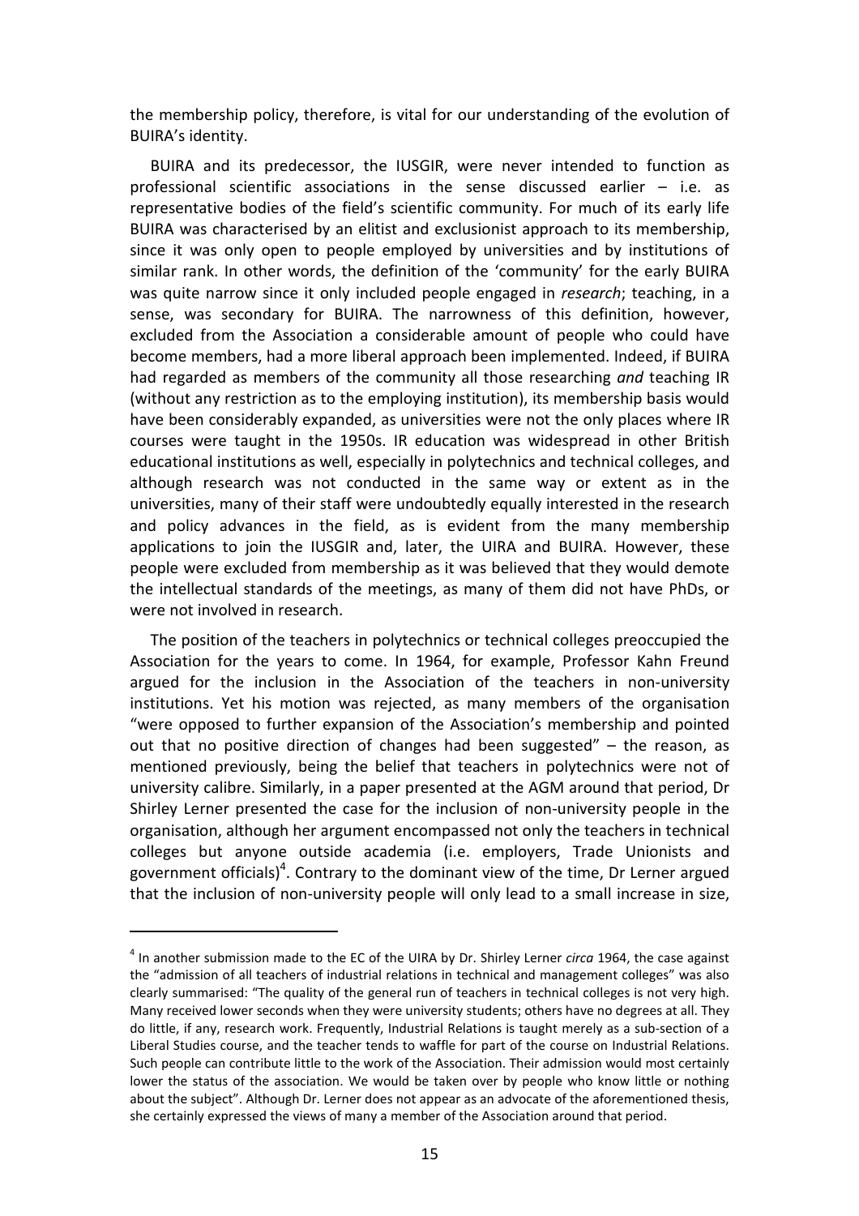the membership policy, therefore, is vital for our understanding of the evolution of BUIRA's identity.

BUIRA and its predecessor, the IUSGIR, were never intended to function as professional scientific associations in the sense discussed earlier – i.e. as representative bodies of the field's scientific community. For much of its early life BUIRA was characterised by an elitist and exclusionist approach to its membership, since it was only open to people employed by universities and by institutions of similar rank. In other words, the definition of the 'community' for the early BUIRA was quite narrow since it only included people engaged in *research*; teaching, in a sense, was secondary for BUIRA. The narrowness of this definition, however, excluded from the Association a considerable amount of people who could have become members, had a more liberal approach been implemented. Indeed, if BUIRA had regarded as members of the community all those researching *and* teaching IR (without any restriction as to the employing institution), its membership basis would have been considerably expanded, as universities were not the only places where IR courses were taught in the 1950s. IR education was widespread in other British educational institutions as well, especially in polytechnics and technical colleges, and although research was not conducted in the same way or extent as in the universities, many of their staff were undoubtedly equally interested in the research and policy advances in the field, as is evident from the many membership applications to join the IUSGIR and, later, the UIRA and BUIRA. However, these people were excluded from membership as it was believed that they would demote the intellectual standards of the meetings, as many of them did not have PhDs, or were not involved in research.

The position of the teachers in polytechnics or technical colleges preoccupied the Association for the years to come. In 1964, for example, Professor Kahn Freund argued for the inclusion in the Association of the teachers in non-university institutions. Yet his motion was rejected, as many members of the organisation "were opposed to further expansion of the Association's membership and pointed out that no positive direction of changes had been suggested" – the reason, as mentioned previously, being the belief that teachers in polytechnics were not of university calibre. Similarly, in a paper presented at the AGM around that period, Dr Shirley Lerner presented the case for the inclusion of non-university people in the organisation, although her argument encompassed not only the teachers in technical colleges but anyone outside academia (i.e. employers, Trade Unionists and government officials)[4]. Contrary to the dominant view of the time, Dr Lerner argued that the inclusion of non-university people will only lead to a small increase in size,

---

[4] In another submission made to the EC of the UIRA by Dr. Shirley Lerner *circa* 1964, the case against the "admission of all teachers of industrial relations in technical and management colleges" was also clearly summarised: "The quality of the general run of teachers in technical colleges is not very high. Many received lower seconds when they were university students; others have no degrees at all. They do little, if any, research work. Frequently, Industrial Relations is taught merely as a sub-section of a Liberal Studies course, and the teacher tends to waffle for part of the course on Industrial Relations. Such people can contribute little to the work of the Association. Their admission would most certainly lower the status of the association. We would be taken over by people who know little or nothing about the subject". Although Dr. Lerner does not appear as an advocate of the aforementioned thesis, she certainly expressed the views of many a member of the Association around that period.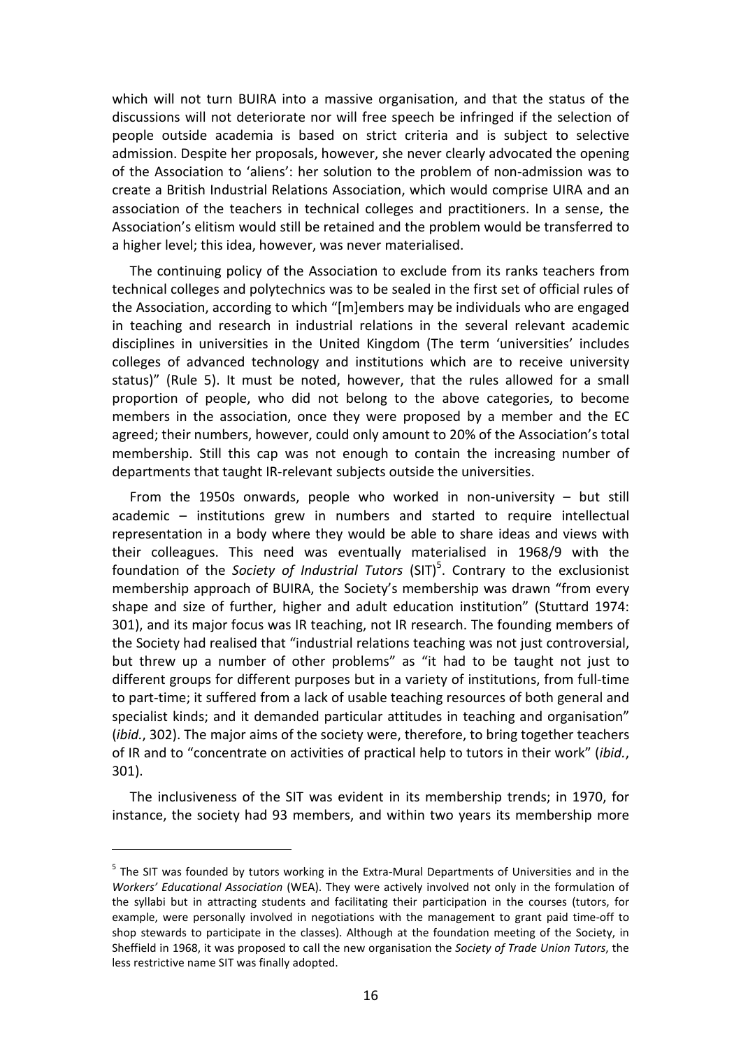which will not turn BUIRA into a massive organisation, and that the status of the discussions will not deteriorate nor will free speech be infringed if the selection of people outside academia is based on strict criteria and is subject to selective admission. Despite her proposals, however, she never clearly advocated the opening of the Association to 'aliens': her solution to the problem of non-admission was to create a British Industrial Relations Association, which would comprise UIRA and an association of the teachers in technical colleges and practitioners. In a sense, the Association's elitism would still be retained and the problem would be transferred to a higher level; this idea, however, was never materialised.

The continuing policy of the Association to exclude from its ranks teachers from technical colleges and polytechnics was to be sealed in the first set of official rules of the Association, according to which "[m]embers may be individuals who are engaged in teaching and research in industrial relations in the several relevant academic disciplines in universities in the United Kingdom (The term 'universities' includes colleges of advanced technology and institutions which are to receive university status)" (Rule 5). It must be noted, however, that the rules allowed for a small proportion of people, who did not belong to the above categories, to become members in the association, once they were proposed by a member and the EC agreed; their numbers, however, could only amount to 20% of the Association's total membership. Still this cap was not enough to contain the increasing number of departments that taught IR-relevant subjects outside the universities.

From the 1950s onwards, people who worked in non-university – but still academic – institutions grew in numbers and started to require intellectual representation in a body where they would be able to share ideas and views with their colleagues. This need was eventually materialised in 1968/9 with the foundation of the *Society of Industrial Tutors* (SIT)[5]. Contrary to the exclusionist membership approach of BUIRA, the Society's membership was drawn "from every shape and size of further, higher and adult education institution" (Stuttard 1974: 301), and its major focus was IR teaching, not IR research. The founding members of the Society had realised that "industrial relations teaching was not just controversial, but threw up a number of other problems" as "it had to be taught not just to different groups for different purposes but in a variety of institutions, from full-time to part-time; it suffered from a lack of usable teaching resources of both general and specialist kinds; and it demanded particular attitudes in teaching and organisation" (*ibid.*, 302). The major aims of the society were, therefore, to bring together teachers of IR and to "concentrate on activities of practical help to tutors in their work" (*ibid.*, 301).

The inclusiveness of the SIT was evident in its membership trends; in 1970, for instance, the society had 93 members, and within two years its membership more

[5] The SIT was founded by tutors working in the Extra-Mural Departments of Universities and in the *Workers' Educational Association* (WEA). They were actively involved not only in the formulation of the syllabi but in attracting students and facilitating their participation in the courses (tutors, for example, were personally involved in negotiations with the management to grant paid time-off to shop stewards to participate in the classes). Although at the foundation meeting of the Society, in Sheffield in 1968, it was proposed to call the new organisation the *Society of Trade Union Tutors*, the less restrictive name SIT was finally adopted.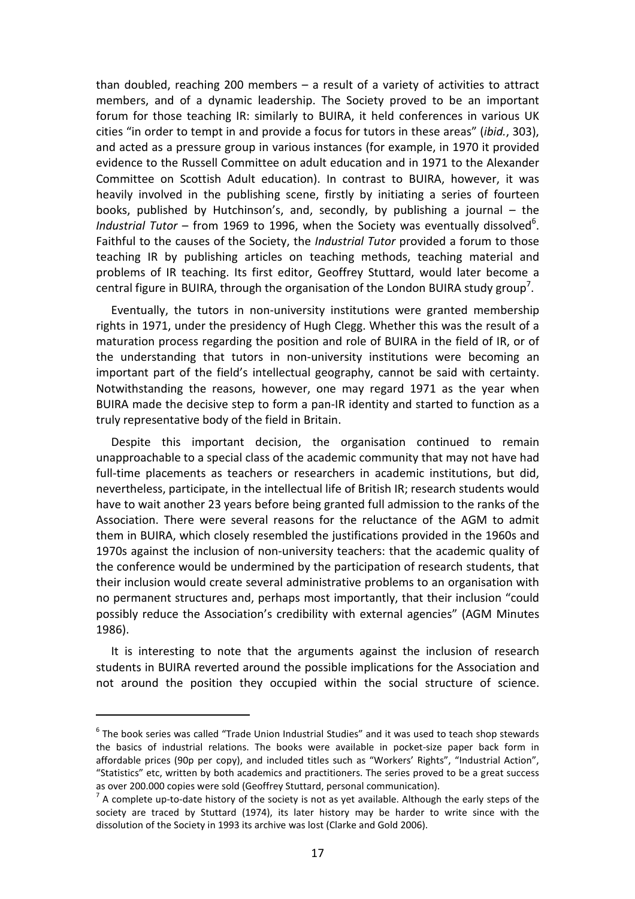than doubled, reaching 200 members – a result of a variety of activities to attract members, and of a dynamic leadership. The Society proved to be an important forum for those teaching IR: similarly to BUIRA, it held conferences in various UK cities "in order to tempt in and provide a focus for tutors in these areas" (*ibid.*, 303), and acted as a pressure group in various instances (for example, in 1970 it provided evidence to the Russell Committee on adult education and in 1971 to the Alexander Committee on Scottish Adult education). In contrast to BUIRA, however, it was heavily involved in the publishing scene, firstly by initiating a series of fourteen books, published by Hutchinson's, and, secondly, by publishing a journal – the *Industrial Tutor* – from 1969 to 1996, when the Society was eventually dissolved[6]. Faithful to the causes of the Society, the *Industrial Tutor* provided a forum to those teaching IR by publishing articles on teaching methods, teaching material and problems of IR teaching. Its first editor, Geoffrey Stuttard, would later become a central figure in BUIRA, through the organisation of the London BUIRA study group[7].

Eventually, the tutors in non-university institutions were granted membership rights in 1971, under the presidency of Hugh Clegg. Whether this was the result of a maturation process regarding the position and role of BUIRA in the field of IR, or of the understanding that tutors in non-university institutions were becoming an important part of the field's intellectual geography, cannot be said with certainty. Notwithstanding the reasons, however, one may regard 1971 as the year when BUIRA made the decisive step to form a pan-IR identity and started to function as a truly representative body of the field in Britain.

Despite this important decision, the organisation continued to remain unapproachable to a special class of the academic community that may not have had full-time placements as teachers or researchers in academic institutions, but did, nevertheless, participate, in the intellectual life of British IR; research students would have to wait another 23 years before being granted full admission to the ranks of the Association. There were several reasons for the reluctance of the AGM to admit them in BUIRA, which closely resembled the justifications provided in the 1960s and 1970s against the inclusion of non-university teachers: that the academic quality of the conference would be undermined by the participation of research students, that their inclusion would create several administrative problems to an organisation with no permanent structures and, perhaps most importantly, that their inclusion "could possibly reduce the Association's credibility with external agencies" (AGM Minutes 1986).

It is interesting to note that the arguments against the inclusion of research students in BUIRA reverted around the possible implications for the Association and not around the position they occupied within the social structure of science.

[6] The book series was called "Trade Union Industrial Studies" and it was used to teach shop stewards the basics of industrial relations. The books were available in pocket-size paper back form in affordable prices (90p per copy), and included titles such as "Workers' Rights", "Industrial Action", "Statistics" etc, written by both academics and practitioners. The series proved to be a great success as over 200.000 copies were sold (Geoffrey Stuttard, personal communication).

[7] A complete up-to-date history of the society is not as yet available. Although the early steps of the society are traced by Stuttard (1974), its later history may be harder to write since with the dissolution of the Society in 1993 its archive was lost (Clarke and Gold 2006).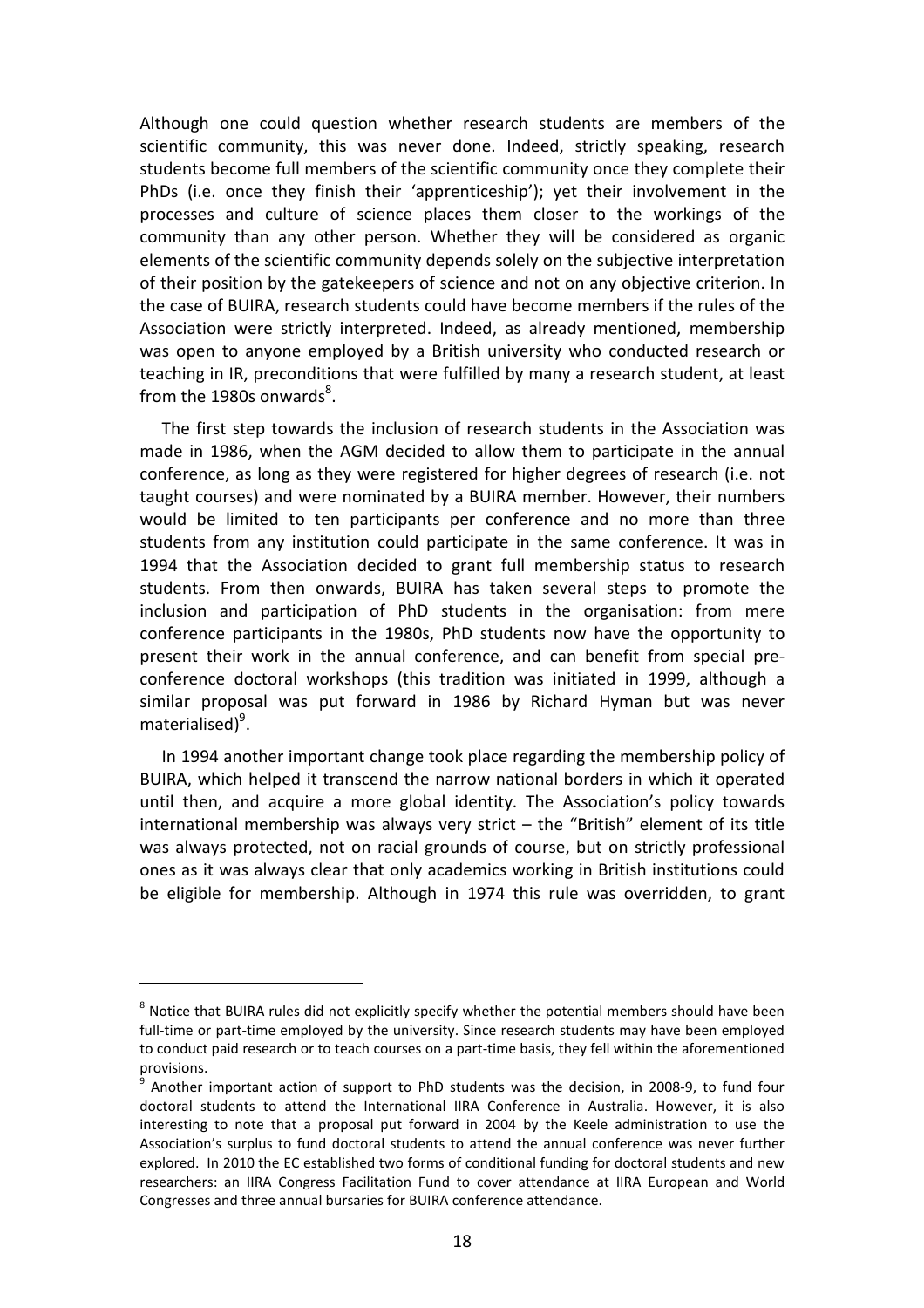Although one could question whether research students are members of the scientific community, this was never done. Indeed, strictly speaking, research students become full members of the scientific community once they complete their PhDs (i.e. once they finish their 'apprenticeship'); yet their involvement in the processes and culture of science places them closer to the workings of the community than any other person. Whether they will be considered as organic elements of the scientific community depends solely on the subjective interpretation of their position by the gatekeepers of science and not on any objective criterion. In the case of BUIRA, research students could have become members if the rules of the Association were strictly interpreted. Indeed, as already mentioned, membership was open to anyone employed by a British university who conducted research or teaching in IR, preconditions that were fulfilled by many a research student, at least from the 1980s onwards[8].

The first step towards the inclusion of research students in the Association was made in 1986, when the AGM decided to allow them to participate in the annual conference, as long as they were registered for higher degrees of research (i.e. not taught courses) and were nominated by a BUIRA member. However, their numbers would be limited to ten participants per conference and no more than three students from any institution could participate in the same conference. It was in 1994 that the Association decided to grant full membership status to research students. From then onwards, BUIRA has taken several steps to promote the inclusion and participation of PhD students in the organisation: from mere conference participants in the 1980s, PhD students now have the opportunity to present their work in the annual conference, and can benefit from special pre-conference doctoral workshops (this tradition was initiated in 1999, although a similar proposal was put forward in 1986 by Richard Hyman but was never materialised)[9].

In 1994 another important change took place regarding the membership policy of BUIRA, which helped it transcend the narrow national borders in which it operated until then, and acquire a more global identity. The Association's policy towards international membership was always very strict – the "British" element of its title was always protected, not on racial grounds of course, but on strictly professional ones as it was always clear that only academics working in British institutions could be eligible for membership. Although in 1974 this rule was overridden, to grant

---

[8] Notice that BUIRA rules did not explicitly specify whether the potential members should have been full-time or part-time employed by the university. Since research students may have been employed to conduct paid research or to teach courses on a part-time basis, they fell within the aforementioned provisions.

[9] Another important action of support to PhD students was the decision, in 2008-9, to fund four doctoral students to attend the International IIRA Conference in Australia. However, it is also interesting to note that a proposal put forward in 2004 by the Keele administration to use the Association's surplus to fund doctoral students to attend the annual conference was never further explored. In 2010 the EC established two forms of conditional funding for doctoral students and new researchers: an IIRA Congress Facilitation Fund to cover attendance at IIRA European and World Congresses and three annual bursaries for BUIRA conference attendance.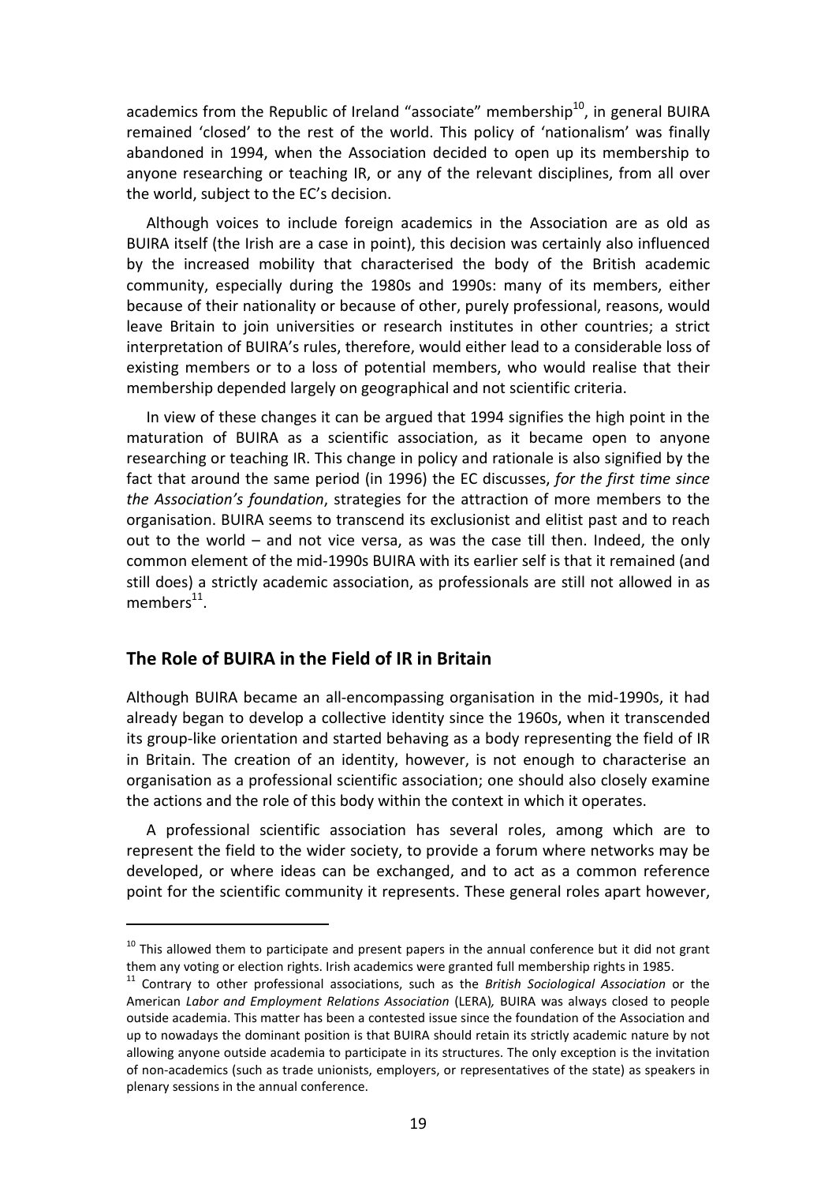academics from the Republic of Ireland "associate" membership[10], in general BUIRA remained 'closed' to the rest of the world. This policy of 'nationalism' was finally abandoned in 1994, when the Association decided to open up its membership to anyone researching or teaching IR, or any of the relevant disciplines, from all over the world, subject to the EC's decision.

Although voices to include foreign academics in the Association are as old as BUIRA itself (the Irish are a case in point), this decision was certainly also influenced by the increased mobility that characterised the body of the British academic community, especially during the 1980s and 1990s: many of its members, either because of their nationality or because of other, purely professional, reasons, would leave Britain to join universities or research institutes in other countries; a strict interpretation of BUIRA's rules, therefore, would either lead to a considerable loss of existing members or to a loss of potential members, who would realise that their membership depended largely on geographical and not scientific criteria.

In view of these changes it can be argued that 1994 signifies the high point in the maturation of BUIRA as a scientific association, as it became open to anyone researching or teaching IR. This change in policy and rationale is also signified by the fact that around the same period (in 1996) the EC discusses, *for the first time since the Association's foundation*, strategies for the attraction of more members to the organisation. BUIRA seems to transcend its exclusionist and elitist past and to reach out to the world – and not vice versa, as was the case till then. Indeed, the only common element of the mid-1990s BUIRA with its earlier self is that it remained (and still does) a strictly academic association, as professionals are still not allowed in as members[11].

## The Role of BUIRA in the Field of IR in Britain

Although BUIRA became an all-encompassing organisation in the mid-1990s, it had already began to develop a collective identity since the 1960s, when it transcended its group-like orientation and started behaving as a body representing the field of IR in Britain. The creation of an identity, however, is not enough to characterise an organisation as a professional scientific association; one should also closely examine the actions and the role of this body within the context in which it operates.

A professional scientific association has several roles, among which are to represent the field to the wider society, to provide a forum where networks may be developed, or where ideas can be exchanged, and to act as a common reference point for the scientific community it represents. These general roles apart however,

---

[10] This allowed them to participate and present papers in the annual conference but it did not grant them any voting or election rights. Irish academics were granted full membership rights in 1985.

[11] Contrary to other professional associations, such as the *British Sociological Association* or the American *Labor and Employment Relations Association* (LERA), BUIRA was always closed to people outside academia. This matter has been a contested issue since the foundation of the Association and up to nowadays the dominant position is that BUIRA should retain its strictly academic nature by not allowing anyone outside academia to participate in its structures. The only exception is the invitation of non-academics (such as trade unionists, employers, or representatives of the state) as speakers in plenary sessions in the annual conference.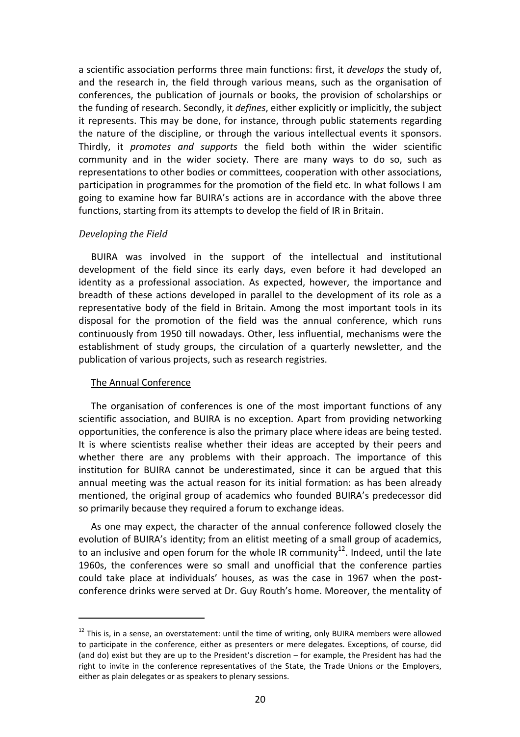a scientific association performs three main functions: first, it *develops* the study of, and the research in, the field through various means, such as the organisation of conferences, the publication of journals or books, the provision of scholarships or the funding of research. Secondly, it *defines*, either explicitly or implicitly, the subject it represents. This may be done, for instance, through public statements regarding the nature of the discipline, or through the various intellectual events it sponsors. Thirdly, it *promotes and supports* the field both within the wider scientific community and in the wider society. There are many ways to do so, such as representations to other bodies or committees, cooperation with other associations, participation in programmes for the promotion of the field etc. In what follows I am going to examine how far BUIRA's actions are in accordance with the above three functions, starting from its attempts to develop the field of IR in Britain.

### *Developing the Field*

BUIRA was involved in the support of the intellectual and institutional development of the field since its early days, even before it had developed an identity as a professional association. As expected, however, the importance and breadth of these actions developed in parallel to the development of its role as a representative body of the field in Britain. Among the most important tools in its disposal for the promotion of the field was the annual conference, which runs continuously from 1950 till nowadays. Other, less influential, mechanisms were the establishment of study groups, the circulation of a quarterly newsletter, and the publication of various projects, such as research registries.

#### The Annual Conference

The organisation of conferences is one of the most important functions of any scientific association, and BUIRA is no exception. Apart from providing networking opportunities, the conference is also the primary place where ideas are being tested. It is where scientists realise whether their ideas are accepted by their peers and whether there are any problems with their approach. The importance of this institution for BUIRA cannot be underestimated, since it can be argued that this annual meeting was the actual reason for its initial formation: as has been already mentioned, the original group of academics who founded BUIRA's predecessor did so primarily because they required a forum to exchange ideas.

As one may expect, the character of the annual conference followed closely the evolution of BUIRA's identity; from an elitist meeting of a small group of academics, to an inclusive and open forum for the whole IR community[12]. Indeed, until the late 1960s, the conferences were so small and unofficial that the conference parties could take place at individuals' houses, as was the case in 1967 when the post-conference drinks were served at Dr. Guy Routh's home. Moreover, the mentality of

---

[12] This is, in a sense, an overstatement: until the time of writing, only BUIRA members were allowed to participate in the conference, either as presenters or mere delegates. Exceptions, of course, did (and do) exist but they are up to the President's discretion – for example, the President has had the right to invite in the conference representatives of the State, the Trade Unions or the Employers, either as plain delegates or as speakers to plenary sessions.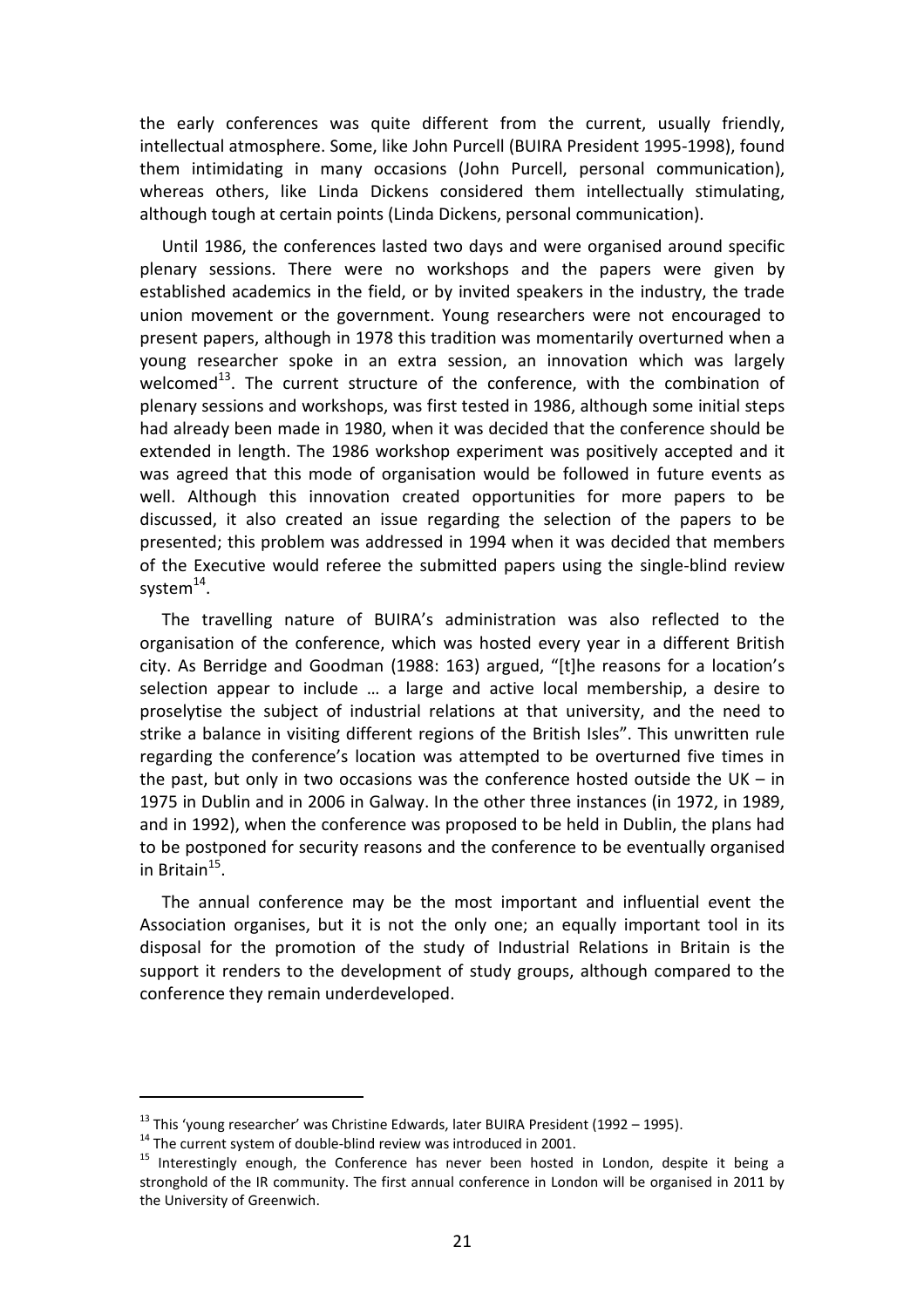the early conferences was quite different from the current, usually friendly, intellectual atmosphere. Some, like John Purcell (BUIRA President 1995-1998), found them intimidating in many occasions (John Purcell, personal communication), whereas others, like Linda Dickens considered them intellectually stimulating, although tough at certain points (Linda Dickens, personal communication).

Until 1986, the conferences lasted two days and were organised around specific plenary sessions. There were no workshops and the papers were given by established academics in the field, or by invited speakers in the industry, the trade union movement or the government. Young researchers were not encouraged to present papers, although in 1978 this tradition was momentarily overturned when a young researcher spoke in an extra session, an innovation which was largely welcomed[13]. The current structure of the conference, with the combination of plenary sessions and workshops, was first tested in 1986, although some initial steps had already been made in 1980, when it was decided that the conference should be extended in length. The 1986 workshop experiment was positively accepted and it was agreed that this mode of organisation would be followed in future events as well. Although this innovation created opportunities for more papers to be discussed, it also created an issue regarding the selection of the papers to be presented; this problem was addressed in 1994 when it was decided that members of the Executive would referee the submitted papers using the single-blind review system[14].

The travelling nature of BUIRA's administration was also reflected to the organisation of the conference, which was hosted every year in a different British city. As Berridge and Goodman (1988: 163) argued, "[t]he reasons for a location's selection appear to include … a large and active local membership, a desire to proselytise the subject of industrial relations at that university, and the need to strike a balance in visiting different regions of the British Isles". This unwritten rule regarding the conference's location was attempted to be overturned five times in the past, but only in two occasions was the conference hosted outside the UK – in 1975 in Dublin and in 2006 in Galway. In the other three instances (in 1972, in 1989, and in 1992), when the conference was proposed to be held in Dublin, the plans had to be postponed for security reasons and the conference to be eventually organised in Britain[15].

The annual conference may be the most important and influential event the Association organises, but it is not the only one; an equally important tool in its disposal for the promotion of the study of Industrial Relations in Britain is the support it renders to the development of study groups, although compared to the conference they remain underdeveloped.

---

[13] This 'young researcher' was Christine Edwards, later BUIRA President (1992 – 1995).

[14] The current system of double-blind review was introduced in 2001.

[15] Interestingly enough, the Conference has never been hosted in London, despite it being a stronghold of the IR community. The first annual conference in London will be organised in 2011 by the University of Greenwich.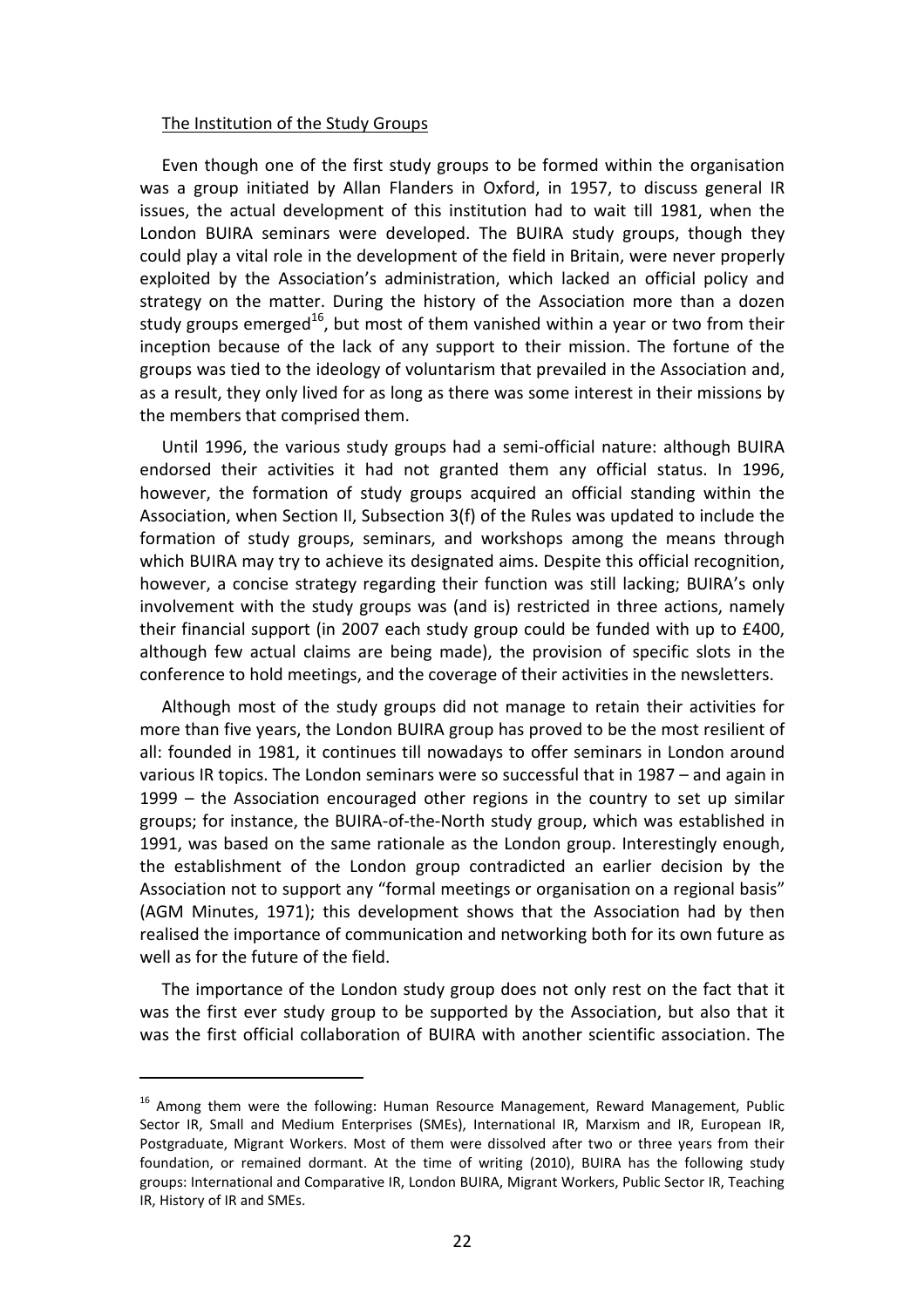The Institution of the Study Groups

Even though one of the first study groups to be formed within the organisation was a group initiated by Allan Flanders in Oxford, in 1957, to discuss general IR issues, the actual development of this institution had to wait till 1981, when the London BUIRA seminars were developed. The BUIRA study groups, though they could play a vital role in the development of the field in Britain, were never properly exploited by the Association's administration, which lacked an official policy and strategy on the matter. During the history of the Association more than a dozen study groups emerged[16], but most of them vanished within a year or two from their inception because of the lack of any support to their mission. The fortune of the groups was tied to the ideology of voluntarism that prevailed in the Association and, as a result, they only lived for as long as there was some interest in their missions by the members that comprised them.

Until 1996, the various study groups had a semi-official nature: although BUIRA endorsed their activities it had not granted them any official status. In 1996, however, the formation of study groups acquired an official standing within the Association, when Section II, Subsection 3(f) of the Rules was updated to include the formation of study groups, seminars, and workshops among the means through which BUIRA may try to achieve its designated aims. Despite this official recognition, however, a concise strategy regarding their function was still lacking; BUIRA's only involvement with the study groups was (and is) restricted in three actions, namely their financial support (in 2007 each study group could be funded with up to £400, although few actual claims are being made), the provision of specific slots in the conference to hold meetings, and the coverage of their activities in the newsletters.

Although most of the study groups did not manage to retain their activities for more than five years, the London BUIRA group has proved to be the most resilient of all: founded in 1981, it continues till nowadays to offer seminars in London around various IR topics. The London seminars were so successful that in 1987 – and again in 1999 – the Association encouraged other regions in the country to set up similar groups; for instance, the BUIRA-of-the-North study group, which was established in 1991, was based on the same rationale as the London group. Interestingly enough, the establishment of the London group contradicted an earlier decision by the Association not to support any "formal meetings or organisation on a regional basis" (AGM Minutes, 1971); this development shows that the Association had by then realised the importance of communication and networking both for its own future as well as for the future of the field.

The importance of the London study group does not only rest on the fact that it was the first ever study group to be supported by the Association, but also that it was the first official collaboration of BUIRA with another scientific association. The

---

[16] Among them were the following: Human Resource Management, Reward Management, Public Sector IR, Small and Medium Enterprises (SMEs), International IR, Marxism and IR, European IR, Postgraduate, Migrant Workers. Most of them were dissolved after two or three years from their foundation, or remained dormant. At the time of writing (2010), BUIRA has the following study groups: International and Comparative IR, London BUIRA, Migrant Workers, Public Sector IR, Teaching IR, History of IR and SMEs.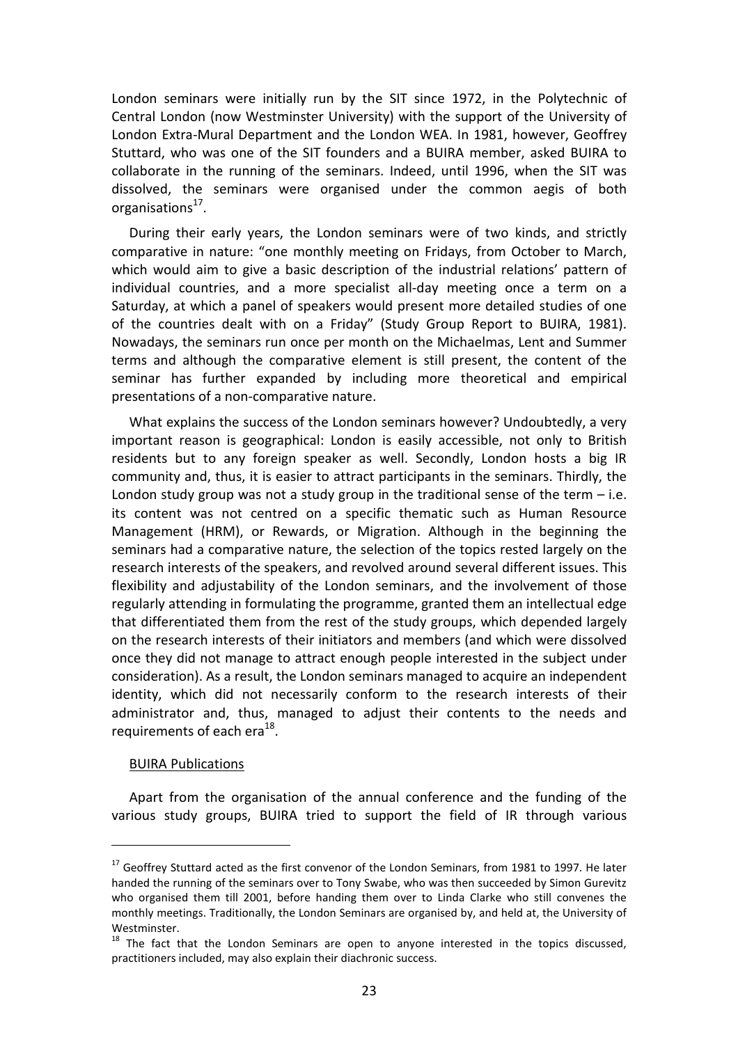London seminars were initially run by the SIT since 1972, in the Polytechnic of Central London (now Westminster University) with the support of the University of London Extra-Mural Department and the London WEA. In 1981, however, Geoffrey Stuttard, who was one of the SIT founders and a BUIRA member, asked BUIRA to collaborate in the running of the seminars. Indeed, until 1996, when the SIT was dissolved, the seminars were organised under the common aegis of both organisations[17].

During their early years, the London seminars were of two kinds, and strictly comparative in nature: "one monthly meeting on Fridays, from October to March, which would aim to give a basic description of the industrial relations' pattern of individual countries, and a more specialist all-day meeting once a term on a Saturday, at which a panel of speakers would present more detailed studies of one of the countries dealt with on a Friday" (Study Group Report to BUIRA, 1981). Nowadays, the seminars run once per month on the Michaelmas, Lent and Summer terms and although the comparative element is still present, the content of the seminar has further expanded by including more theoretical and empirical presentations of a non-comparative nature.

What explains the success of the London seminars however? Undoubtedly, a very important reason is geographical: London is easily accessible, not only to British residents but to any foreign speaker as well. Secondly, London hosts a big IR community and, thus, it is easier to attract participants in the seminars. Thirdly, the London study group was not a study group in the traditional sense of the term – i.e. its content was not centred on a specific thematic such as Human Resource Management (HRM), or Rewards, or Migration. Although in the beginning the seminars had a comparative nature, the selection of the topics rested largely on the research interests of the speakers, and revolved around several different issues. This flexibility and adjustability of the London seminars, and the involvement of those regularly attending in formulating the programme, granted them an intellectual edge that differentiated them from the rest of the study groups, which depended largely on the research interests of their initiators and members (and which were dissolved once they did not manage to attract enough people interested in the subject under consideration). As a result, the London seminars managed to acquire an independent identity, which did not necessarily conform to the research interests of their administrator and, thus, managed to adjust their contents to the needs and requirements of each era[18].

BUIRA Publications

Apart from the organisation of the annual conference and the funding of the various study groups, BUIRA tried to support the field of IR through various

---

[17] Geoffrey Stuttard acted as the first convenor of the London Seminars, from 1981 to 1997. He later handed the running of the seminars over to Tony Swabe, who was then succeeded by Simon Gurevitz who organised them till 2001, before handing them over to Linda Clarke who still convenes the monthly meetings. Traditionally, the London Seminars are organised by, and held at, the University of Westminster.

[18] The fact that the London Seminars are open to anyone interested in the topics discussed, practitioners included, may also explain their diachronic success.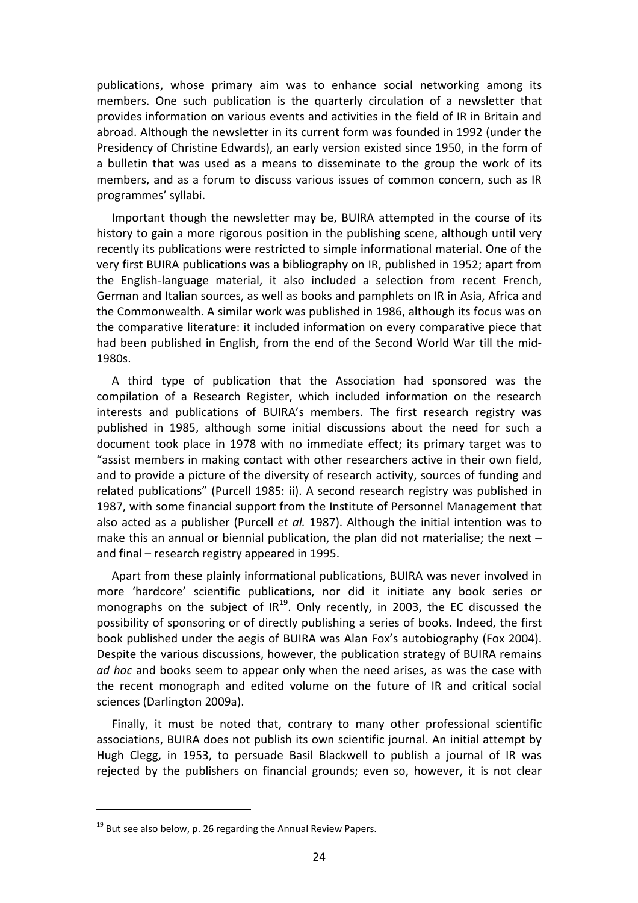publications, whose primary aim was to enhance social networking among its members. One such publication is the quarterly circulation of a newsletter that provides information on various events and activities in the field of IR in Britain and abroad. Although the newsletter in its current form was founded in 1992 (under the Presidency of Christine Edwards), an early version existed since 1950, in the form of a bulletin that was used as a means to disseminate to the group the work of its members, and as a forum to discuss various issues of common concern, such as IR programmes' syllabi.

Important though the newsletter may be, BUIRA attempted in the course of its history to gain a more rigorous position in the publishing scene, although until very recently its publications were restricted to simple informational material. One of the very first BUIRA publications was a bibliography on IR, published in 1952; apart from the English-language material, it also included a selection from recent French, German and Italian sources, as well as books and pamphlets on IR in Asia, Africa and the Commonwealth. A similar work was published in 1986, although its focus was on the comparative literature: it included information on every comparative piece that had been published in English, from the end of the Second World War till the mid-1980s.

A third type of publication that the Association had sponsored was the compilation of a Research Register, which included information on the research interests and publications of BUIRA's members. The first research registry was published in 1985, although some initial discussions about the need for such a document took place in 1978 with no immediate effect; its primary target was to "assist members in making contact with other researchers active in their own field, and to provide a picture of the diversity of research activity, sources of funding and related publications" (Purcell 1985: ii). A second research registry was published in 1987, with some financial support from the Institute of Personnel Management that also acted as a publisher (Purcell *et al.* 1987). Although the initial intention was to make this an annual or biennial publication, the plan did not materialise; the next – and final – research registry appeared in 1995.

Apart from these plainly informational publications, BUIRA was never involved in more 'hardcore' scientific publications, nor did it initiate any book series or monographs on the subject of IR[19]. Only recently, in 2003, the EC discussed the possibility of sponsoring or of directly publishing a series of books. Indeed, the first book published under the aegis of BUIRA was Alan Fox's autobiography (Fox 2004). Despite the various discussions, however, the publication strategy of BUIRA remains *ad hoc* and books seem to appear only when the need arises, as was the case with the recent monograph and edited volume on the future of IR and critical social sciences (Darlington 2009a).

Finally, it must be noted that, contrary to many other professional scientific associations, BUIRA does not publish its own scientific journal. An initial attempt by Hugh Clegg, in 1953, to persuade Basil Blackwell to publish a journal of IR was rejected by the publishers on financial grounds; even so, however, it is not clear

[19] But see also below, p. 26 regarding the Annual Review Papers.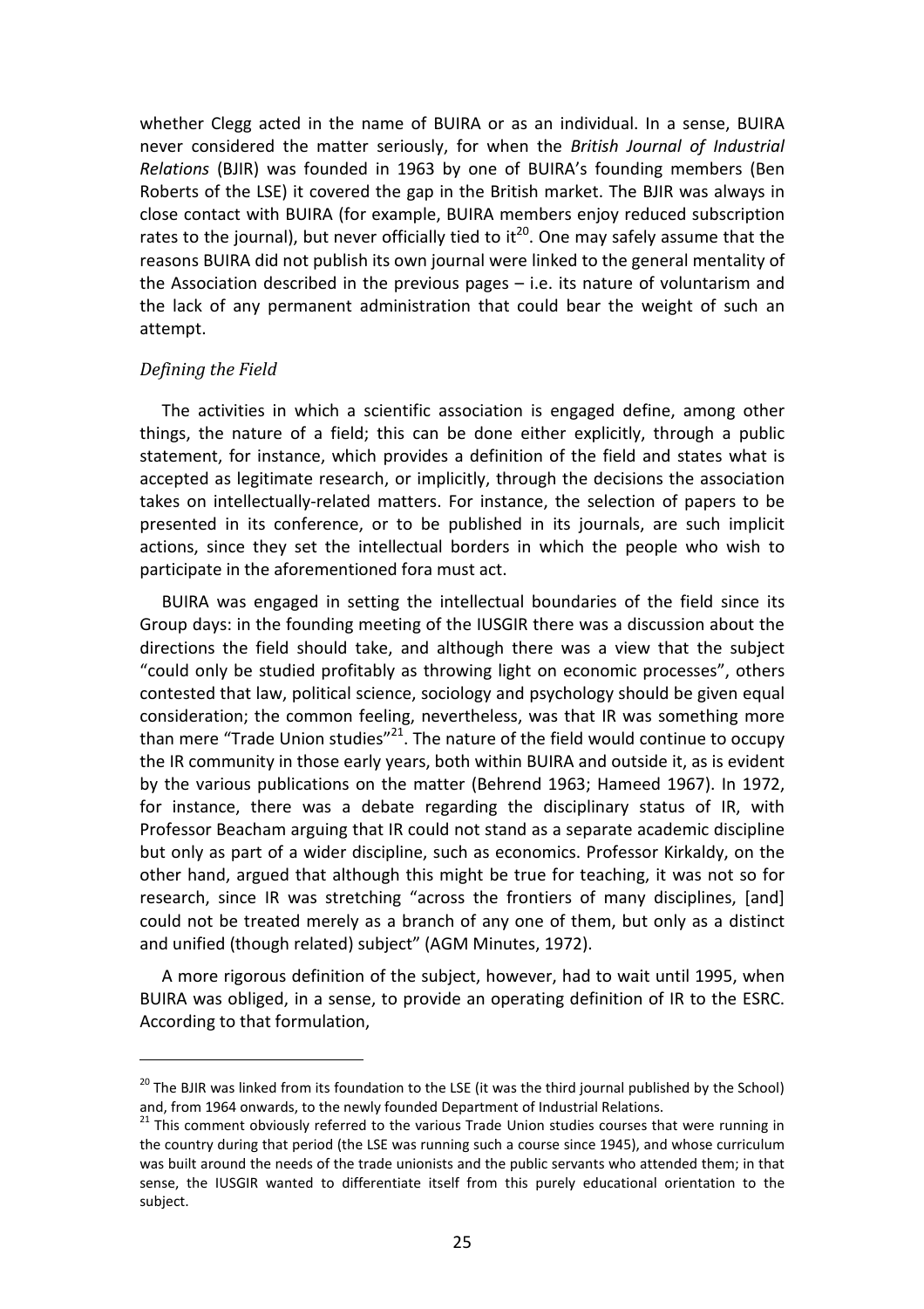whether Clegg acted in the name of BUIRA or as an individual. In a sense, BUIRA never considered the matter seriously, for when the *British Journal of Industrial Relations* (BJIR) was founded in 1963 by one of BUIRA's founding members (Ben Roberts of the LSE) it covered the gap in the British market. The BJIR was always in close contact with BUIRA (for example, BUIRA members enjoy reduced subscription rates to the journal), but never officially tied to it[20]. One may safely assume that the reasons BUIRA did not publish its own journal were linked to the general mentality of the Association described in the previous pages – i.e. its nature of voluntarism and the lack of any permanent administration that could bear the weight of such an attempt.

### *Defining the Field*

The activities in which a scientific association is engaged define, among other things, the nature of a field; this can be done either explicitly, through a public statement, for instance, which provides a definition of the field and states what is accepted as legitimate research, or implicitly, through the decisions the association takes on intellectually-related matters. For instance, the selection of papers to be presented in its conference, or to be published in its journals, are such implicit actions, since they set the intellectual borders in which the people who wish to participate in the aforementioned fora must act.

BUIRA was engaged in setting the intellectual boundaries of the field since its Group days: in the founding meeting of the IUSGIR there was a discussion about the directions the field should take, and although there was a view that the subject "could only be studied profitably as throwing light on economic processes", others contested that law, political science, sociology and psychology should be given equal consideration; the common feeling, nevertheless, was that IR was something more than mere "Trade Union studies"[21]. The nature of the field would continue to occupy the IR community in those early years, both within BUIRA and outside it, as is evident by the various publications on the matter (Behrend 1963; Hameed 1967). In 1972, for instance, there was a debate regarding the disciplinary status of IR, with Professor Beacham arguing that IR could not stand as a separate academic discipline but only as part of a wider discipline, such as economics. Professor Kirkaldy, on the other hand, argued that although this might be true for teaching, it was not so for research, since IR was stretching "across the frontiers of many disciplines, [and] could not be treated merely as a branch of any one of them, but only as a distinct and unified (though related) subject" (AGM Minutes, 1972).

A more rigorous definition of the subject, however, had to wait until 1995, when BUIRA was obliged, in a sense, to provide an operating definition of IR to the ESRC. According to that formulation,

---

[20] The BJIR was linked from its foundation to the LSE (it was the third journal published by the School) and, from 1964 onwards, to the newly founded Department of Industrial Relations.

[21] This comment obviously referred to the various Trade Union studies courses that were running in the country during that period (the LSE was running such a course since 1945), and whose curriculum was built around the needs of the trade unionists and the public servants who attended them; in that sense, the IUSGIR wanted to differentiate itself from this purely educational orientation to the subject.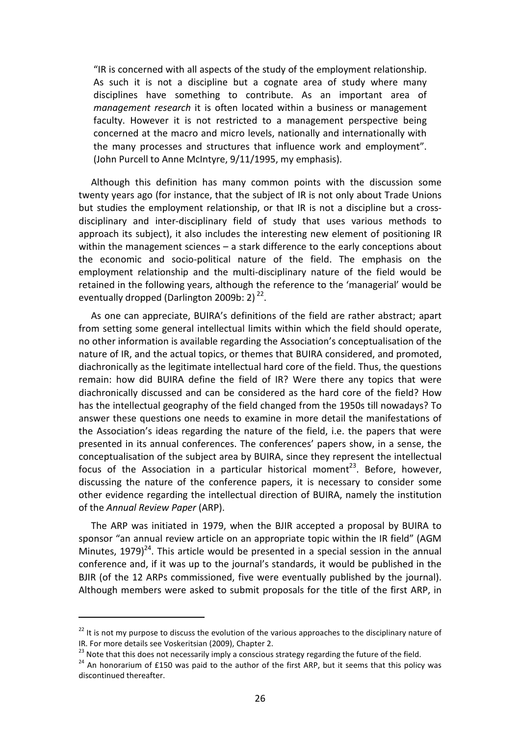> "IR is concerned with all aspects of the study of the employment relationship. As such it is not a discipline but a cognate area of study where many disciplines have something to contribute. As an important area of *management research* it is often located within a business or management faculty. However it is not restricted to a management perspective being concerned at the macro and micro levels, nationally and internationally with the many processes and structures that influence work and employment". (John Purcell to Anne McIntyre, 9/11/1995, my emphasis).

Although this definition has many common points with the discussion some twenty years ago (for instance, that the subject of IR is not only about Trade Unions but studies the employment relationship, or that IR is not a discipline but a cross-disciplinary and inter-disciplinary field of study that uses various methods to approach its subject), it also includes the interesting new element of positioning IR within the management sciences – a stark difference to the early conceptions about the economic and socio-political nature of the field. The emphasis on the employment relationship and the multi-disciplinary nature of the field would be retained in the following years, although the reference to the 'managerial' would be eventually dropped (Darlington 2009b: 2) [22].

As one can appreciate, BUIRA's definitions of the field are rather abstract; apart from setting some general intellectual limits within which the field should operate, no other information is available regarding the Association's conceptualisation of the nature of IR, and the actual topics, or themes that BUIRA considered, and promoted, diachronically as the legitimate intellectual hard core of the field. Thus, the questions remain: how did BUIRA define the field of IR? Were there any topics that were diachronically discussed and can be considered as the hard core of the field? How has the intellectual geography of the field changed from the 1950s till nowadays? To answer these questions one needs to examine in more detail the manifestations of the Association's ideas regarding the nature of the field, i.e. the papers that were presented in its annual conferences. The conferences' papers show, in a sense, the conceptualisation of the subject area by BUIRA, since they represent the intellectual focus of the Association in a particular historical moment[23]. Before, however, discussing the nature of the conference papers, it is necessary to consider some other evidence regarding the intellectual direction of BUIRA, namely the institution of the *Annual Review Paper* (ARP).

The ARP was initiated in 1979, when the BJIR accepted a proposal by BUIRA to sponsor "an annual review article on an appropriate topic within the IR field" (AGM Minutes, 1979)[24]. This article would be presented in a special session in the annual conference and, if it was up to the journal's standards, it would be published in the BJIR (of the 12 ARPs commissioned, five were eventually published by the journal). Although members were asked to submit proposals for the title of the first ARP, in

---

[22] It is not my purpose to discuss the evolution of the various approaches to the disciplinary nature of IR. For more details see Voskeritsian (2009), Chapter 2.

[23] Note that this does not necessarily imply a conscious strategy regarding the future of the field.

[24] An honorarium of £150 was paid to the author of the first ARP, but it seems that this policy was discontinued thereafter.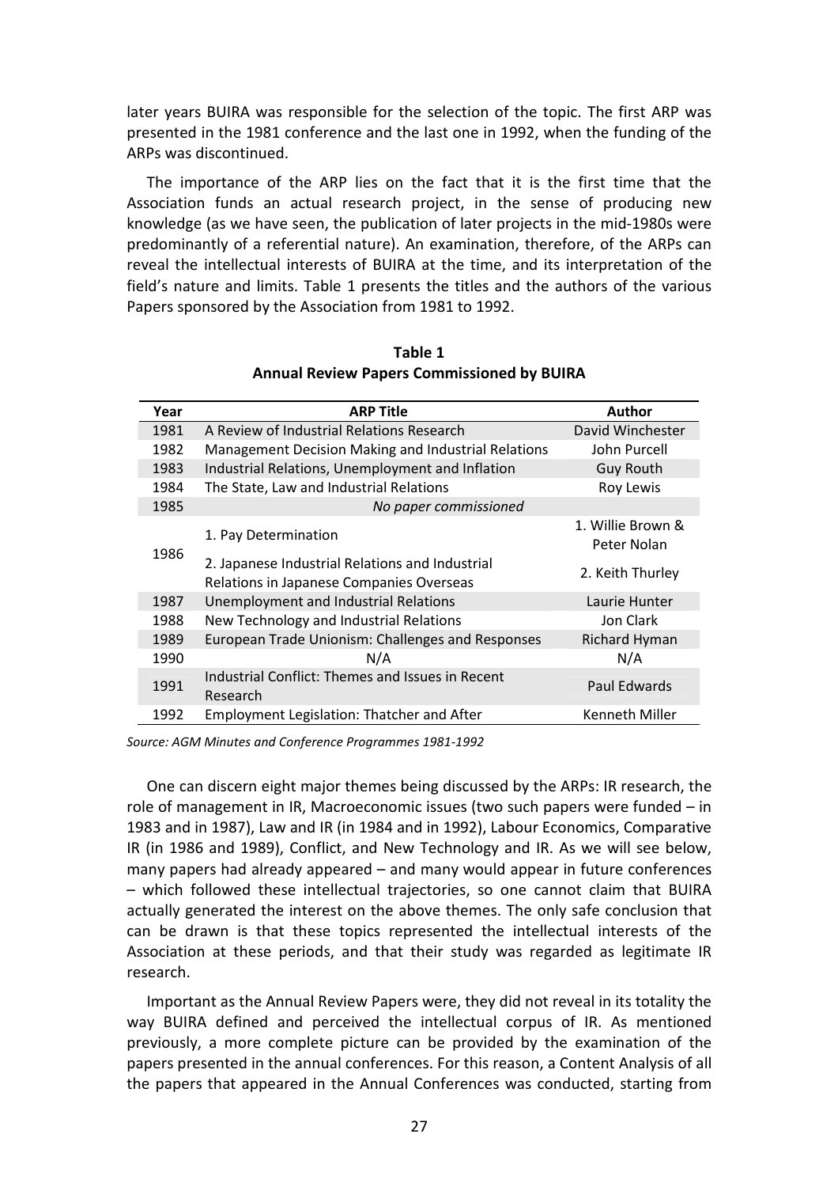later years BUIRA was responsible for the selection of the topic. The first ARP was presented in the 1981 conference and the last one in 1992, when the funding of the ARPs was discontinued.

The importance of the ARP lies on the fact that it is the first time that the Association funds an actual research project, in the sense of producing new knowledge (as we have seen, the publication of later projects in the mid-1980s were predominantly of a referential nature). An examination, therefore, of the ARPs can reveal the intellectual interests of BUIRA at the time, and its interpretation of the field's nature and limits. Table 1 presents the titles and the authors of the various Papers sponsored by the Association from 1981 to 1992.

**Table 1**
**Annual Review Papers Commissioned by BUIRA**

| Year | ARP Title | Author |
|---|---|---|
| 1981 | A Review of Industrial Relations Research | David Winchester |
| 1982 | Management Decision Making and Industrial Relations | John Purcell |
| 1983 | Industrial Relations, Unemployment and Inflation | Guy Routh |
| 1984 | The State, Law and Industrial Relations | Roy Lewis |
| 1985 | *No paper commissioned* | |
| 1986 | 1. Pay Determination | 1. Willie Brown & Peter Nolan |
| | 2. Japanese Industrial Relations and Industrial Relations in Japanese Companies Overseas | 2. Keith Thurley |
| 1987 | Unemployment and Industrial Relations | Laurie Hunter |
| 1988 | New Technology and Industrial Relations | Jon Clark |
| 1989 | European Trade Unionism: Challenges and Responses | Richard Hyman |
| 1990 | N/A | N/A |
| 1991 | Industrial Conflict: Themes and Issues in Recent Research | Paul Edwards |
| 1992 | Employment Legislation: Thatcher and After | Kenneth Miller |

*Source: AGM Minutes and Conference Programmes 1981-1992*

One can discern eight major themes being discussed by the ARPs: IR research, the role of management in IR, Macroeconomic issues (two such papers were funded – in 1983 and in 1987), Law and IR (in 1984 and in 1992), Labour Economics, Comparative IR (in 1986 and 1989), Conflict, and New Technology and IR. As we will see below, many papers had already appeared – and many would appear in future conferences – which followed these intellectual trajectories, so one cannot claim that BUIRA actually generated the interest on the above themes. The only safe conclusion that can be drawn is that these topics represented the intellectual interests of the Association at these periods, and that their study was regarded as legitimate IR research.

Important as the Annual Review Papers were, they did not reveal in its totality the way BUIRA defined and perceived the intellectual corpus of IR. As mentioned previously, a more complete picture can be provided by the examination of the papers presented in the annual conferences. For this reason, a Content Analysis of all the papers that appeared in the Annual Conferences was conducted, starting from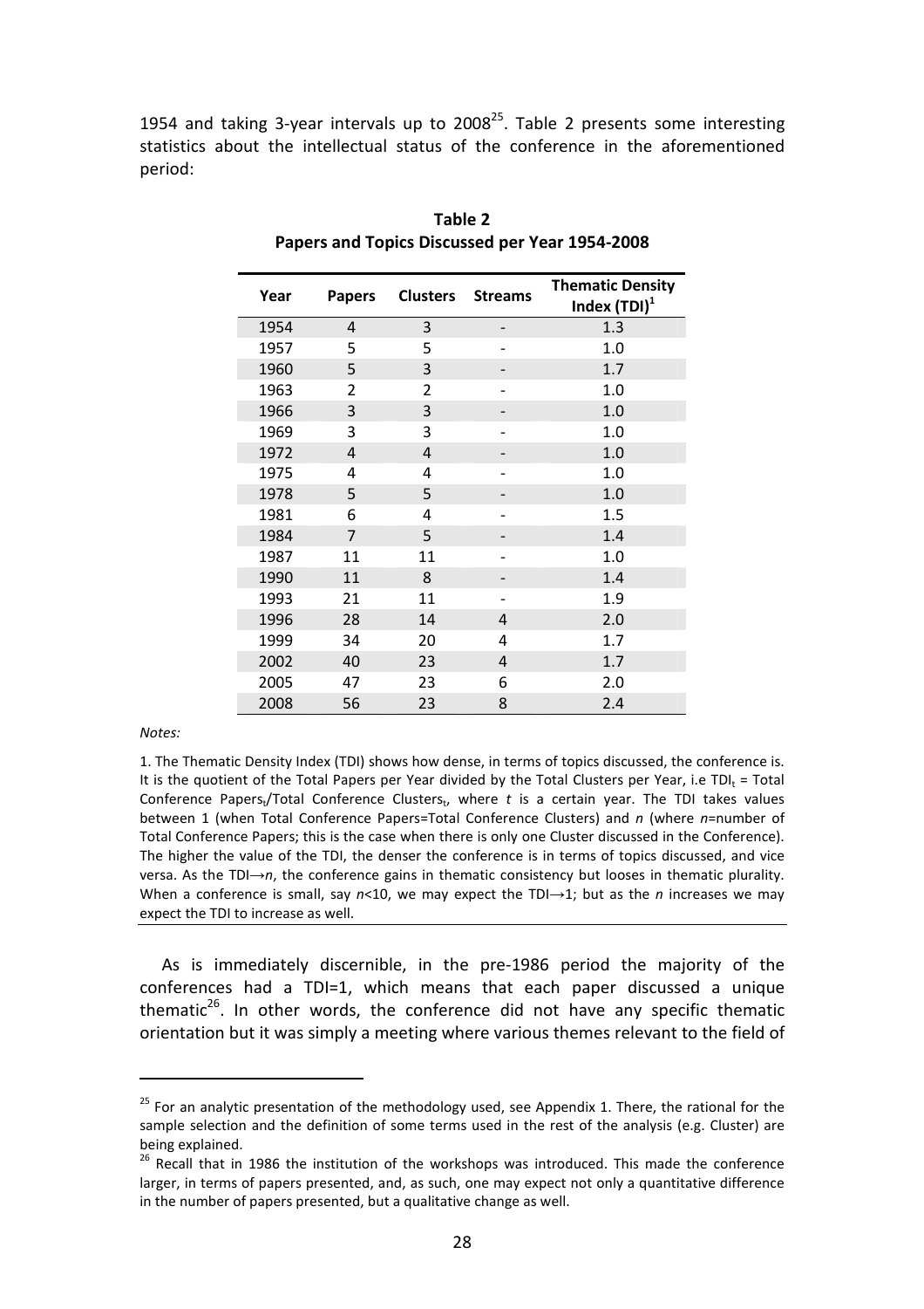1954 and taking 3-year intervals up to 2008[25]. Table 2 presents some interesting statistics about the intellectual status of the conference in the aforementioned period:

**Table 2**
**Papers and Topics Discussed per Year 1954-2008**

| Year | Papers | Clusters | Streams | Thematic Density Index (TDI)[1] |
|---|---|---|---|---|
| 1954 | 4 | 3 | - | 1.3 |
| 1957 | 5 | 5 | - | 1.0 |
| 1960 | 5 | 3 | - | 1.7 |
| 1963 | 2 | 2 | - | 1.0 |
| 1966 | 3 | 3 | - | 1.0 |
| 1969 | 3 | 3 | - | 1.0 |
| 1972 | 4 | 4 | - | 1.0 |
| 1975 | 4 | 4 | - | 1.0 |
| 1978 | 5 | 5 | - | 1.0 |
| 1981 | 6 | 4 | - | 1.5 |
| 1984 | 7 | 5 | - | 1.4 |
| 1987 | 11 | 11 | - | 1.0 |
| 1990 | 11 | 8 | - | 1.4 |
| 1993 | 21 | 11 | - | 1.9 |
| 1996 | 28 | 14 | 4 | 2.0 |
| 1999 | 34 | 20 | 4 | 1.7 |
| 2002 | 40 | 23 | 4 | 1.7 |
| 2005 | 47 | 23 | 6 | 2.0 |
| 2008 | 56 | 23 | 8 | 2.4 |

*Notes:*

1. The Thematic Density Index (TDI) shows how dense, in terms of topics discussed, the conference is. It is the quotient of the Total Papers per Year divided by the Total Clusters per Year, i.e $TDI_t$ = Total Conference $Papers_t$/Total Conference $Clusters_t$, where $t$ is a certain year. The TDI takes values between 1 (when Total Conference Papers=Total Conference Clusters) and $n$ (where $n$=number of Total Conference Papers; this is the case when there is only one Cluster discussed in the Conference). The higher the value of the TDI, the denser the conference is in terms of topics discussed, and vice versa. As the TDI→$n$, the conference gains in thematic consistency but looses in thematic plurality. When a conference is small, say $n<10$, we may expect the TDI→1; but as the $n$ increases we may expect the TDI to increase as well.

As is immediately discernible, in the pre-1986 period the majority of the conferences had a TDI=1, which means that each paper discussed a unique thematic[26]. In other words, the conference did not have any specific thematic orientation but it was simply a meeting where various themes relevant to the field of

[25] For an analytic presentation of the methodology used, see Appendix 1. There, the rational for the sample selection and the definition of some terms used in the rest of the analysis (e.g. Cluster) are being explained.

[26] Recall that in 1986 the institution of the workshops was introduced. This made the conference larger, in terms of papers presented, and, as such, one may expect not only a quantitative difference in the number of papers presented, but a qualitative change as well.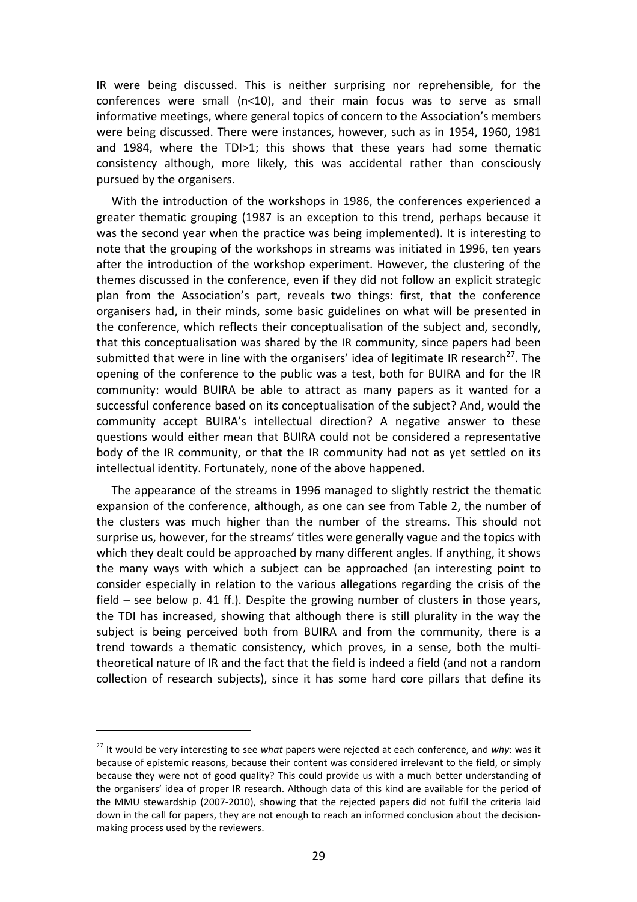IR were being discussed. This is neither surprising nor reprehensible, for the conferences were small (n<10), and their main focus was to serve as small informative meetings, where general topics of concern to the Association's members were being discussed. There were instances, however, such as in 1954, 1960, 1981 and 1984, where the TDI>1; this shows that these years had some thematic consistency although, more likely, this was accidental rather than consciously pursued by the organisers.

With the introduction of the workshops in 1986, the conferences experienced a greater thematic grouping (1987 is an exception to this trend, perhaps because it was the second year when the practice was being implemented). It is interesting to note that the grouping of the workshops in streams was initiated in 1996, ten years after the introduction of the workshop experiment. However, the clustering of the themes discussed in the conference, even if they did not follow an explicit strategic plan from the Association's part, reveals two things: first, that the conference organisers had, in their minds, some basic guidelines on what will be presented in the conference, which reflects their conceptualisation of the subject and, secondly, that this conceptualisation was shared by the IR community, since papers had been submitted that were in line with the organisers' idea of legitimate IR research[27]. The opening of the conference to the public was a test, both for BUIRA and for the IR community: would BUIRA be able to attract as many papers as it wanted for a successful conference based on its conceptualisation of the subject? And, would the community accept BUIRA's intellectual direction? A negative answer to these questions would either mean that BUIRA could not be considered a representative body of the IR community, or that the IR community had not as yet settled on its intellectual identity. Fortunately, none of the above happened.

The appearance of the streams in 1996 managed to slightly restrict the thematic expansion of the conference, although, as one can see from Table 2, the number of the clusters was much higher than the number of the streams. This should not surprise us, however, for the streams' titles were generally vague and the topics with which they dealt could be approached by many different angles. If anything, it shows the many ways with which a subject can be approached (an interesting point to consider especially in relation to the various allegations regarding the crisis of the field – see below p. 41 ff.). Despite the growing number of clusters in those years, the TDI has increased, showing that although there is still plurality in the way the subject is being perceived both from BUIRA and from the community, there is a trend towards a thematic consistency, which proves, in a sense, both the multi-theoretical nature of IR and the fact that the field is indeed a field (and not a random collection of research subjects), since it has some hard core pillars that define its

[27] It would be very interesting to see *what* papers were rejected at each conference, and *why*: was it because of epistemic reasons, because their content was considered irrelevant to the field, or simply because they were not of good quality? This could provide us with a much better understanding of the organisers' idea of proper IR research. Although data of this kind are available for the period of the MMU stewardship (2007-2010), showing that the rejected papers did not fulfil the criteria laid down in the call for papers, they are not enough to reach an informed conclusion about the decision-making process used by the reviewers.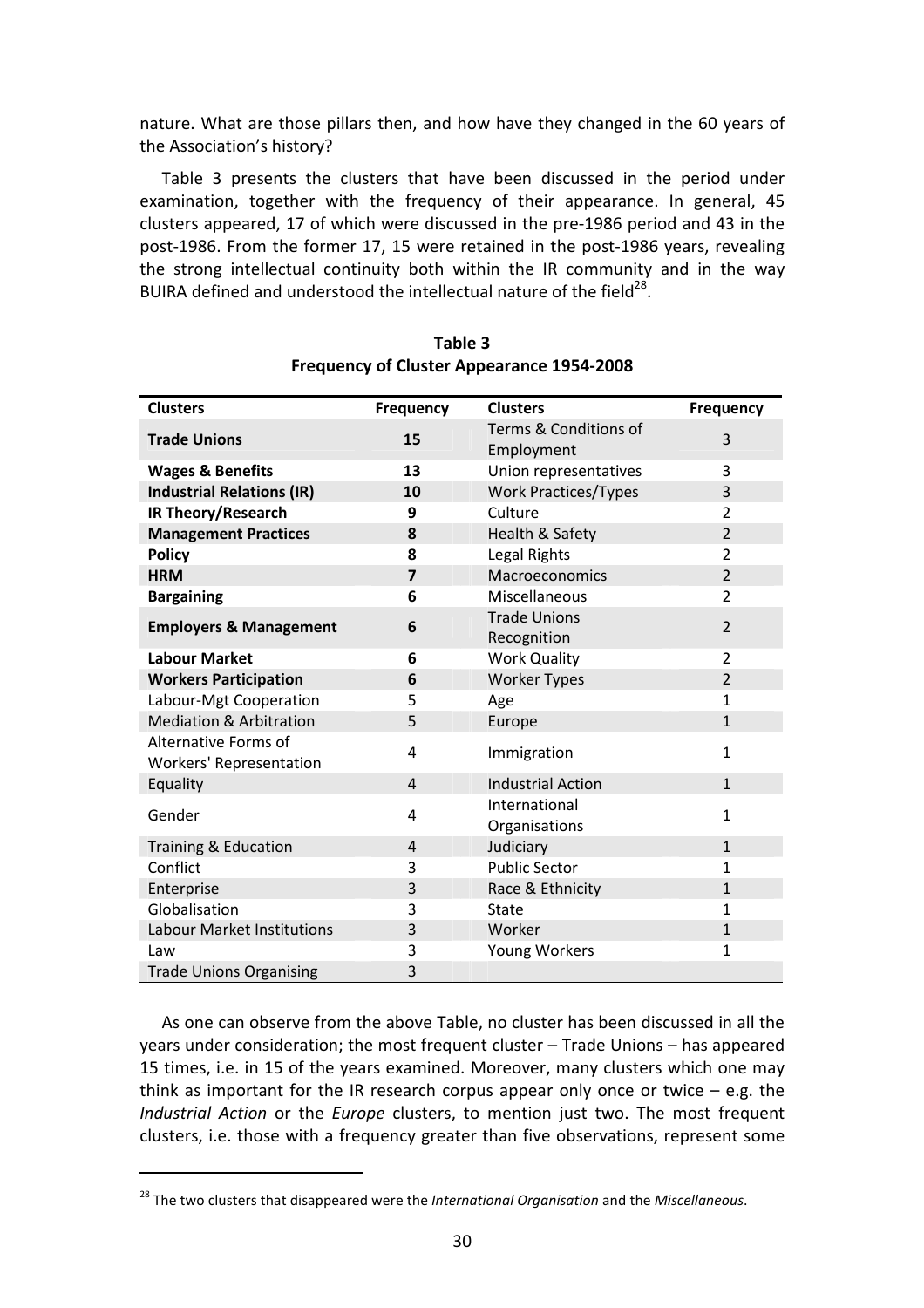nature. What are those pillars then, and how have they changed in the 60 years of the Association's history?

Table 3 presents the clusters that have been discussed in the period under examination, together with the frequency of their appearance. In general, 45 clusters appeared, 17 of which were discussed in the pre-1986 period and 43 in the post-1986. From the former 17, 15 were retained in the post-1986 years, revealing the strong intellectual continuity both within the IR community and in the way BUIRA defined and understood the intellectual nature of the field[28].

**Table 3**
**Frequency of Cluster Appearance 1954-2008**

| Clusters | Frequency | Clusters | Frequency |
|---|---|---|---|
| **Trade Unions** | **15** | Terms & Conditions of Employment | 3 |
| **Wages & Benefits** | **13** | Union representatives | 3 |
| **Industrial Relations (IR)** | **10** | Work Practices/Types | 3 |
| **IR Theory/Research** | **9** | Culture | 2 |
| **Management Practices** | **8** | Health & Safety | 2 |
| **Policy** | **8** | Legal Rights | 2 |
| **HRM** | **7** | Macroeconomics | 2 |
| **Bargaining** | **6** | Miscellaneous | 2 |
| **Employers & Management** | **6** | Trade Unions Recognition | 2 |
| **Labour Market** | **6** | Work Quality | 2 |
| **Workers Participation** | **6** | Worker Types | 2 |
| Labour-Mgt Cooperation | 5 | Age | 1 |
| Mediation & Arbitration | 5 | Europe | 1 |
| Alternative Forms of Workers' Representation | 4 | Immigration | 1 |
| Equality | 4 | Industrial Action | 1 |
| Gender | 4 | International Organisations | 1 |
| Training & Education | 4 | Judiciary | 1 |
| Conflict | 3 | Public Sector | 1 |
| Enterprise | 3 | Race & Ethnicity | 1 |
| Globalisation | 3 | State | 1 |
| Labour Market Institutions | 3 | Worker | 1 |
| Law | 3 | Young Workers | 1 |
| Trade Unions Organising | 3 | | |

As one can observe from the above Table, no cluster has been discussed in all the years under consideration; the most frequent cluster – Trade Unions – has appeared 15 times, i.e. in 15 of the years examined. Moreover, many clusters which one may think as important for the IR research corpus appear only once or twice – e.g. the *Industrial Action* or the *Europe* clusters, to mention just two. The most frequent clusters, i.e. those with a frequency greater than five observations, represent some

[28] The two clusters that disappeared were the *International Organisation* and the *Miscellaneous*.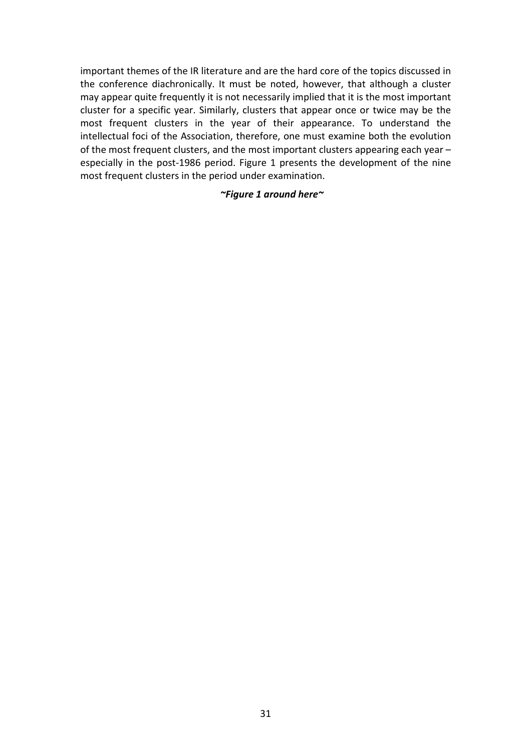important themes of the IR literature and are the hard core of the topics discussed in the conference diachronically. It must be noted, however, that although a cluster may appear quite frequently it is not necessarily implied that it is the most important cluster for a specific year. Similarly, clusters that appear once or twice may be the most frequent clusters in the year of their appearance. To understand the intellectual foci of the Association, therefore, one must examine both the evolution of the most frequent clusters, and the most important clusters appearing each year – especially in the post-1986 period. Figure 1 presents the development of the nine most frequent clusters in the period under examination.

***~Figure 1 around here~***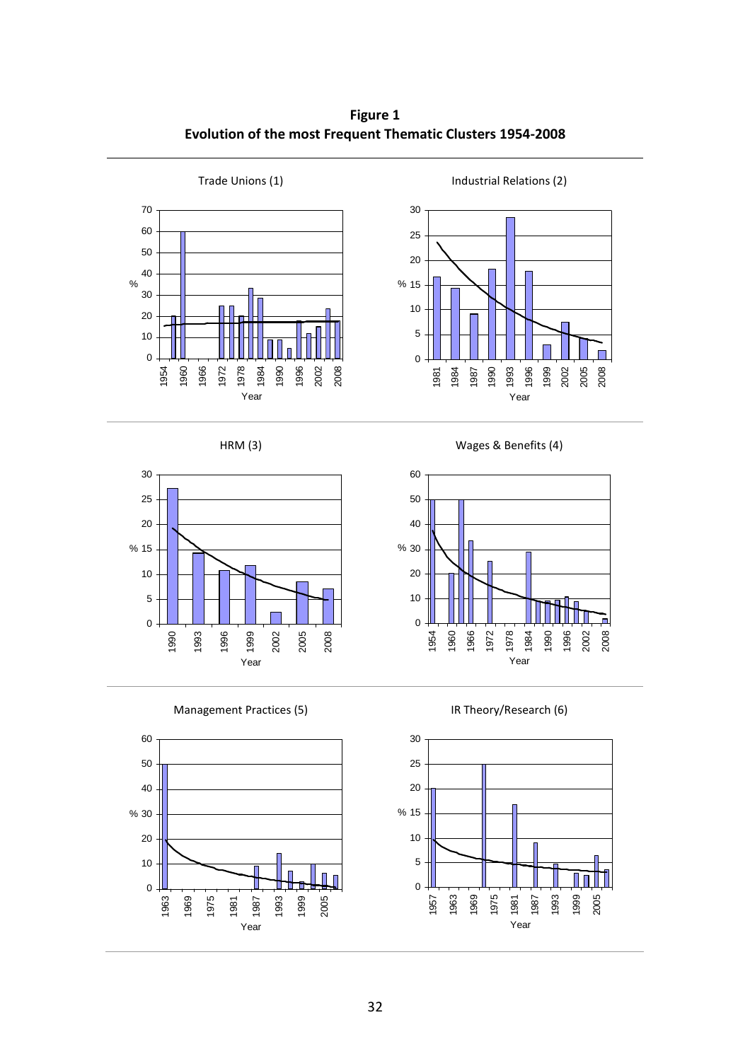**Figure 1**
**Evolution of the most Frequent Thematic Clusters 1954-2008**

Trade Unions (1)

Industrial Relations (2)

HRM (3)

Wages & Benefits (4)

Management Practices (5)

IR Theory/Research (6)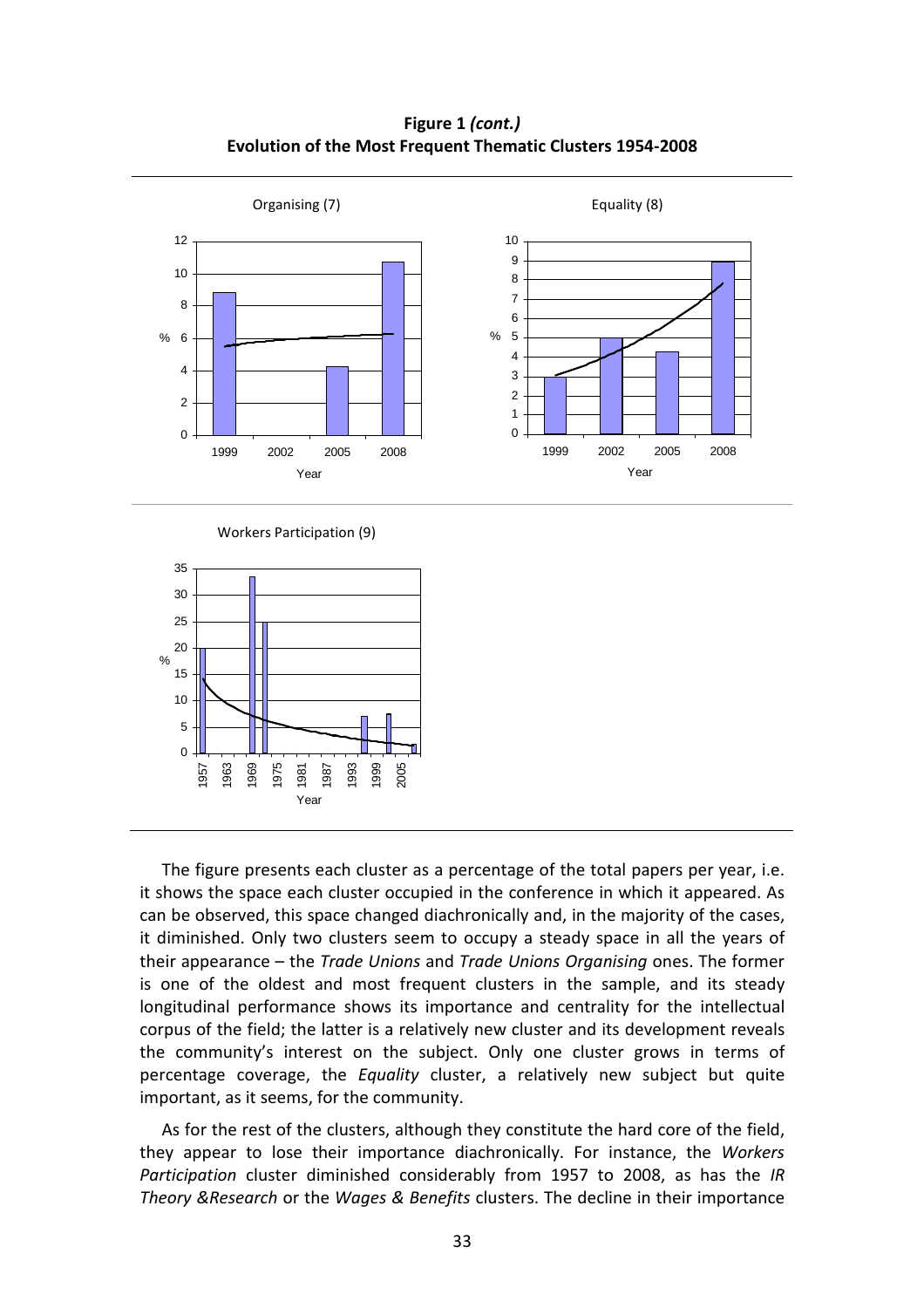**Figure 1** ***(cont.)***
**Evolution of the Most Frequent Thematic Clusters 1954-2008**

The figure presents each cluster as a percentage of the total papers per year, i.e. it shows the space each cluster occupied in the conference in which it appeared. As can be observed, this space changed diachronically and, in the majority of the cases, it diminished. Only two clusters seem to occupy a steady space in all the years of their appearance – the *Trade Unions* and *Trade Unions Organising* ones. The former is one of the oldest and most frequent clusters in the sample, and its steady longitudinal performance shows its importance and centrality for the intellectual corpus of the field; the latter is a relatively new cluster and its development reveals the community's interest on the subject. Only one cluster grows in terms of percentage coverage, the *Equality* cluster, a relatively new subject but quite important, as it seems, for the community.

As for the rest of the clusters, although they constitute the hard core of the field, they appear to lose their importance diachronically. For instance, the *Workers Participation* cluster diminished considerably from 1957 to 2008, as has the *IR Theory &Research* or the *Wages & Benefits* clusters. The decline in their importance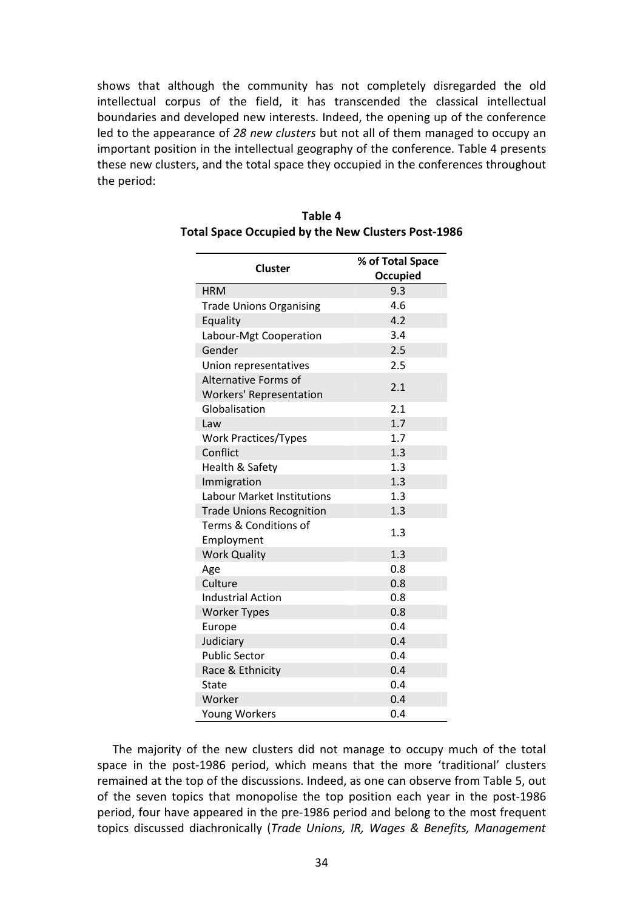shows that although the community has not completely disregarded the old intellectual corpus of the field, it has transcended the classical intellectual boundaries and developed new interests. Indeed, the opening up of the conference led to the appearance of *28 new clusters* but not all of them managed to occupy an important position in the intellectual geography of the conference. Table 4 presents these new clusters, and the total space they occupied in the conferences throughout the period:

**Table 4**
**Total Space Occupied by the New Clusters Post-1986**

| Cluster | % of Total Space Occupied |
|---|---|
| HRM | 9.3 |
| Trade Unions Organising | 4.6 |
| Equality | 4.2 |
| Labour-Mgt Cooperation | 3.4 |
| Gender | 2.5 |
| Union representatives | 2.5 |
| Alternative Forms of Workers' Representation | 2.1 |
| Globalisation | 2.1 |
| Law | 1.7 |
| Work Practices/Types | 1.7 |
| Conflict | 1.3 |
| Health & Safety | 1.3 |
| Immigration | 1.3 |
| Labour Market Institutions | 1.3 |
| Trade Unions Recognition | 1.3 |
| Terms & Conditions of Employment | 1.3 |
| Work Quality | 1.3 |
| Age | 0.8 |
| Culture | 0.8 |
| Industrial Action | 0.8 |
| Worker Types | 0.8 |
| Europe | 0.4 |
| Judiciary | 0.4 |
| Public Sector | 0.4 |
| Race & Ethnicity | 0.4 |
| State | 0.4 |
| Worker | 0.4 |
| Young Workers | 0.4 |

The majority of the new clusters did not manage to occupy much of the total space in the post-1986 period, which means that the more 'traditional' clusters remained at the top of the discussions. Indeed, as one can observe from Table 5, out of the seven topics that monopolise the top position each year in the post-1986 period, four have appeared in the pre-1986 period and belong to the most frequent topics discussed diachronically (*Trade Unions, IR, Wages & Benefits, Management*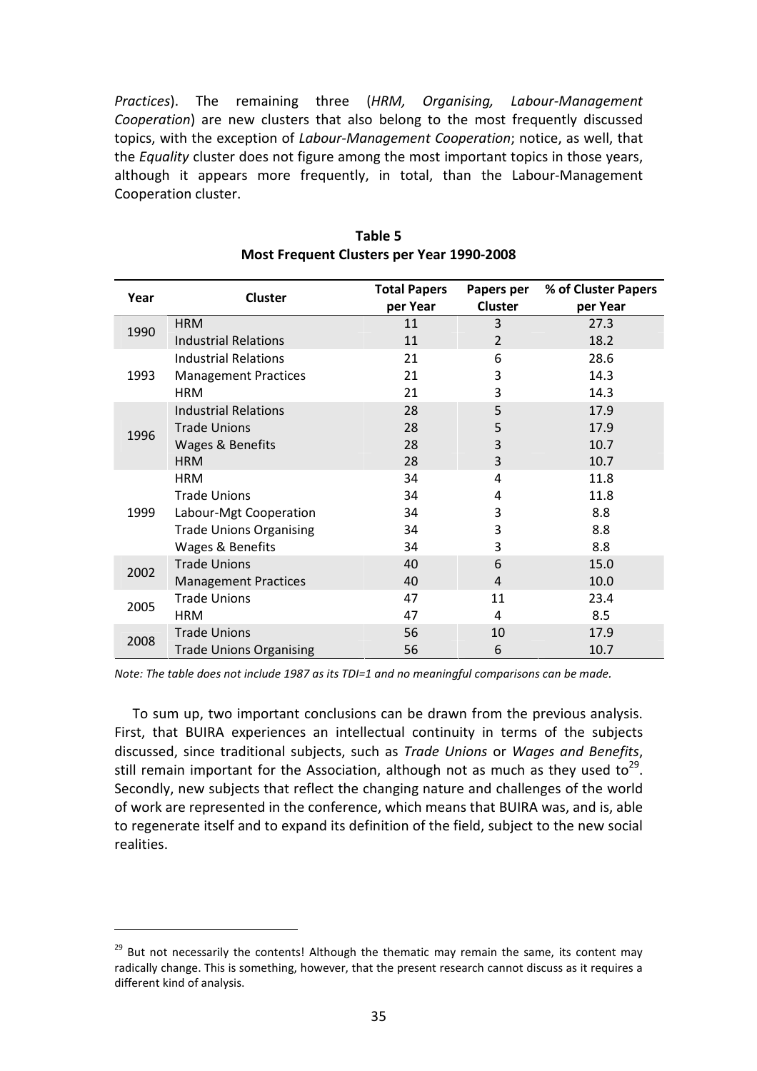*Practices*). The remaining three (*HRM, Organising, Labour-Management Cooperation*) are new clusters that also belong to the most frequently discussed topics, with the exception of *Labour-Management Cooperation*; notice, as well, that the *Equality* cluster does not figure among the most important topics in those years, although it appears more frequently, in total, than the Labour-Management Cooperation cluster.

**Table 5**
**Most Frequent Clusters per Year 1990-2008**

| Year | Cluster | Total Papers per Year | Papers per Cluster | % of Cluster Papers per Year |
|---|---|---|---|---|
| 1990 | HRM | 11 | 3 | 27.3 |
| | Industrial Relations | 11 | 2 | 18.2 |
| 1993 | Industrial Relations | 21 | 6 | 28.6 |
| | Management Practices | 21 | 3 | 14.3 |
| | HRM | 21 | 3 | 14.3 |
| 1996 | Industrial Relations | 28 | 5 | 17.9 |
| | Trade Unions | 28 | 5 | 17.9 |
| | Wages & Benefits | 28 | 3 | 10.7 |
| | HRM | 28 | 3 | 10.7 |
| 1999 | HRM | 34 | 4 | 11.8 |
| | Trade Unions | 34 | 4 | 11.8 |
| | Labour-Mgt Cooperation | 34 | 3 | 8.8 |
| | Trade Unions Organising | 34 | 3 | 8.8 |
| | Wages & Benefits | 34 | 3 | 8.8 |
| 2002 | Trade Unions | 40 | 6 | 15.0 |
| | Management Practices | 40 | 4 | 10.0 |
| 2005 | Trade Unions | 47 | 11 | 23.4 |
| | HRM | 47 | 4 | 8.5 |
| 2008 | Trade Unions | 56 | 10 | 17.9 |
| | Trade Unions Organising | 56 | 6 | 10.7 |

*Note: The table does not include 1987 as its TDI=1 and no meaningful comparisons can be made.*

To sum up, two important conclusions can be drawn from the previous analysis. First, that BUIRA experiences an intellectual continuity in terms of the subjects discussed, since traditional subjects, such as *Trade Unions* or *Wages and Benefits*, still remain important for the Association, although not as much as they used to[29]. Secondly, new subjects that reflect the changing nature and challenges of the world of work are represented in the conference, which means that BUIRA was, and is, able to regenerate itself and to expand its definition of the field, subject to the new social realities.

[29] But not necessarily the contents! Although the thematic may remain the same, its content may radically change. This is something, however, that the present research cannot discuss as it requires a different kind of analysis.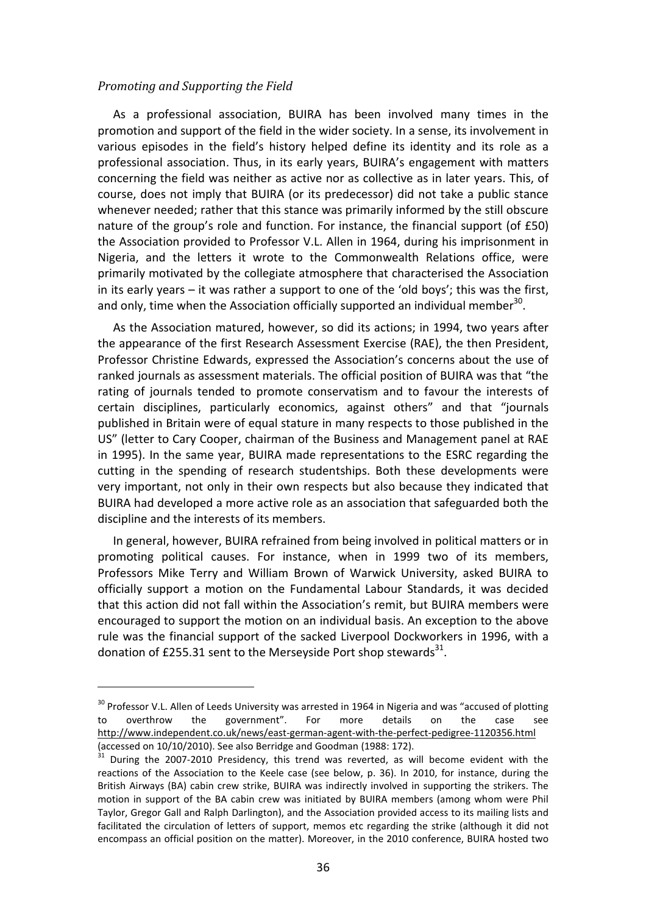### *Promoting and Supporting the Field*

As a professional association, BUIRA has been involved many times in the promotion and support of the field in the wider society. In a sense, its involvement in various episodes in the field's history helped define its identity and its role as a professional association. Thus, in its early years, BUIRA's engagement with matters concerning the field was neither as active nor as collective as in later years. This, of course, does not imply that BUIRA (or its predecessor) did not take a public stance whenever needed; rather that this stance was primarily informed by the still obscure nature of the group's role and function. For instance, the financial support (of £50) the Association provided to Professor V.L. Allen in 1964, during his imprisonment in Nigeria, and the letters it wrote to the Commonwealth Relations office, were primarily motivated by the collegiate atmosphere that characterised the Association in its early years – it was rather a support to one of the 'old boys'; this was the first, and only, time when the Association officially supported an individual member[30].

As the Association matured, however, so did its actions; in 1994, two years after the appearance of the first Research Assessment Exercise (RAE), the then President, Professor Christine Edwards, expressed the Association's concerns about the use of ranked journals as assessment materials. The official position of BUIRA was that "the rating of journals tended to promote conservatism and to favour the interests of certain disciplines, particularly economics, against others" and that "journals published in Britain were of equal stature in many respects to those published in the US" (letter to Cary Cooper, chairman of the Business and Management panel at RAE in 1995). In the same year, BUIRA made representations to the ESRC regarding the cutting in the spending of research studentships. Both these developments were very important, not only in their own respects but also because they indicated that BUIRA had developed a more active role as an association that safeguarded both the discipline and the interests of its members.

In general, however, BUIRA refrained from being involved in political matters or in promoting political causes. For instance, when in 1999 two of its members, Professors Mike Terry and William Brown of Warwick University, asked BUIRA to officially support a motion on the Fundamental Labour Standards, it was decided that this action did not fall within the Association's remit, but BUIRA members were encouraged to support the motion on an individual basis. An exception to the above rule was the financial support of the sacked Liverpool Dockworkers in 1996, with a donation of £255.31 sent to the Merseyside Port shop stewards[31].

---

[30] Professor V.L. Allen of Leeds University was arrested in 1964 in Nigeria and was "accused of plotting to overthrow the government". For more details on the case see http://www.independent.co.uk/news/east-german-agent-with-the-perfect-pedigree-1120356.html (accessed on 10/10/2010). See also Berridge and Goodman (1988: 172).

[31] During the 2007-2010 Presidency, this trend was reverted, as will become evident with the reactions of the Association to the Keele case (see below, p. 36). In 2010, for instance, during the British Airways (BA) cabin crew strike, BUIRA was indirectly involved in supporting the strikers. The motion in support of the BA cabin crew was initiated by BUIRA members (among whom were Phil Taylor, Gregor Gall and Ralph Darlington), and the Association provided access to its mailing lists and facilitated the circulation of letters of support, memos etc regarding the strike (although it did not encompass an official position on the matter). Moreover, in the 2010 conference, BUIRA hosted two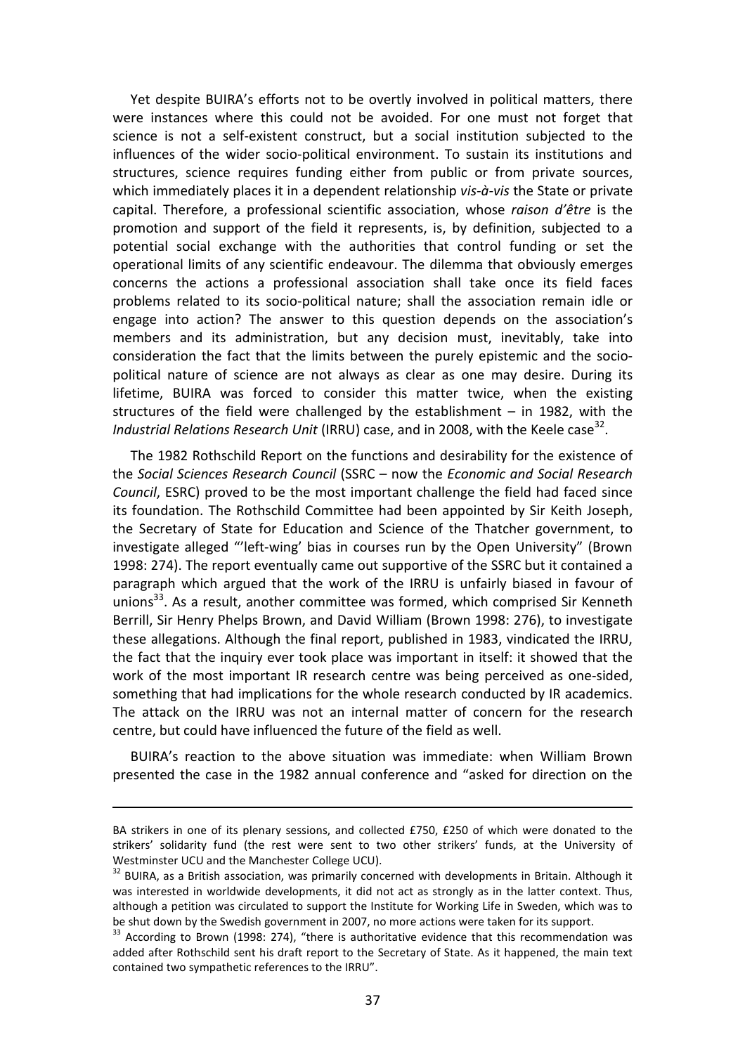Yet despite BUIRA's efforts not to be overtly involved in political matters, there were instances where this could not be avoided. For one must not forget that science is not a self-existent construct, but a social institution subjected to the influences of the wider socio-political environment. To sustain its institutions and structures, science requires funding either from public or from private sources, which immediately places it in a dependent relationship *vis-à-vis* the State or private capital. Therefore, a professional scientific association, whose *raison d'être* is the promotion and support of the field it represents, is, by definition, subjected to a potential social exchange with the authorities that control funding or set the operational limits of any scientific endeavour. The dilemma that obviously emerges concerns the actions a professional association shall take once its field faces problems related to its socio-political nature; shall the association remain idle or engage into action? The answer to this question depends on the association's members and its administration, but any decision must, inevitably, take into consideration the fact that the limits between the purely epistemic and the socio-political nature of science are not always as clear as one may desire. During its lifetime, BUIRA was forced to consider this matter twice, when the existing structures of the field were challenged by the establishment – in 1982, with the *Industrial Relations Research Unit* (IRRU) case, and in 2008, with the Keele case[32].

The 1982 Rothschild Report on the functions and desirability for the existence of the *Social Sciences Research Council* (SSRC – now the *Economic and Social Research Council*, ESRC) proved to be the most important challenge the field had faced since its foundation. The Rothschild Committee had been appointed by Sir Keith Joseph, the Secretary of State for Education and Science of the Thatcher government, to investigate alleged "'left-wing' bias in courses run by the Open University" (Brown 1998: 274). The report eventually came out supportive of the SSRC but it contained a paragraph which argued that the work of the IRRU is unfairly biased in favour of unions[33]. As a result, another committee was formed, which comprised Sir Kenneth Berrill, Sir Henry Phelps Brown, and David William (Brown 1998: 276), to investigate these allegations. Although the final report, published in 1983, vindicated the IRRU, the fact that the inquiry ever took place was important in itself: it showed that the work of the most important IR research centre was being perceived as one-sided, something that had implications for the whole research conducted by IR academics. The attack on the IRRU was not an internal matter of concern for the research centre, but could have influenced the future of the field as well.

BUIRA's reaction to the above situation was immediate: when William Brown presented the case in the 1982 annual conference and "asked for direction on the

---

BA strikers in one of its plenary sessions, and collected £750, £250 of which were donated to the strikers' solidarity fund (the rest were sent to two other strikers' funds, at the University of Westminster UCU and the Manchester College UCU).

[32] BUIRA, as a British association, was primarily concerned with developments in Britain. Although it was interested in worldwide developments, it did not act as strongly as in the latter context. Thus, although a petition was circulated to support the Institute for Working Life in Sweden, which was to be shut down by the Swedish government in 2007, no more actions were taken for its support.

[33] According to Brown (1998: 274), "there is authoritative evidence that this recommendation was added after Rothschild sent his draft report to the Secretary of State. As it happened, the main text contained two sympathetic references to the IRRU".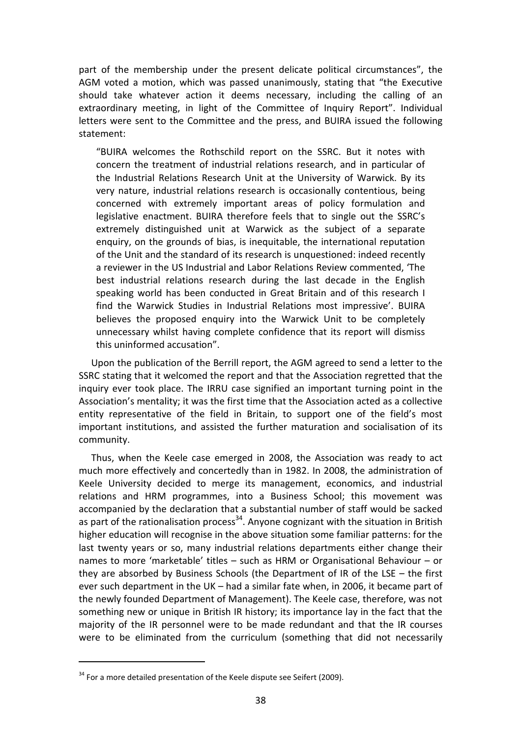part of the membership under the present delicate political circumstances", the AGM voted a motion, which was passed unanimously, stating that "the Executive should take whatever action it deems necessary, including the calling of an extraordinary meeting, in light of the Committee of Inquiry Report". Individual letters were sent to the Committee and the press, and BUIRA issued the following statement:

> "BUIRA welcomes the Rothschild report on the SSRC. But it notes with concern the treatment of industrial relations research, and in particular of the Industrial Relations Research Unit at the University of Warwick. By its very nature, industrial relations research is occasionally contentious, being concerned with extremely important areas of policy formulation and legislative enactment. BUIRA therefore feels that to single out the SSRC's extremely distinguished unit at Warwick as the subject of a separate enquiry, on the grounds of bias, is inequitable, the international reputation of the Unit and the standard of its research is unquestioned: indeed recently a reviewer in the US Industrial and Labor Relations Review commented, 'The best industrial relations research during the last decade in the English speaking world has been conducted in Great Britain and of this research I find the Warwick Studies in Industrial Relations most impressive'. BUIRA believes the proposed enquiry into the Warwick Unit to be completely unnecessary whilst having complete confidence that its report will dismiss this uninformed accusation".

Upon the publication of the Berrill report, the AGM agreed to send a letter to the SSRC stating that it welcomed the report and that the Association regretted that the inquiry ever took place. The IRRU case signified an important turning point in the Association's mentality; it was the first time that the Association acted as a collective entity representative of the field in Britain, to support one of the field's most important institutions, and assisted the further maturation and socialisation of its community.

Thus, when the Keele case emerged in 2008, the Association was ready to act much more effectively and concertedly than in 1982. In 2008, the administration of Keele University decided to merge its management, economics, and industrial relations and HRM programmes, into a Business School; this movement was accompanied by the declaration that a substantial number of staff would be sacked as part of the rationalisation process[34]. Anyone cognizant with the situation in British higher education will recognise in the above situation some familiar patterns: for the last twenty years or so, many industrial relations departments either change their names to more 'marketable' titles – such as HRM or Organisational Behaviour – or they are absorbed by Business Schools (the Department of IR of the LSE – the first ever such department in the UK – had a similar fate when, in 2006, it became part of the newly founded Department of Management). The Keele case, therefore, was not something new or unique in British IR history; its importance lay in the fact that the majority of the IR personnel were to be made redundant and that the IR courses were to be eliminated from the curriculum (something that did not necessarily

---

[34] For a more detailed presentation of the Keele dispute see Seifert (2009).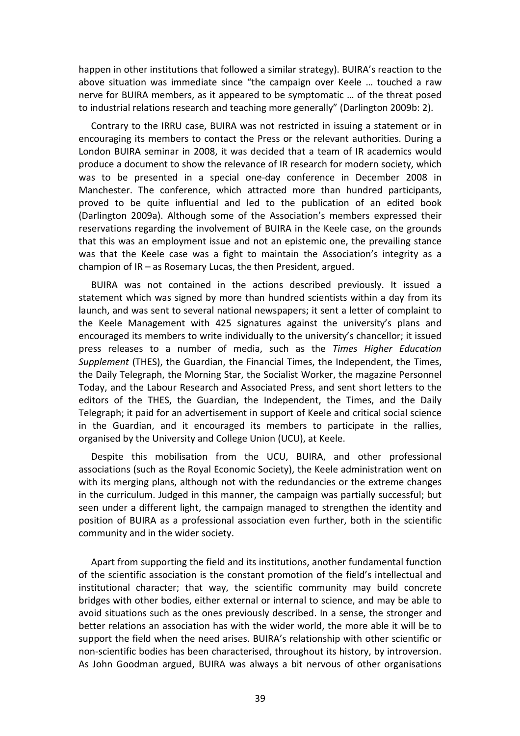happen in other institutions that followed a similar strategy). BUIRA's reaction to the above situation was immediate since "the campaign over Keele … touched a raw nerve for BUIRA members, as it appeared to be symptomatic … of the threat posed to industrial relations research and teaching more generally" (Darlington 2009b: 2).

Contrary to the IRRU case, BUIRA was not restricted in issuing a statement or in encouraging its members to contact the Press or the relevant authorities. During a London BUIRA seminar in 2008, it was decided that a team of IR academics would produce a document to show the relevance of IR research for modern society, which was to be presented in a special one-day conference in December 2008 in Manchester. The conference, which attracted more than hundred participants, proved to be quite influential and led to the publication of an edited book (Darlington 2009a). Although some of the Association's members expressed their reservations regarding the involvement of BUIRA in the Keele case, on the grounds that this was an employment issue and not an epistemic one, the prevailing stance was that the Keele case was a fight to maintain the Association's integrity as a champion of IR – as Rosemary Lucas, the then President, argued.

BUIRA was not contained in the actions described previously. It issued a statement which was signed by more than hundred scientists within a day from its launch, and was sent to several national newspapers; it sent a letter of complaint to the Keele Management with 425 signatures against the university's plans and encouraged its members to write individually to the university's chancellor; it issued press releases to a number of media, such as the *Times Higher Education Supplement* (THES), the Guardian, the Financial Times, the Independent, the Times, the Daily Telegraph, the Morning Star, the Socialist Worker, the magazine Personnel Today, and the Labour Research and Associated Press, and sent short letters to the editors of the THES, the Guardian, the Independent, the Times, and the Daily Telegraph; it paid for an advertisement in support of Keele and critical social science in the Guardian, and it encouraged its members to participate in the rallies, organised by the University and College Union (UCU), at Keele.

Despite this mobilisation from the UCU, BUIRA, and other professional associations (such as the Royal Economic Society), the Keele administration went on with its merging plans, although not with the redundancies or the extreme changes in the curriculum. Judged in this manner, the campaign was partially successful; but seen under a different light, the campaign managed to strengthen the identity and position of BUIRA as a professional association even further, both in the scientific community and in the wider society.

Apart from supporting the field and its institutions, another fundamental function of the scientific association is the constant promotion of the field's intellectual and institutional character; that way, the scientific community may build concrete bridges with other bodies, either external or internal to science, and may be able to avoid situations such as the ones previously described. In a sense, the stronger and better relations an association has with the wider world, the more able it will be to support the field when the need arises. BUIRA's relationship with other scientific or non-scientific bodies has been characterised, throughout its history, by introversion. As John Goodman argued, BUIRA was always a bit nervous of other organisations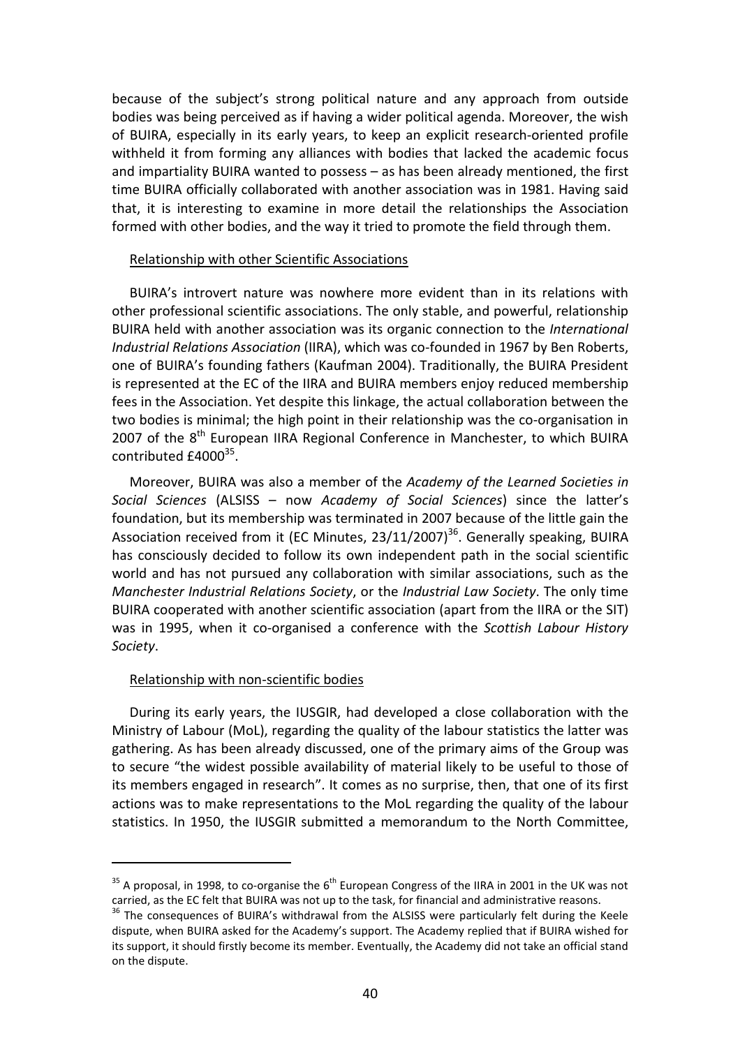because of the subject's strong political nature and any approach from outside bodies was being perceived as if having a wider political agenda. Moreover, the wish of BUIRA, especially in its early years, to keep an explicit research-oriented profile withheld it from forming any alliances with bodies that lacked the academic focus and impartiality BUIRA wanted to possess – as has been already mentioned, the first time BUIRA officially collaborated with another association was in 1981. Having said that, it is interesting to examine in more detail the relationships the Association formed with other bodies, and the way it tried to promote the field through them.

<u>Relationship with other Scientific Associations</u>

BUIRA's introvert nature was nowhere more evident than in its relations with other professional scientific associations. The only stable, and powerful, relationship BUIRA held with another association was its organic connection to the *International Industrial Relations Association* (IIRA), which was co-founded in 1967 by Ben Roberts, one of BUIRA's founding fathers (Kaufman 2004). Traditionally, the BUIRA President is represented at the EC of the IIRA and BUIRA members enjoy reduced membership fees in the Association. Yet despite this linkage, the actual collaboration between the two bodies is minimal; the high point in their relationship was the co-organisation in 2007 of the 8th European IIRA Regional Conference in Manchester, to which BUIRA contributed £4000[35].

Moreover, BUIRA was also a member of the *Academy of the Learned Societies in Social Sciences* (ALSISS – now *Academy of Social Sciences*) since the latter's foundation, but its membership was terminated in 2007 because of the little gain the Association received from it (EC Minutes, 23/11/2007)[36]. Generally speaking, BUIRA has consciously decided to follow its own independent path in the social scientific world and has not pursued any collaboration with similar associations, such as the *Manchester Industrial Relations Society*, or the *Industrial Law Society*. The only time BUIRA cooperated with another scientific association (apart from the IIRA or the SIT) was in 1995, when it co-organised a conference with the *Scottish Labour History Society*.

<u>Relationship with non-scientific bodies</u>

During its early years, the IUSGIR, had developed a close collaboration with the Ministry of Labour (MoL), regarding the quality of the labour statistics the latter was gathering. As has been already discussed, one of the primary aims of the Group was to secure "the widest possible availability of material likely to be useful to those of its members engaged in research". It comes as no surprise, then, that one of its first actions was to make representations to the MoL regarding the quality of the labour statistics. In 1950, the IUSGIR submitted a memorandum to the North Committee,

---

[35] A proposal, in 1998, to co-organise the 6th European Congress of the IIRA in 2001 in the UK was not carried, as the EC felt that BUIRA was not up to the task, for financial and administrative reasons.

[36] The consequences of BUIRA's withdrawal from the ALSISS were particularly felt during the Keele dispute, when BUIRA asked for the Academy's support. The Academy replied that if BUIRA wished for its support, it should firstly become its member. Eventually, the Academy did not take an official stand on the dispute.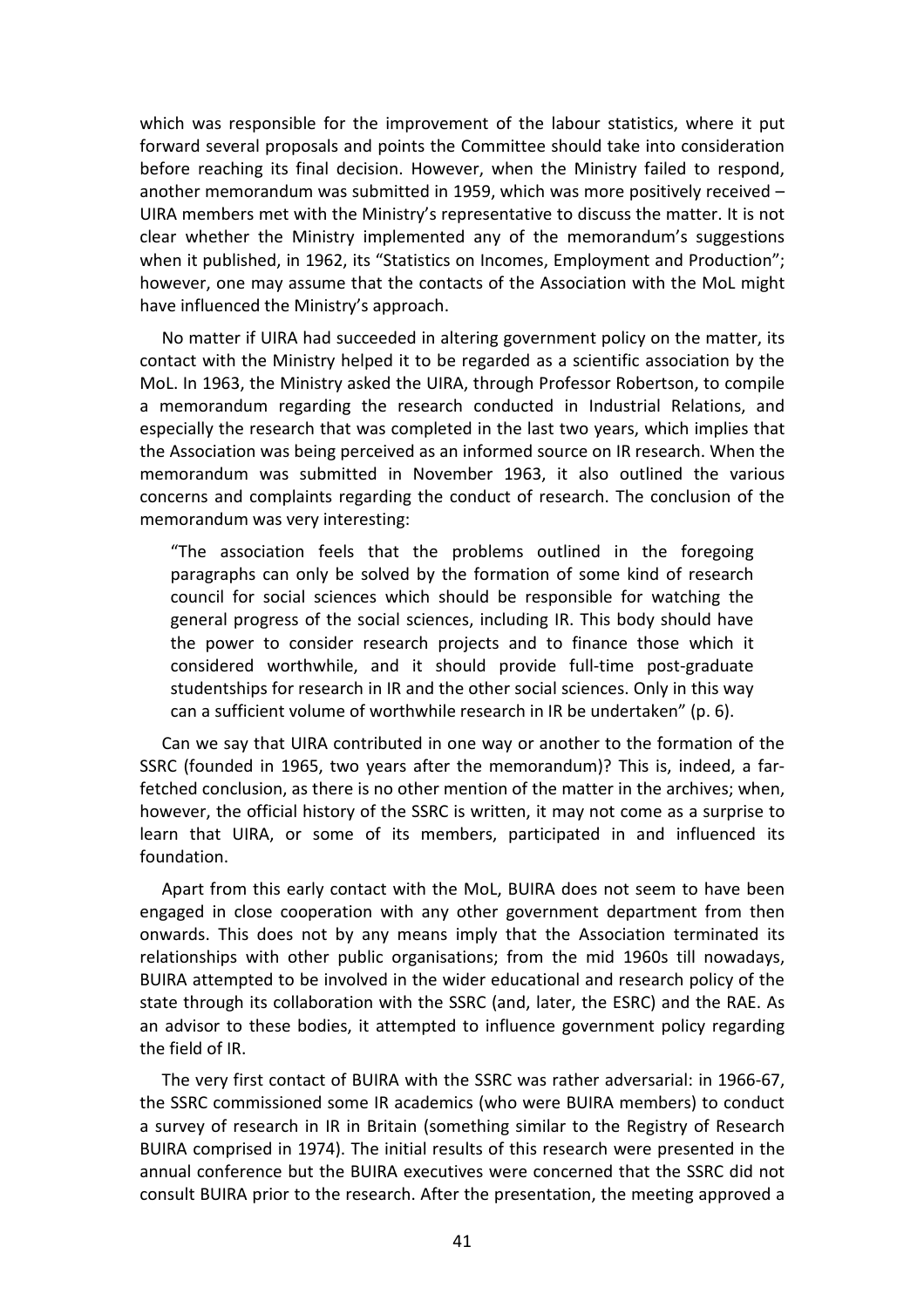which was responsible for the improvement of the labour statistics, where it put forward several proposals and points the Committee should take into consideration before reaching its final decision. However, when the Ministry failed to respond, another memorandum was submitted in 1959, which was more positively received – UIRA members met with the Ministry's representative to discuss the matter. It is not clear whether the Ministry implemented any of the memorandum's suggestions when it published, in 1962, its "Statistics on Incomes, Employment and Production"; however, one may assume that the contacts of the Association with the MoL might have influenced the Ministry's approach.

No matter if UIRA had succeeded in altering government policy on the matter, its contact with the Ministry helped it to be regarded as a scientific association by the MoL. In 1963, the Ministry asked the UIRA, through Professor Robertson, to compile a memorandum regarding the research conducted in Industrial Relations, and especially the research that was completed in the last two years, which implies that the Association was being perceived as an informed source on IR research. When the memorandum was submitted in November 1963, it also outlined the various concerns and complaints regarding the conduct of research. The conclusion of the memorandum was very interesting:

> "The association feels that the problems outlined in the foregoing paragraphs can only be solved by the formation of some kind of research council for social sciences which should be responsible for watching the general progress of the social sciences, including IR. This body should have the power to consider research projects and to finance those which it considered worthwhile, and it should provide full-time post-graduate studentships for research in IR and the other social sciences. Only in this way can a sufficient volume of worthwhile research in IR be undertaken" (p. 6).

Can we say that UIRA contributed in one way or another to the formation of the SSRC (founded in 1965, two years after the memorandum)? This is, indeed, a far-fetched conclusion, as there is no other mention of the matter in the archives; when, however, the official history of the SSRC is written, it may not come as a surprise to learn that UIRA, or some of its members, participated in and influenced its foundation.

Apart from this early contact with the MoL, BUIRA does not seem to have been engaged in close cooperation with any other government department from then onwards. This does not by any means imply that the Association terminated its relationships with other public organisations; from the mid 1960s till nowadays, BUIRA attempted to be involved in the wider educational and research policy of the state through its collaboration with the SSRC (and, later, the ESRC) and the RAE. As an advisor to these bodies, it attempted to influence government policy regarding the field of IR.

The very first contact of BUIRA with the SSRC was rather adversarial: in 1966-67, the SSRC commissioned some IR academics (who were BUIRA members) to conduct a survey of research in IR in Britain (something similar to the Registry of Research BUIRA comprised in 1974). The initial results of this research were presented in the annual conference but the BUIRA executives were concerned that the SSRC did not consult BUIRA prior to the research. After the presentation, the meeting approved a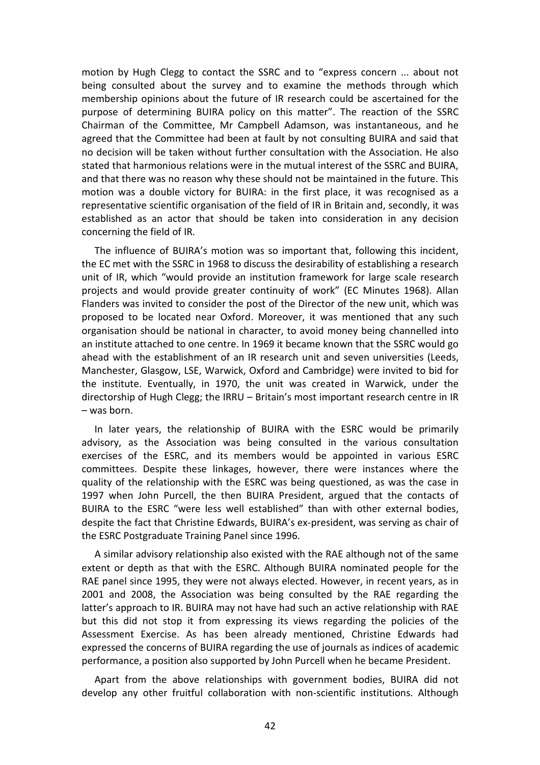motion by Hugh Clegg to contact the SSRC and to "express concern ... about not being consulted about the survey and to examine the methods through which membership opinions about the future of IR research could be ascertained for the purpose of determining BUIRA policy on this matter". The reaction of the SSRC Chairman of the Committee, Mr Campbell Adamson, was instantaneous, and he agreed that the Committee had been at fault by not consulting BUIRA and said that no decision will be taken without further consultation with the Association. He also stated that harmonious relations were in the mutual interest of the SSRC and BUIRA, and that there was no reason why these should not be maintained in the future. This motion was a double victory for BUIRA: in the first place, it was recognised as a representative scientific organisation of the field of IR in Britain and, secondly, it was established as an actor that should be taken into consideration in any decision concerning the field of IR.

The influence of BUIRA's motion was so important that, following this incident, the EC met with the SSRC in 1968 to discuss the desirability of establishing a research unit of IR, which "would provide an institution framework for large scale research projects and would provide greater continuity of work" (EC Minutes 1968). Allan Flanders was invited to consider the post of the Director of the new unit, which was proposed to be located near Oxford. Moreover, it was mentioned that any such organisation should be national in character, to avoid money being channelled into an institute attached to one centre. In 1969 it became known that the SSRC would go ahead with the establishment of an IR research unit and seven universities (Leeds, Manchester, Glasgow, LSE, Warwick, Oxford and Cambridge) were invited to bid for the institute. Eventually, in 1970, the unit was created in Warwick, under the directorship of Hugh Clegg; the IRRU – Britain's most important research centre in IR – was born.

In later years, the relationship of BUIRA with the ESRC would be primarily advisory, as the Association was being consulted in the various consultation exercises of the ESRC, and its members would be appointed in various ESRC committees. Despite these linkages, however, there were instances where the quality of the relationship with the ESRC was being questioned, as was the case in 1997 when John Purcell, the then BUIRA President, argued that the contacts of BUIRA to the ESRC "were less well established" than with other external bodies, despite the fact that Christine Edwards, BUIRA's ex-president, was serving as chair of the ESRC Postgraduate Training Panel since 1996.

A similar advisory relationship also existed with the RAE although not of the same extent or depth as that with the ESRC. Although BUIRA nominated people for the RAE panel since 1995, they were not always elected. However, in recent years, as in 2001 and 2008, the Association was being consulted by the RAE regarding the latter's approach to IR. BUIRA may not have had such an active relationship with RAE but this did not stop it from expressing its views regarding the policies of the Assessment Exercise. As has been already mentioned, Christine Edwards had expressed the concerns of BUIRA regarding the use of journals as indices of academic performance, a position also supported by John Purcell when he became President.

Apart from the above relationships with government bodies, BUIRA did not develop any other fruitful collaboration with non-scientific institutions. Although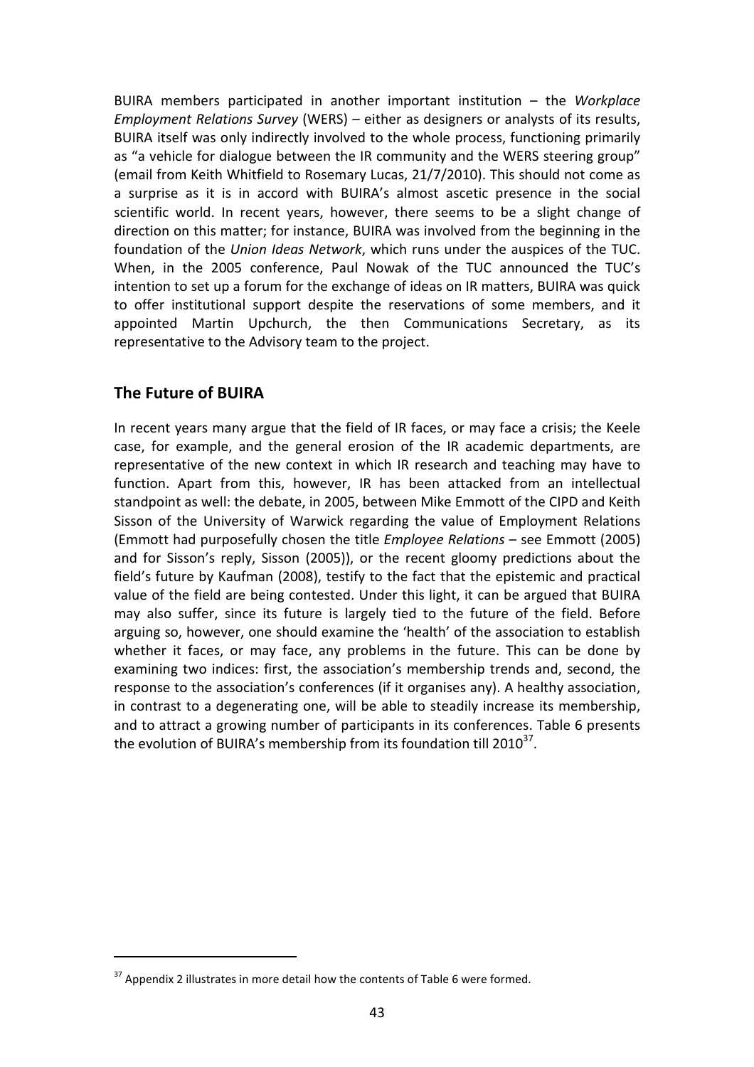BUIRA members participated in another important institution – the *Workplace Employment Relations Survey* (WERS) – either as designers or analysts of its results, BUIRA itself was only indirectly involved to the whole process, functioning primarily as "a vehicle for dialogue between the IR community and the WERS steering group" (email from Keith Whitfield to Rosemary Lucas, 21/7/2010). This should not come as a surprise as it is in accord with BUIRA's almost ascetic presence in the social scientific world. In recent years, however, there seems to be a slight change of direction on this matter; for instance, BUIRA was involved from the beginning in the foundation of the *Union Ideas Network*, which runs under the auspices of the TUC. When, in the 2005 conference, Paul Nowak of the TUC announced the TUC's intention to set up a forum for the exchange of ideas on IR matters, BUIRA was quick to offer institutional support despite the reservations of some members, and it appointed Martin Upchurch, the then Communications Secretary, as its representative to the Advisory team to the project.

## The Future of BUIRA

In recent years many argue that the field of IR faces, or may face a crisis; the Keele case, for example, and the general erosion of the IR academic departments, are representative of the new context in which IR research and teaching may have to function. Apart from this, however, IR has been attacked from an intellectual standpoint as well: the debate, in 2005, between Mike Emmott of the CIPD and Keith Sisson of the University of Warwick regarding the value of Employment Relations (Emmott had purposefully chosen the title *Employee Relations* – see Emmott (2005) and for Sisson's reply, Sisson (2005)), or the recent gloomy predictions about the field's future by Kaufman (2008), testify to the fact that the epistemic and practical value of the field are being contested. Under this light, it can be argued that BUIRA may also suffer, since its future is largely tied to the future of the field. Before arguing so, however, one should examine the 'health' of the association to establish whether it faces, or may face, any problems in the future. This can be done by examining two indices: first, the association's membership trends and, second, the response to the association's conferences (if it organises any). A healthy association, in contrast to a degenerating one, will be able to steadily increase its membership, and to attract a growing number of participants in its conferences. Table 6 presents the evolution of BUIRA's membership from its foundation till 2010[37].

[37] Appendix 2 illustrates in more detail how the contents of Table 6 were formed.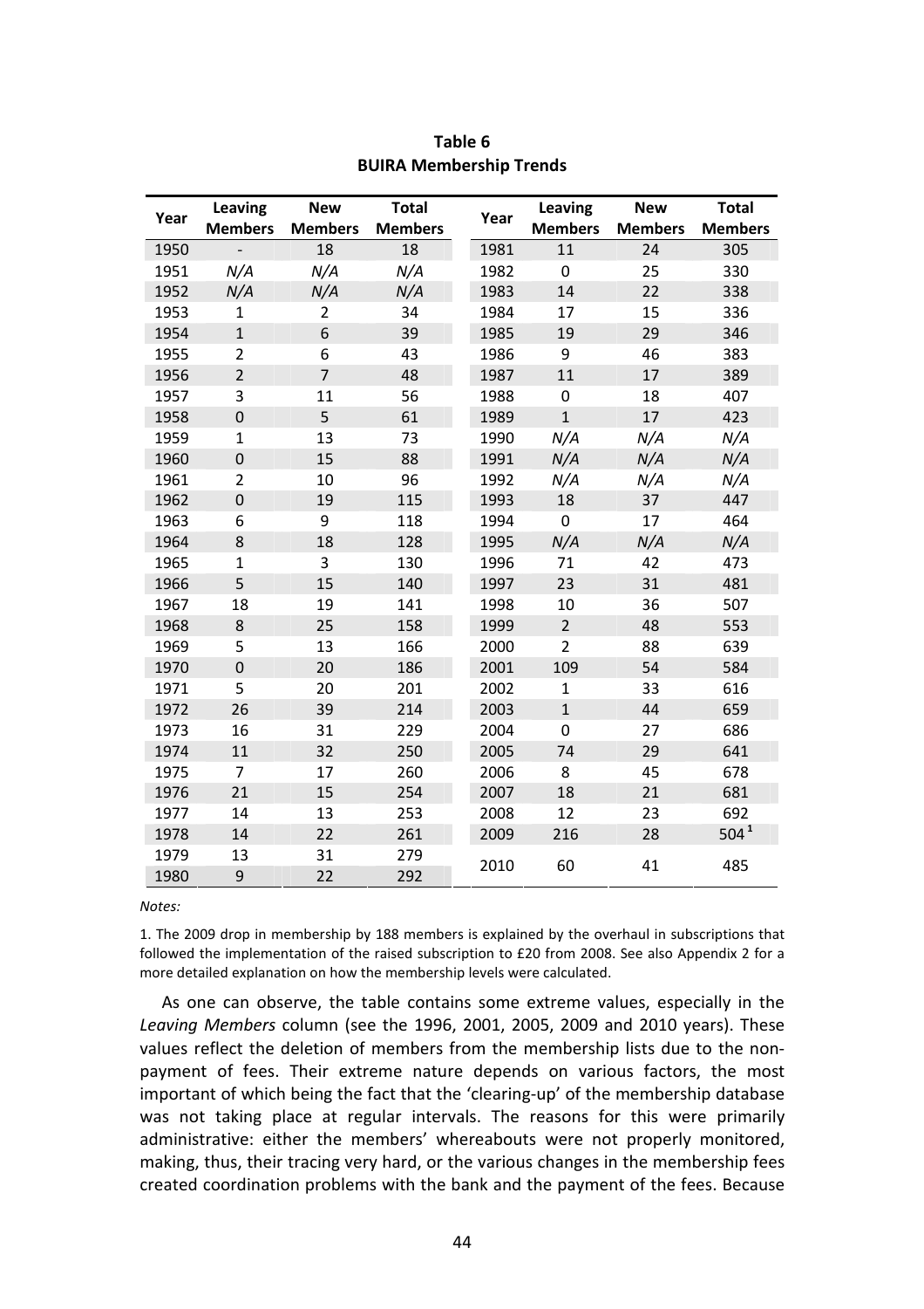**Table 6**
**BUIRA Membership Trends**

| Year | Leaving Members | New Members | Total Members | Year | Leaving Members | New Members | Total Members |
|---|---|---|---|---|---|---|---|
| 1950 | - | 18 | 18 | 1981 | 11 | 24 | 305 |
| 1951 | *N/A* | *N/A* | *N/A* | 1982 | 0 | 25 | 330 |
| 1952 | *N/A* | *N/A* | *N/A* | 1983 | 14 | 22 | 338 |
| 1953 | 1 | 2 | 34 | 1984 | 17 | 15 | 336 |
| 1954 | 1 | 6 | 39 | 1985 | 19 | 29 | 346 |
| 1955 | 2 | 6 | 43 | 1986 | 9 | 46 | 383 |
| 1956 | 2 | 7 | 48 | 1987 | 11 | 17 | 389 |
| 1957 | 3 | 11 | 56 | 1988 | 0 | 18 | 407 |
| 1958 | 0 | 5 | 61 | 1989 | 1 | 17 | 423 |
| 1959 | 1 | 13 | 73 | 1990 | *N/A* | *N/A* | *N/A* |
| 1960 | 0 | 15 | 88 | 1991 | *N/A* | *N/A* | *N/A* |
| 1961 | 2 | 10 | 96 | 1992 | *N/A* | *N/A* | *N/A* |
| 1962 | 0 | 19 | 115 | 1993 | 18 | 37 | 447 |
| 1963 | 6 | 9 | 118 | 1994 | 0 | 17 | 464 |
| 1964 | 8 | 18 | 128 | 1995 | *N/A* | *N/A* | *N/A* |
| 1965 | 1 | 3 | 130 | 1996 | 71 | 42 | 473 |
| 1966 | 5 | 15 | 140 | 1997 | 23 | 31 | 481 |
| 1967 | 18 | 19 | 141 | 1998 | 10 | 36 | 507 |
| 1968 | 8 | 25 | 158 | 1999 | 2 | 48 | 553 |
| 1969 | 5 | 13 | 166 | 2000 | 2 | 88 | 639 |
| 1970 | 0 | 20 | 186 | 2001 | 109 | 54 | 584 |
| 1971 | 5 | 20 | 201 | 2002 | 1 | 33 | 616 |
| 1972 | 26 | 39 | 214 | 2003 | 1 | 44 | 659 |
| 1973 | 16 | 31 | 229 | 2004 | 0 | 27 | 686 |
| 1974 | 11 | 32 | 250 | 2005 | 74 | 29 | 641 |
| 1975 | 7 | 17 | 260 | 2006 | 8 | 45 | 678 |
| 1976 | 21 | 15 | 254 | 2007 | 18 | 21 | 681 |
| 1977 | 14 | 13 | 253 | 2008 | 12 | 23 | 692 |
| 1978 | 14 | 22 | 261 | 2009 | 216 | 28 | 504 [1] |
| 1979 | 13 | 31 | 279 | 2010 | 60 | 41 | 485 |
| 1980 | 9 | 22 | 292 | | | | |

*Notes:*

1. The 2009 drop in membership by 188 members is explained by the overhaul in subscriptions that followed the implementation of the raised subscription to £20 from 2008. See also Appendix 2 for a more detailed explanation on how the membership levels were calculated.

As one can observe, the table contains some extreme values, especially in the *Leaving Members* column (see the 1996, 2001, 2005, 2009 and 2010 years). These values reflect the deletion of members from the membership lists due to the non-payment of fees. Their extreme nature depends on various factors, the most important of which being the fact that the 'clearing-up' of the membership database was not taking place at regular intervals. The reasons for this were primarily administrative: either the members' whereabouts were not properly monitored, making, thus, their tracing very hard, or the various changes in the membership fees created coordination problems with the bank and the payment of the fees. Because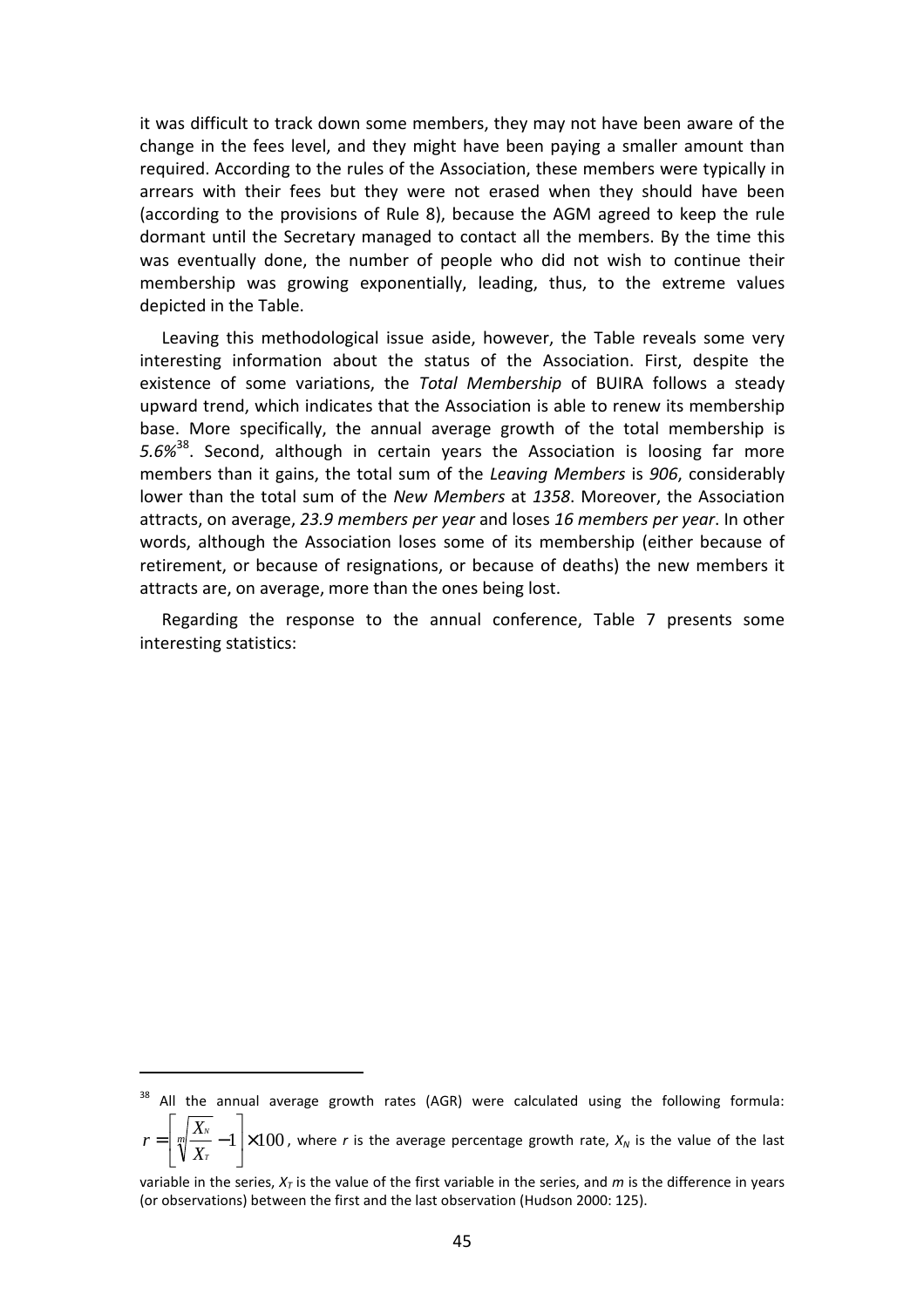it was difficult to track down some members, they may not have been aware of the change in the fees level, and they might have been paying a smaller amount than required. According to the rules of the Association, these members were typically in arrears with their fees but they were not erased when they should have been (according to the provisions of Rule 8), because the AGM agreed to keep the rule dormant until the Secretary managed to contact all the members. By the time this was eventually done, the number of people who did not wish to continue their membership was growing exponentially, leading, thus, to the extreme values depicted in the Table.

Leaving this methodological issue aside, however, the Table reveals some very interesting information about the status of the Association. First, despite the existence of some variations, the *Total Membership* of BUIRA follows a steady upward trend, which indicates that the Association is able to renew its membership base. More specifically, the annual average growth of the total membership is *5.6%*[38]. Second, although in certain years the Association is loosing far more members than it gains, the total sum of the *Leaving Members* is *906*, considerably lower than the total sum of the *New Members* at *1358*. Moreover, the Association attracts, on average, *23.9 members per year* and loses *16 members per year*. In other words, although the Association loses some of its membership (either because of retirement, or because of resignations, or because of deaths) the new members it attracts are, on average, more than the ones being lost.

Regarding the response to the annual conference, Table 7 presents some interesting statistics:

---

[38] All the annual average growth rates (AGR) were calculated using the following formula: $r = \left[ \sqrt[m]{\frac{X_N}{X_T}} - 1 \right] \times 100$, where *r* is the average percentage growth rate, $X_N$ is the value of the last variable in the series, $X_T$ is the value of the first variable in the series, and *m* is the difference in years (or observations) between the first and the last observation (Hudson 2000: 125).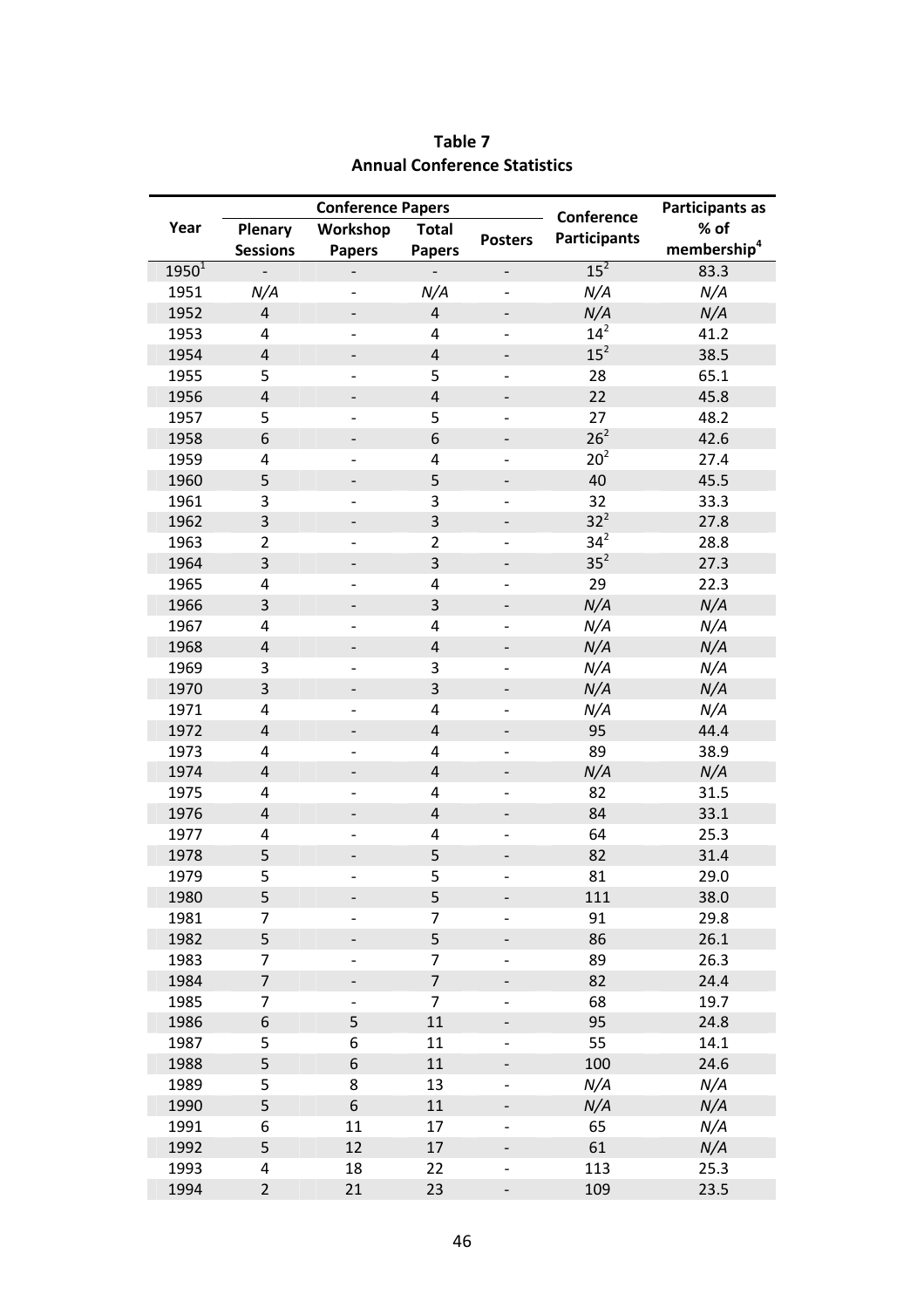**Table 7**
**Annual Conference Statistics**

| Year | Conference Papers | | | | Conference Participants | Participants as % of membership[4] |
|---|---|---|---|---|---|---|
| | Plenary Sessions | Workshop Papers | Total Papers | Posters | | |
| 1950[1] | - | - | - | - | 15[2] | 83.3 |
| 1951 | *N/A* | - | *N/A* | - | *N/A* | *N/A* |
| 1952 | 4 | - | 4 | - | *N/A* | *N/A* |
| 1953 | 4 | - | 4 | - | 14[2] | 41.2 |
| 1954 | 4 | - | 4 | - | 15[2] | 38.5 |
| 1955 | 5 | - | 5 | - | 28 | 65.1 |
| 1956 | 4 | - | 4 | - | 22 | 45.8 |
| 1957 | 5 | - | 5 | - | 27 | 48.2 |
| 1958 | 6 | - | 6 | - | 26[2] | 42.6 |
| 1959 | 4 | - | 4 | - | 20[2] | 27.4 |
| 1960 | 5 | - | 5 | - | 40 | 45.5 |
| 1961 | 3 | - | 3 | - | 32 | 33.3 |
| 1962 | 3 | - | 3 | - | 32[2] | 27.8 |
| 1963 | 2 | - | 2 | - | 34[2] | 28.8 |
| 1964 | 3 | - | 3 | - | 35[2] | 27.3 |
| 1965 | 4 | - | 4 | - | 29 | 22.3 |
| 1966 | 3 | - | 3 | - | *N/A* | *N/A* |
| 1967 | 4 | - | 4 | - | *N/A* | *N/A* |
| 1968 | 4 | - | 4 | - | *N/A* | *N/A* |
| 1969 | 3 | - | 3 | - | *N/A* | *N/A* |
| 1970 | 3 | - | 3 | - | *N/A* | *N/A* |
| 1971 | 4 | - | 4 | - | *N/A* | *N/A* |
| 1972 | 4 | - | 4 | - | 95 | 44.4 |
| 1973 | 4 | - | 4 | - | 89 | 38.9 |
| 1974 | 4 | - | 4 | - | *N/A* | *N/A* |
| 1975 | 4 | - | 4 | - | 82 | 31.5 |
| 1976 | 4 | - | 4 | - | 84 | 33.1 |
| 1977 | 4 | - | 4 | - | 64 | 25.3 |
| 1978 | 5 | - | 5 | - | 82 | 31.4 |
| 1979 | 5 | - | 5 | - | 81 | 29.0 |
| 1980 | 5 | - | 5 | - | 111 | 38.0 |
| 1981 | 7 | - | 7 | - | 91 | 29.8 |
| 1982 | 5 | - | 5 | - | 86 | 26.1 |
| 1983 | 7 | - | 7 | - | 89 | 26.3 |
| 1984 | 7 | - | 7 | - | 82 | 24.4 |
| 1985 | 7 | - | 7 | - | 68 | 19.7 |
| 1986 | 6 | 5 | 11 | - | 95 | 24.8 |
| 1987 | 5 | 6 | 11 | - | 55 | 14.1 |
| 1988 | 5 | 6 | 11 | - | 100 | 24.6 |
| 1989 | 5 | 8 | 13 | - | *N/A* | *N/A* |
| 1990 | 5 | 6 | 11 | - | *N/A* | *N/A* |
| 1991 | 6 | 11 | 17 | - | 65 | *N/A* |
| 1992 | 5 | 12 | 17 | - | 61 | *N/A* |
| 1993 | 4 | 18 | 22 | - | 113 | 25.3 |
| 1994 | 2 | 21 | 23 | - | 109 | 23.5 |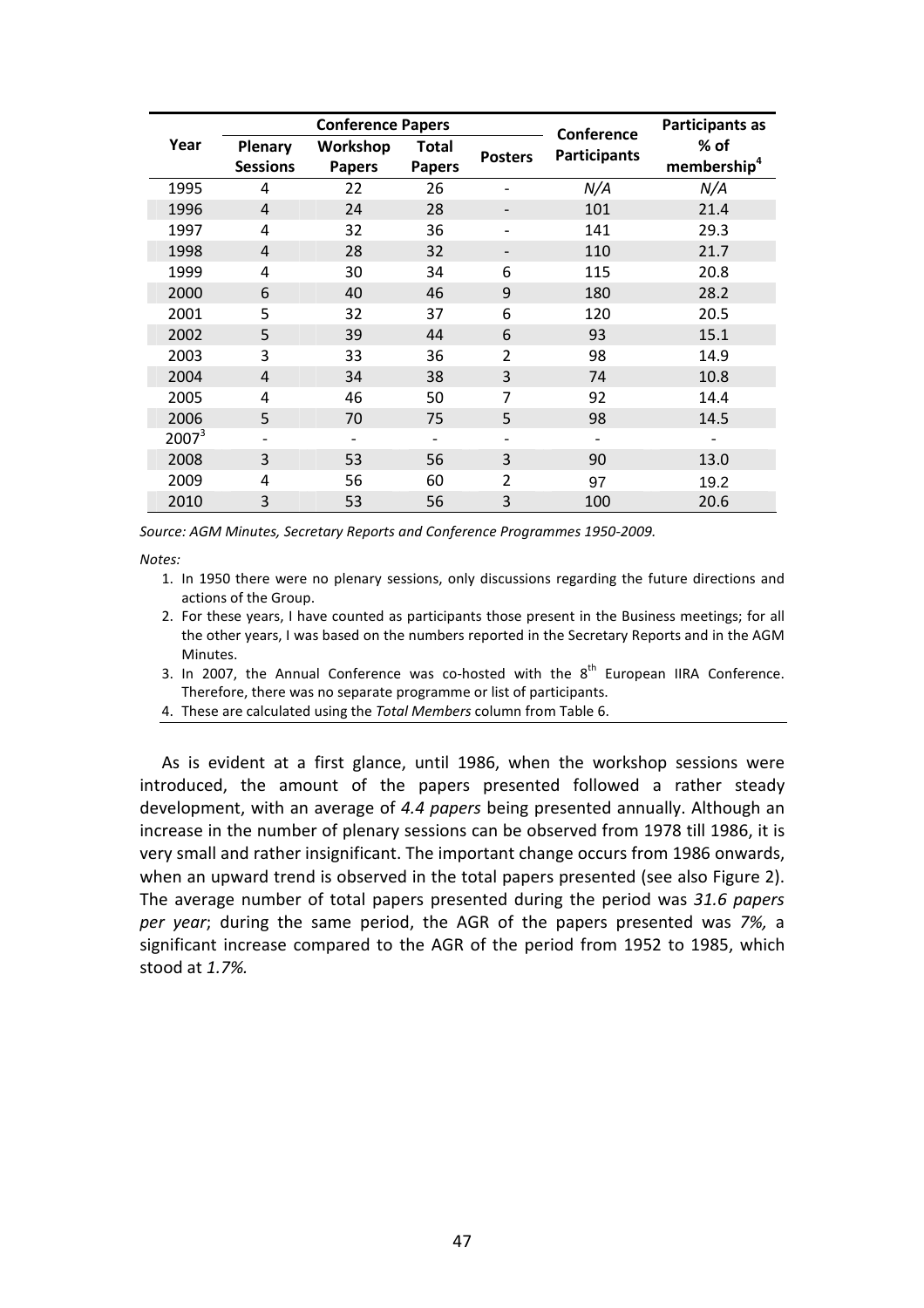| Year | Conference Papers | | | Posters | Conference Participants | Participants as % of membership[4] |
|---|---|---|---|---|---|---|
| | Plenary Sessions | Workshop Papers | Total Papers | | | |
| 1995 | 4 | 22 | 26 | - | *N/A* | *N/A* |
| 1996 | 4 | 24 | 28 | - | 101 | 21.4 |
| 1997 | 4 | 32 | 36 | - | 141 | 29.3 |
| 1998 | 4 | 28 | 32 | - | 110 | 21.7 |
| 1999 | 4 | 30 | 34 | 6 | 115 | 20.8 |
| 2000 | 6 | 40 | 46 | 9 | 180 | 28.2 |
| 2001 | 5 | 32 | 37 | 6 | 120 | 20.5 |
| 2002 | 5 | 39 | 44 | 6 | 93 | 15.1 |
| 2003 | 3 | 33 | 36 | 2 | 98 | 14.9 |
| 2004 | 4 | 34 | 38 | 3 | 74 | 10.8 |
| 2005 | 4 | 46 | 50 | 7 | 92 | 14.4 |
| 2006 | 5 | 70 | 75 | 5 | 98 | 14.5 |
| 2007[3] | - | - | - | - | - | - |
| 2008 | 3 | 53 | 56 | 3 | 90 | 13.0 |
| 2009 | 4 | 56 | 60 | 2 | 97 | 19.2 |
| 2010 | 3 | 53 | 56 | 3 | 100 | 20.6 |

*Source: AGM Minutes, Secretary Reports and Conference Programmes 1950-2009.*

*Notes:*

1. In 1950 there were no plenary sessions, only discussions regarding the future directions and actions of the Group.
2. For these years, I have counted as participants those present in the Business meetings; for all the other years, I was based on the numbers reported in the Secretary Reports and in the AGM Minutes.
3. In 2007, the Annual Conference was co-hosted with the 8th European IIRA Conference. Therefore, there was no separate programme or list of participants.
4. These are calculated using the *Total Members* column from Table 6.

As is evident at a first glance, until 1986, when the workshop sessions were introduced, the amount of the papers presented followed a rather steady development, with an average of *4.4 papers* being presented annually. Although an increase in the number of plenary sessions can be observed from 1978 till 1986, it is very small and rather insignificant. The important change occurs from 1986 onwards, when an upward trend is observed in the total papers presented (see also Figure 2). The average number of total papers presented during the period was *31.6 papers per year*; during the same period, the AGR of the papers presented was *7%,* a significant increase compared to the AGR of the period from 1952 to 1985, which stood at *1.7%.*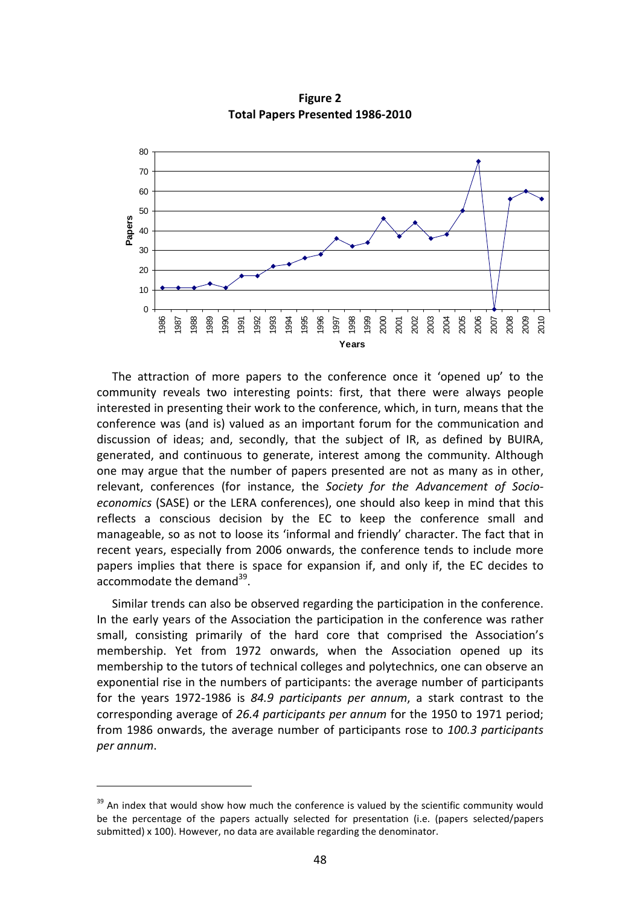**Figure 2**
**Total Papers Presented 1986-2010**

The attraction of more papers to the conference once it 'opened up' to the community reveals two interesting points: first, that there were always people interested in presenting their work to the conference, which, in turn, means that the conference was (and is) valued as an important forum for the communication and discussion of ideas; and, secondly, that the subject of IR, as defined by BUIRA, generated, and continuous to generate, interest among the community. Although one may argue that the number of papers presented are not as many as in other, relevant, conferences (for instance, the *Society for the Advancement of Socio-economics* (SASE) or the LERA conferences), one should also keep in mind that this reflects a conscious decision by the EC to keep the conference small and manageable, so as not to loose its 'informal and friendly' character. The fact that in recent years, especially from 2006 onwards, the conference tends to include more papers implies that there is space for expansion if, and only if, the EC decides to accommodate the demand[39].

Similar trends can also be observed regarding the participation in the conference. In the early years of the Association the participation in the conference was rather small, consisting primarily of the hard core that comprised the Association's membership. Yet from 1972 onwards, when the Association opened up its membership to the tutors of technical colleges and polytechnics, one can observe an exponential rise in the numbers of participants: the average number of participants for the years 1972-1986 is *84.9 participants per annum*, a stark contrast to the corresponding average of *26.4 participants per annum* for the 1950 to 1971 period; from 1986 onwards, the average number of participants rose to *100.3 participants per annum*.

[39] An index that would show how much the conference is valued by the scientific community would be the percentage of the papers actually selected for presentation (i.e. (papers selected/papers submitted) x 100). However, no data are available regarding the denominator.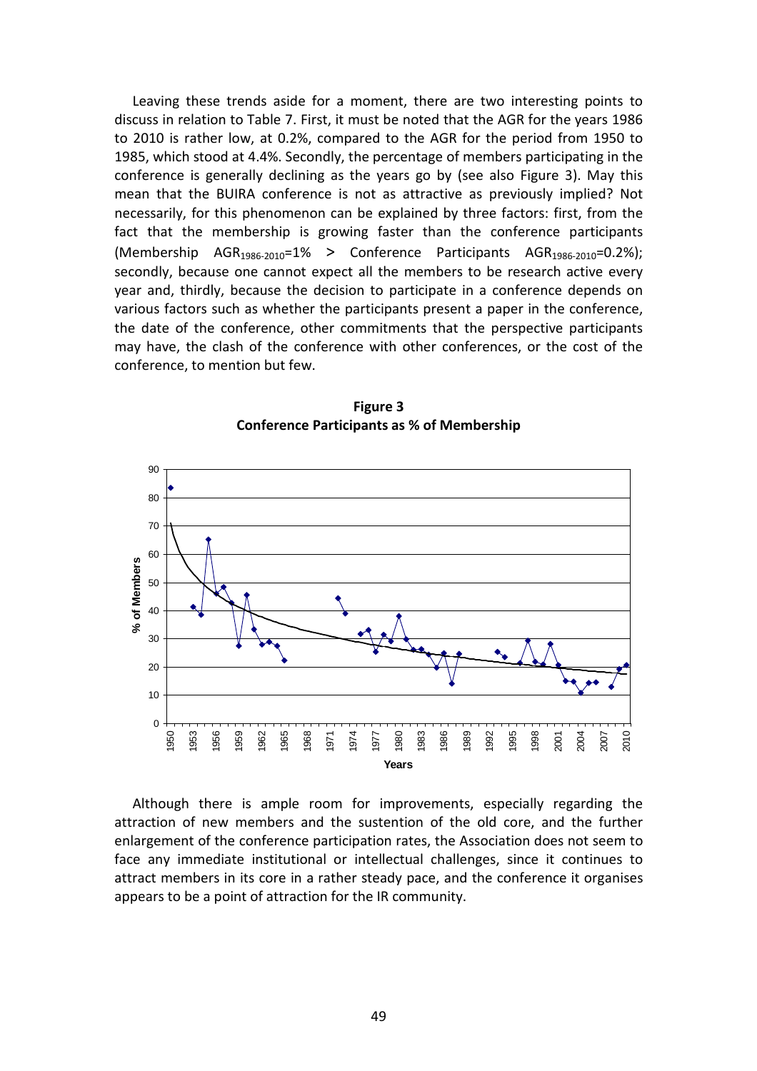Leaving these trends aside for a moment, there are two interesting points to discuss in relation to Table 7. First, it must be noted that the AGR for the years 1986 to 2010 is rather low, at 0.2%, compared to the AGR for the period from 1950 to 1985, which stood at 4.4%. Secondly, the percentage of members participating in the conference is generally declining as the years go by (see also Figure 3). May this mean that the BUIRA conference is not as attractive as previously implied? Not necessarily, for this phenomenon can be explained by three factors: first, from the fact that the membership is growing faster than the conference participants (Membership $AGR_{1986\text{-}2010}$=1% > Conference Participants $AGR_{1986\text{-}2010}$=0.2%); secondly, because one cannot expect all the members to be research active every year and, thirdly, because the decision to participate in a conference depends on various factors such as whether the participants present a paper in the conference, the date of the conference, other commitments that the perspective participants may have, the clash of the conference with other conferences, or the cost of the conference, to mention but few.

**Figure 3**
**Conference Participants as % of Membership**

Although there is ample room for improvements, especially regarding the attraction of new members and the sustention of the old core, and the further enlargement of the conference participation rates, the Association does not seem to face any immediate institutional or intellectual challenges, since it continues to attract members in its core in a rather steady pace, and the conference it organises appears to be a point of attraction for the IR community.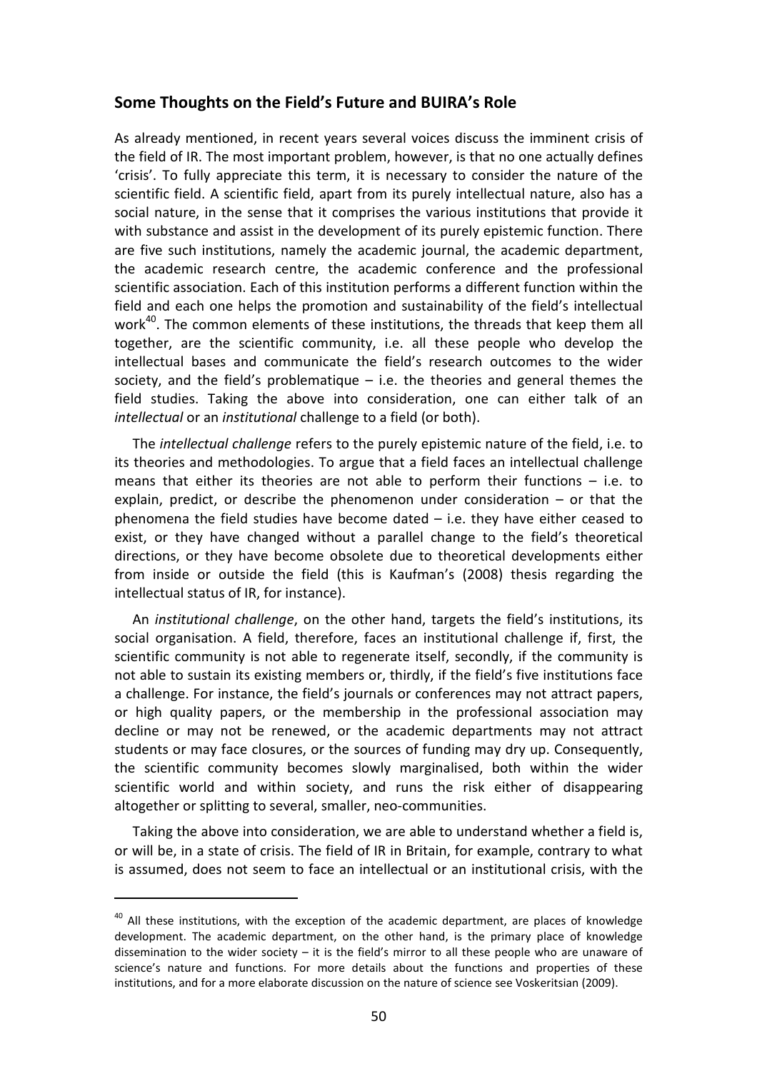## Some Thoughts on the Field's Future and BUIRA's Role

As already mentioned, in recent years several voices discuss the imminent crisis of the field of IR. The most important problem, however, is that no one actually defines 'crisis'. To fully appreciate this term, it is necessary to consider the nature of the scientific field. A scientific field, apart from its purely intellectual nature, also has a social nature, in the sense that it comprises the various institutions that provide it with substance and assist in the development of its purely epistemic function. There are five such institutions, namely the academic journal, the academic department, the academic research centre, the academic conference and the professional scientific association. Each of this institution performs a different function within the field and each one helps the promotion and sustainability of the field's intellectual work[40]. The common elements of these institutions, the threads that keep them all together, are the scientific community, i.e. all these people who develop the intellectual bases and communicate the field's research outcomes to the wider society, and the field's problematique – i.e. the theories and general themes the field studies. Taking the above into consideration, one can either talk of an *intellectual* or an *institutional* challenge to a field (or both).

The *intellectual challenge* refers to the purely epistemic nature of the field, i.e. to its theories and methodologies. To argue that a field faces an intellectual challenge means that either its theories are not able to perform their functions – i.e. to explain, predict, or describe the phenomenon under consideration – or that the phenomena the field studies have become dated – i.e. they have either ceased to exist, or they have changed without a parallel change to the field's theoretical directions, or they have become obsolete due to theoretical developments either from inside or outside the field (this is Kaufman's (2008) thesis regarding the intellectual status of IR, for instance).

An *institutional challenge*, on the other hand, targets the field's institutions, its social organisation. A field, therefore, faces an institutional challenge if, first, the scientific community is not able to regenerate itself, secondly, if the community is not able to sustain its existing members or, thirdly, if the field's five institutions face a challenge. For instance, the field's journals or conferences may not attract papers, or high quality papers, or the membership in the professional association may decline or may not be renewed, or the academic departments may not attract students or may face closures, or the sources of funding may dry up. Consequently, the scientific community becomes slowly marginalised, both within the wider scientific world and within society, and runs the risk either of disappearing altogether or splitting to several, smaller, neo-communities.

Taking the above into consideration, we are able to understand whether a field is, or will be, in a state of crisis. The field of IR in Britain, for example, contrary to what is assumed, does not seem to face an intellectual or an institutional crisis, with the

---

[40] All these institutions, with the exception of the academic department, are places of knowledge development. The academic department, on the other hand, is the primary place of knowledge dissemination to the wider society – it is the field's mirror to all these people who are unaware of science's nature and functions. For more details about the functions and properties of these institutions, and for a more elaborate discussion on the nature of science see Voskeritsian (2009).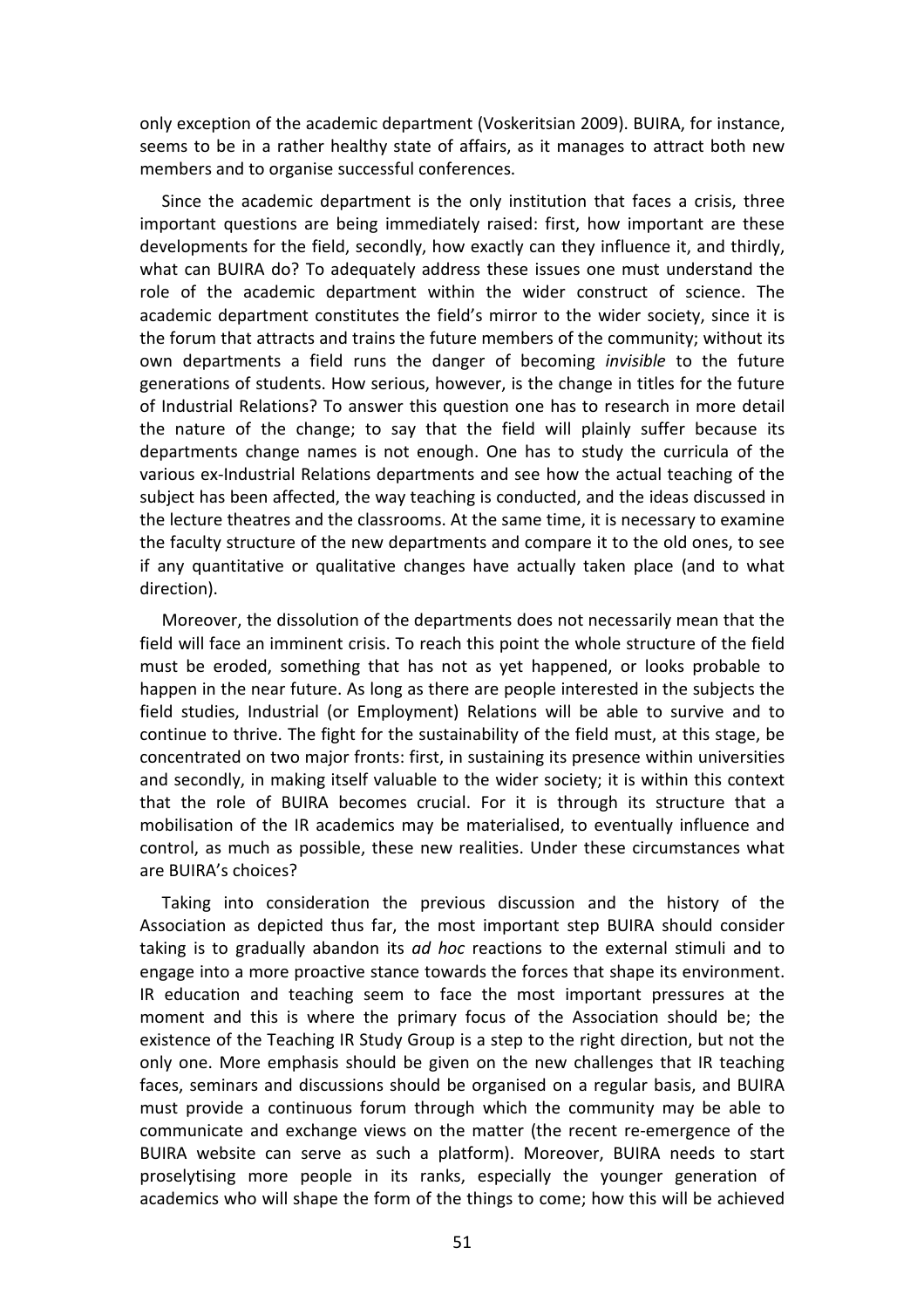only exception of the academic department (Voskeritsian 2009). BUIRA, for instance, seems to be in a rather healthy state of affairs, as it manages to attract both new members and to organise successful conferences.

Since the academic department is the only institution that faces a crisis, three important questions are being immediately raised: first, how important are these developments for the field, secondly, how exactly can they influence it, and thirdly, what can BUIRA do? To adequately address these issues one must understand the role of the academic department within the wider construct of science. The academic department constitutes the field's mirror to the wider society, since it is the forum that attracts and trains the future members of the community; without its own departments a field runs the danger of becoming *invisible* to the future generations of students. How serious, however, is the change in titles for the future of Industrial Relations? To answer this question one has to research in more detail the nature of the change; to say that the field will plainly suffer because its departments change names is not enough. One has to study the curricula of the various ex-Industrial Relations departments and see how the actual teaching of the subject has been affected, the way teaching is conducted, and the ideas discussed in the lecture theatres and the classrooms. At the same time, it is necessary to examine the faculty structure of the new departments and compare it to the old ones, to see if any quantitative or qualitative changes have actually taken place (and to what direction).

Moreover, the dissolution of the departments does not necessarily mean that the field will face an imminent crisis. To reach this point the whole structure of the field must be eroded, something that has not as yet happened, or looks probable to happen in the near future. As long as there are people interested in the subjects the field studies, Industrial (or Employment) Relations will be able to survive and to continue to thrive. The fight for the sustainability of the field must, at this stage, be concentrated on two major fronts: first, in sustaining its presence within universities and secondly, in making itself valuable to the wider society; it is within this context that the role of BUIRA becomes crucial. For it is through its structure that a mobilisation of the IR academics may be materialised, to eventually influence and control, as much as possible, these new realities. Under these circumstances what are BUIRA's choices?

Taking into consideration the previous discussion and the history of the Association as depicted thus far, the most important step BUIRA should consider taking is to gradually abandon its *ad hoc* reactions to the external stimuli and to engage into a more proactive stance towards the forces that shape its environment. IR education and teaching seem to face the most important pressures at the moment and this is where the primary focus of the Association should be; the existence of the Teaching IR Study Group is a step to the right direction, but not the only one. More emphasis should be given on the new challenges that IR teaching faces, seminars and discussions should be organised on a regular basis, and BUIRA must provide a continuous forum through which the community may be able to communicate and exchange views on the matter (the recent re-emergence of the BUIRA website can serve as such a platform). Moreover, BUIRA needs to start proselytising more people in its ranks, especially the younger generation of academics who will shape the form of the things to come; how this will be achieved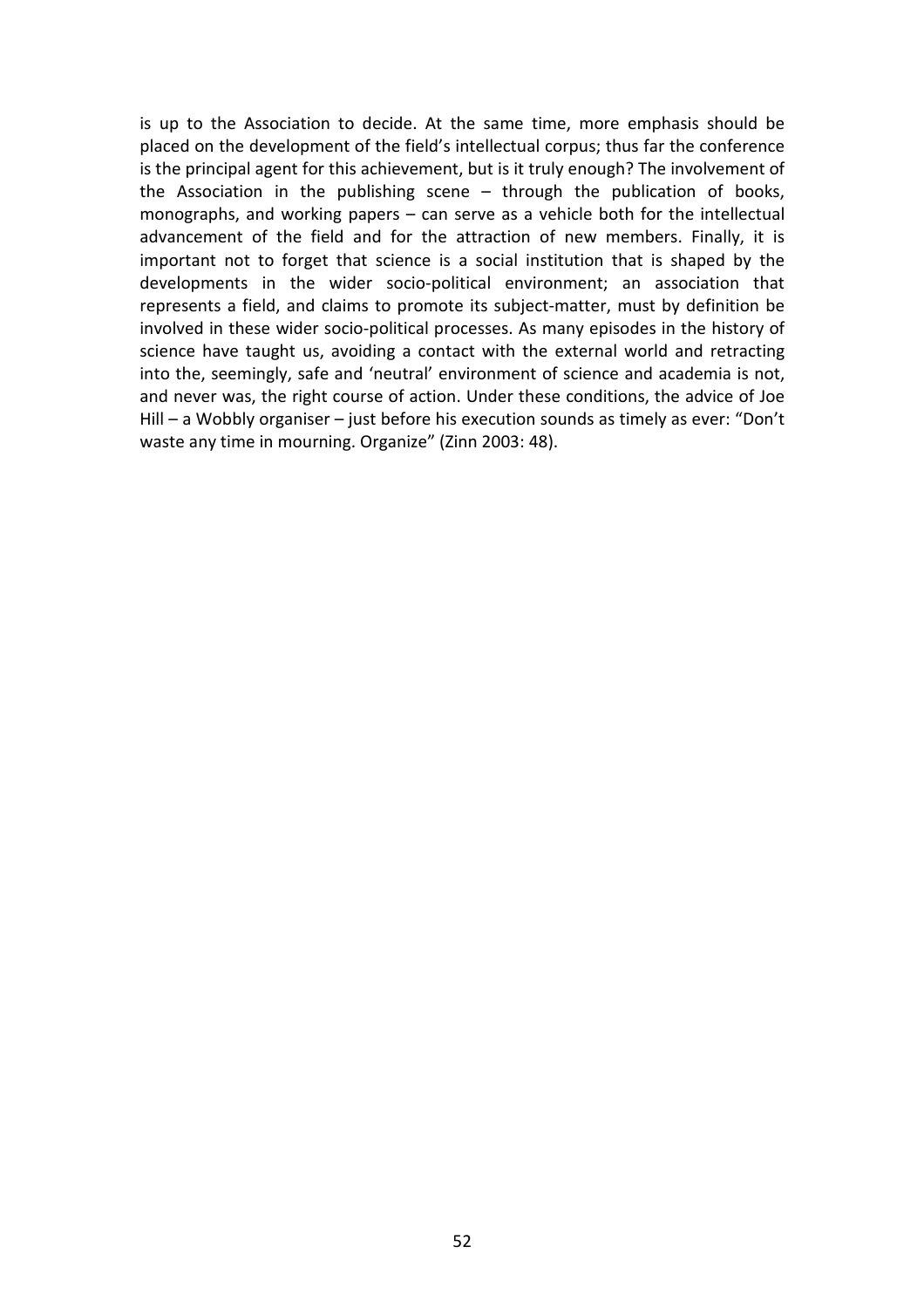is up to the Association to decide. At the same time, more emphasis should be placed on the development of the field's intellectual corpus; thus far the conference is the principal agent for this achievement, but is it truly enough? The involvement of the Association in the publishing scene – through the publication of books, monographs, and working papers – can serve as a vehicle both for the intellectual advancement of the field and for the attraction of new members. Finally, it is important not to forget that science is a social institution that is shaped by the developments in the wider socio-political environment; an association that represents a field, and claims to promote its subject-matter, must by definition be involved in these wider socio-political processes. As many episodes in the history of science have taught us, avoiding a contact with the external world and retracting into the, seemingly, safe and 'neutral' environment of science and academia is not, and never was, the right course of action. Under these conditions, the advice of Joe Hill – a Wobbly organiser – just before his execution sounds as timely as ever: "Don't waste any time in mourning. Organize" (Zinn 2003: 48).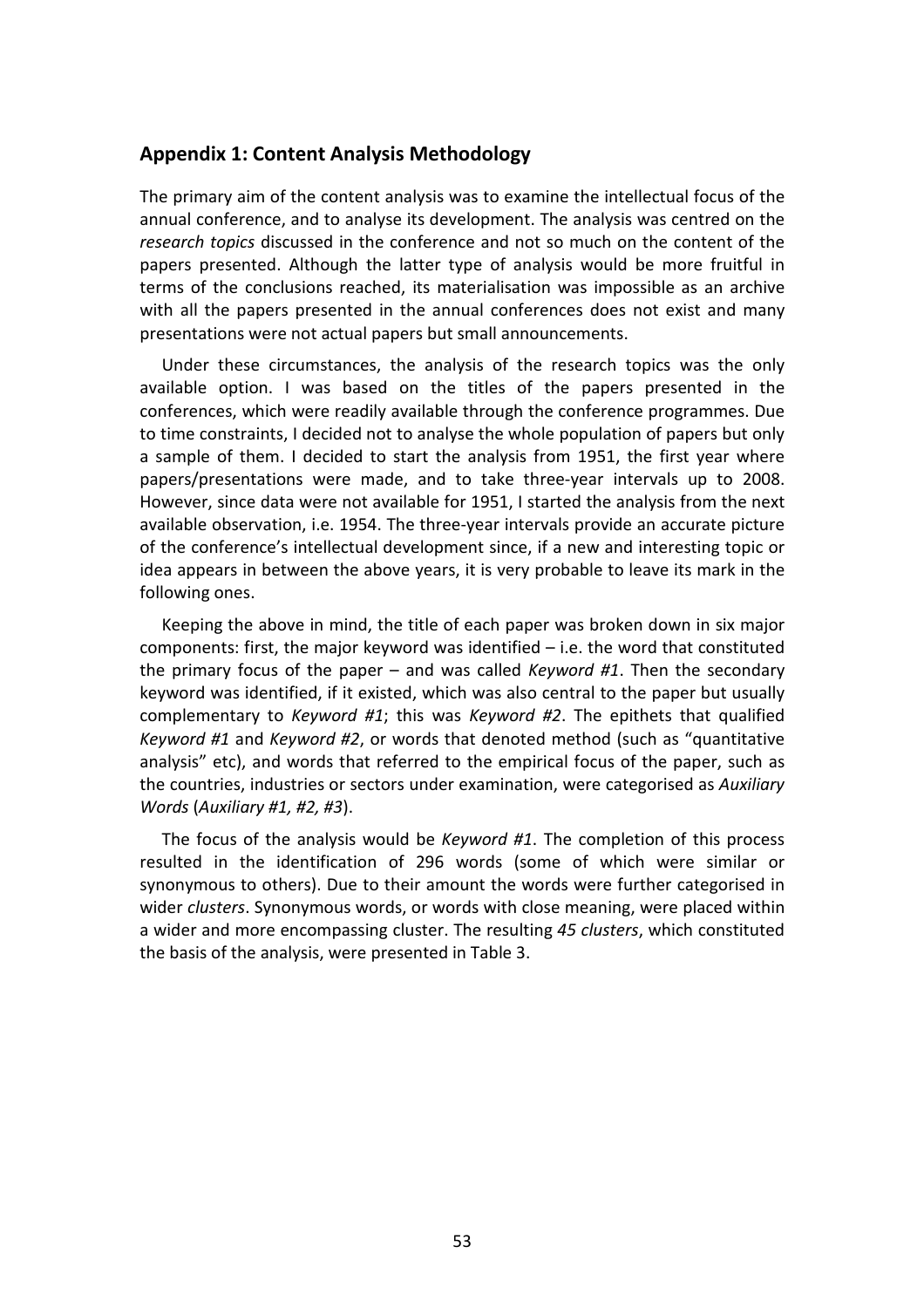## Appendix 1: Content Analysis Methodology

The primary aim of the content analysis was to examine the intellectual focus of the annual conference, and to analyse its development. The analysis was centred on the *research topics* discussed in the conference and not so much on the content of the papers presented. Although the latter type of analysis would be more fruitful in terms of the conclusions reached, its materialisation was impossible as an archive with all the papers presented in the annual conferences does not exist and many presentations were not actual papers but small announcements.

Under these circumstances, the analysis of the research topics was the only available option. I was based on the titles of the papers presented in the conferences, which were readily available through the conference programmes. Due to time constraints, I decided not to analyse the whole population of papers but only a sample of them. I decided to start the analysis from 1951, the first year where papers/presentations were made, and to take three-year intervals up to 2008. However, since data were not available for 1951, I started the analysis from the next available observation, i.e. 1954. The three-year intervals provide an accurate picture of the conference's intellectual development since, if a new and interesting topic or idea appears in between the above years, it is very probable to leave its mark in the following ones.

Keeping the above in mind, the title of each paper was broken down in six major components: first, the major keyword was identified – i.e. the word that constituted the primary focus of the paper – and was called *Keyword #1*. Then the secondary keyword was identified, if it existed, which was also central to the paper but usually complementary to *Keyword #1*; this was *Keyword #2*. The epithets that qualified *Keyword #1* and *Keyword #2*, or words that denoted method (such as "quantitative analysis" etc), and words that referred to the empirical focus of the paper, such as the countries, industries or sectors under examination, were categorised as *Auxiliary Words* (*Auxiliary #1, #2, #3*).

The focus of the analysis would be *Keyword #1*. The completion of this process resulted in the identification of 296 words (some of which were similar or synonymous to others). Due to their amount the words were further categorised in wider *clusters*. Synonymous words, or words with close meaning, were placed within a wider and more encompassing cluster. The resulting *45 clusters*, which constituted the basis of the analysis, were presented in Table 3.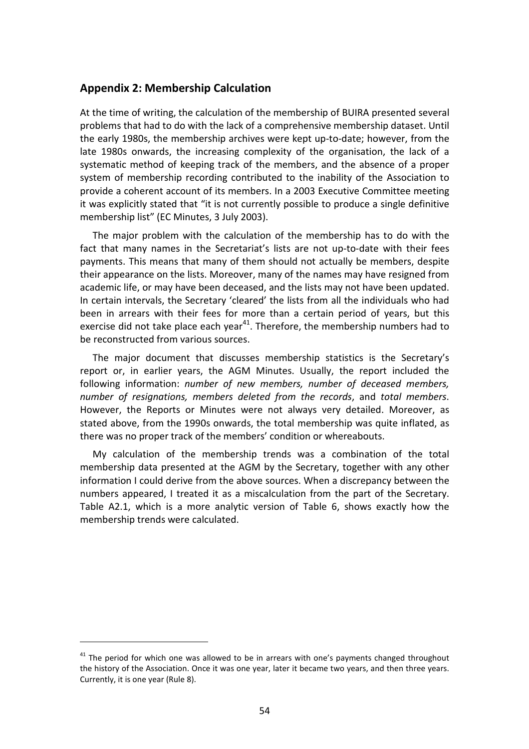## Appendix 2: Membership Calculation

At the time of writing, the calculation of the membership of BUIRA presented several problems that had to do with the lack of a comprehensive membership dataset. Until the early 1980s, the membership archives were kept up-to-date; however, from the late 1980s onwards, the increasing complexity of the organisation, the lack of a systematic method of keeping track of the members, and the absence of a proper system of membership recording contributed to the inability of the Association to provide a coherent account of its members. In a 2003 Executive Committee meeting it was explicitly stated that "it is not currently possible to produce a single definitive membership list" (EC Minutes, 3 July 2003).

The major problem with the calculation of the membership has to do with the fact that many names in the Secretariat's lists are not up-to-date with their fees payments. This means that many of them should not actually be members, despite their appearance on the lists. Moreover, many of the names may have resigned from academic life, or may have been deceased, and the lists may not have been updated. In certain intervals, the Secretary 'cleared' the lists from all the individuals who had been in arrears with their fees for more than a certain period of years, but this exercise did not take place each year[41]. Therefore, the membership numbers had to be reconstructed from various sources.

The major document that discusses membership statistics is the Secretary's report or, in earlier years, the AGM Minutes. Usually, the report included the following information: *number of new members, number of deceased members, number of resignations, members deleted from the records*, and *total members*. However, the Reports or Minutes were not always very detailed. Moreover, as stated above, from the 1990s onwards, the total membership was quite inflated, as there was no proper track of the members' condition or whereabouts.

My calculation of the membership trends was a combination of the total membership data presented at the AGM by the Secretary, together with any other information I could derive from the above sources. When a discrepancy between the numbers appeared, I treated it as a miscalculation from the part of the Secretary. Table A2.1, which is a more analytic version of Table 6, shows exactly how the membership trends were calculated.

[41] The period for which one was allowed to be in arrears with one's payments changed throughout the history of the Association. Once it was one year, later it became two years, and then three years. Currently, it is one year (Rule 8).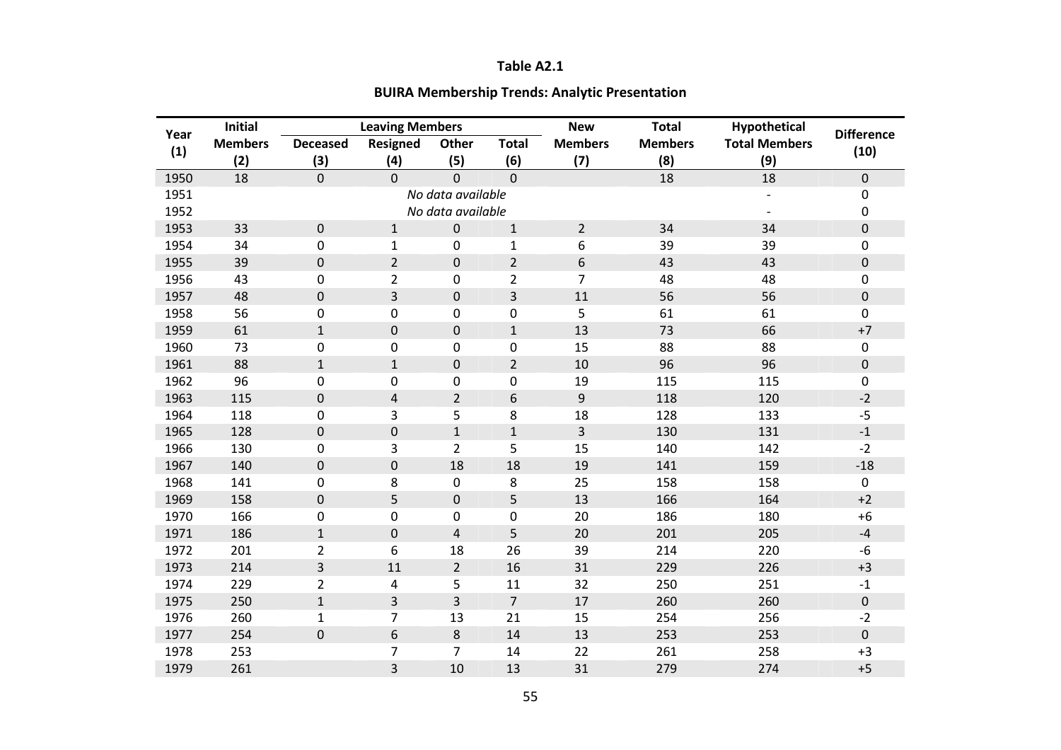**Table A2.1**

**BUIRA Membership Trends: Analytic Presentation**

| Year (1) | Initial Members (2) | Leaving Members | | | | New Members (7) | Total Members (8) | Hypothetical Total Members (9) | Difference (10) |
|---|---|---|---|---|---|---|---|---|---|
| | | Deceased (3) | Resigned (4) | Other (5) | Total (6) | | | | |
| 1950 | 18 | 0 | 0 | 0 | 0 | | 18 | 18 | 0 |
| 1951 | | *No data available* | | | | | | - | 0 |
| 1952 | | *No data available* | | | | | | - | 0 |
| 1953 | 33 | 0 | 1 | 0 | 1 | 2 | 34 | 34 | 0 |
| 1954 | 34 | 0 | 1 | 0 | 1 | 6 | 39 | 39 | 0 |
| 1955 | 39 | 0 | 2 | 0 | 2 | 6 | 43 | 43 | 0 |
| 1956 | 43 | 0 | 2 | 0 | 2 | 7 | 48 | 48 | 0 |
| 1957 | 48 | 0 | 3 | 0 | 3 | 11 | 56 | 56 | 0 |
| 1958 | 56 | 0 | 0 | 0 | 0 | 5 | 61 | 61 | 0 |
| 1959 | 61 | 1 | 0 | 0 | 1 | 13 | 73 | 66 | +7 |
| 1960 | 73 | 0 | 0 | 0 | 0 | 15 | 88 | 88 | 0 |
| 1961 | 88 | 1 | 1 | 0 | 2 | 10 | 96 | 96 | 0 |
| 1962 | 96 | 0 | 0 | 0 | 0 | 19 | 115 | 115 | 0 |
| 1963 | 115 | 0 | 4 | 2 | 6 | 9 | 118 | 120 | -2 |
| 1964 | 118 | 0 | 3 | 5 | 8 | 18 | 128 | 133 | -5 |
| 1965 | 128 | 0 | 0 | 1 | 1 | 3 | 130 | 131 | -1 |
| 1966 | 130 | 0 | 3 | 2 | 5 | 15 | 140 | 142 | -2 |
| 1967 | 140 | 0 | 0 | 18 | 18 | 19 | 141 | 159 | -18 |
| 1968 | 141 | 0 | 8 | 0 | 8 | 25 | 158 | 158 | 0 |
| 1969 | 158 | 0 | 5 | 0 | 5 | 13 | 166 | 164 | +2 |
| 1970 | 166 | 0 | 0 | 0 | 0 | 20 | 186 | 180 | +6 |
| 1971 | 186 | 1 | 0 | 4 | 5 | 20 | 201 | 205 | -4 |
| 1972 | 201 | 2 | 6 | 18 | 26 | 39 | 214 | 220 | -6 |
| 1973 | 214 | 3 | 11 | 2 | 16 | 31 | 229 | 226 | +3 |
| 1974 | 229 | 2 | 4 | 5 | 11 | 32 | 250 | 251 | -1 |
| 1975 | 250 | 1 | 3 | 3 | 7 | 17 | 260 | 260 | 0 |
| 1976 | 260 | 1 | 7 | 13 | 21 | 15 | 254 | 256 | -2 |
| 1977 | 254 | 0 | 6 | 8 | 14 | 13 | 253 | 253 | 0 |
| 1978 | 253 | | 7 | 7 | 14 | 22 | 261 | 258 | +3 |
| 1979 | 261 | | 3 | 10 | 13 | 31 | 279 | 274 | +5 |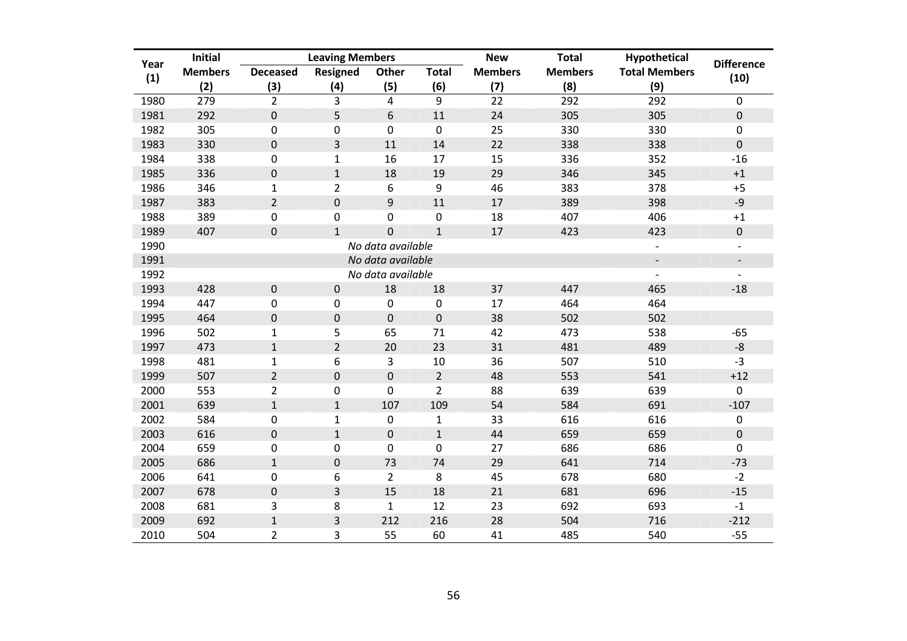| Year (1) | Initial Members (2) | Leaving Members | | | | New Members (7) | Total Members (8) | Hypothetical Total Members (9) | Difference (10) |
|---|---|---|---|---|---|---|---|---|---|
| | | Deceased (3) | Resigned (4) | Other (5) | Total (6) | | | | |
| 1980 | 279 | 2 | 3 | 4 | 9 | 22 | 292 | 292 | 0 |
| 1981 | 292 | 0 | 5 | 6 | 11 | 24 | 305 | 305 | 0 |
| 1982 | 305 | 0 | 0 | 0 | 0 | 25 | 330 | 330 | 0 |
| 1983 | 330 | 0 | 3 | 11 | 14 | 22 | 338 | 338 | 0 |
| 1984 | 338 | 0 | 1 | 16 | 17 | 15 | 336 | 352 | -16 |
| 1985 | 336 | 0 | 1 | 18 | 19 | 29 | 346 | 345 | +1 |
| 1986 | 346 | 1 | 2 | 6 | 9 | 46 | 383 | 378 | +5 |
| 1987 | 383 | 2 | 0 | 9 | 11 | 17 | 389 | 398 | -9 |
| 1988 | 389 | 0 | 0 | 0 | 0 | 18 | 407 | 406 | +1 |
| 1989 | 407 | 0 | 1 | 0 | 1 | 17 | 423 | 423 | 0 |
| 1990 | | | | *No data available* | | | | - | - |
| 1991 | | | | *No data available* | | | | - | - |
| 1992 | | | | *No data available* | | | | - | - |
| 1993 | 428 | 0 | 0 | 18 | 18 | 37 | 447 | 465 | -18 |
| 1994 | 447 | 0 | 0 | 0 | 0 | 17 | 464 | 464 | |
| 1995 | 464 | 0 | 0 | 0 | 0 | 38 | 502 | 502 | |
| 1996 | 502 | 1 | 5 | 65 | 71 | 42 | 473 | 538 | -65 |
| 1997 | 473 | 1 | 2 | 20 | 23 | 31 | 481 | 489 | -8 |
| 1998 | 481 | 1 | 6 | 3 | 10 | 36 | 507 | 510 | -3 |
| 1999 | 507 | 2 | 0 | 0 | 2 | 48 | 553 | 541 | +12 |
| 2000 | 553 | 2 | 0 | 0 | 2 | 88 | 639 | 639 | 0 |
| 2001 | 639 | 1 | 1 | 107 | 109 | 54 | 584 | 691 | -107 |
| 2002 | 584 | 0 | 1 | 0 | 1 | 33 | 616 | 616 | 0 |
| 2003 | 616 | 0 | 1 | 0 | 1 | 44 | 659 | 659 | 0 |
| 2004 | 659 | 0 | 0 | 0 | 0 | 27 | 686 | 686 | 0 |
| 2005 | 686 | 1 | 0 | 73 | 74 | 29 | 641 | 714 | -73 |
| 2006 | 641 | 0 | 6 | 2 | 8 | 45 | 678 | 680 | -2 |
| 2007 | 678 | 0 | 3 | 15 | 18 | 21 | 681 | 696 | -15 |
| 2008 | 681 | 3 | 8 | 1 | 12 | 23 | 692 | 693 | -1 |
| 2009 | 692 | 1 | 3 | 212 | 216 | 28 | 504 | 716 | -212 |
| 2010 | 504 | 2 | 3 | 55 | 60 | 41 | 485 | 540 | -55 |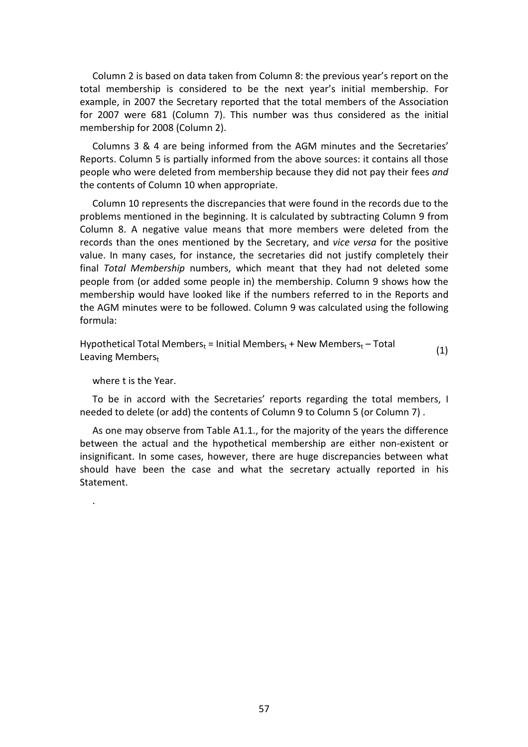Column 2 is based on data taken from Column 8: the previous year's report on the total membership is considered to be the next year's initial membership. For example, in 2007 the Secretary reported that the total members of the Association for 2007 were 681 (Column 7). This number was thus considered as the initial membership for 2008 (Column 2).

Columns 3 & 4 are being informed from the AGM minutes and the Secretaries' Reports. Column 5 is partially informed from the above sources: it contains all those people who were deleted from membership because they did not pay their fees *and* the contents of Column 10 when appropriate.

Column 10 represents the discrepancies that were found in the records due to the problems mentioned in the beginning. It is calculated by subtracting Column 9 from Column 8. A negative value means that more members were deleted from the records than the ones mentioned by the Secretary, and *vice versa* for the positive value. In many cases, for instance, the secretaries did not justify completely their final *Total Membership* numbers, which meant that they had not deleted some people from (or added some people in) the membership. Column 9 shows how the membership would have looked like if the numbers referred to in the Reports and the AGM minutes were to be followed. Column 9 was calculated using the following formula:

$$\text{Hypothetical Total Members}_t = \text{Initial Members}_t + \text{New Members}_t - \text{Total Leaving Members}_t \quad (1)$$

where t is the Year.

To be in accord with the Secretaries' reports regarding the total members, I needed to delete (or add) the contents of Column 9 to Column 5 (or Column 7) .

As one may observe from Table A1.1., for the majority of the years the difference between the actual and the hypothetical membership are either non-existent or insignificant. In some cases, however, there are huge discrepancies between what should have been the case and what the secretary actually reported in his Statement.

.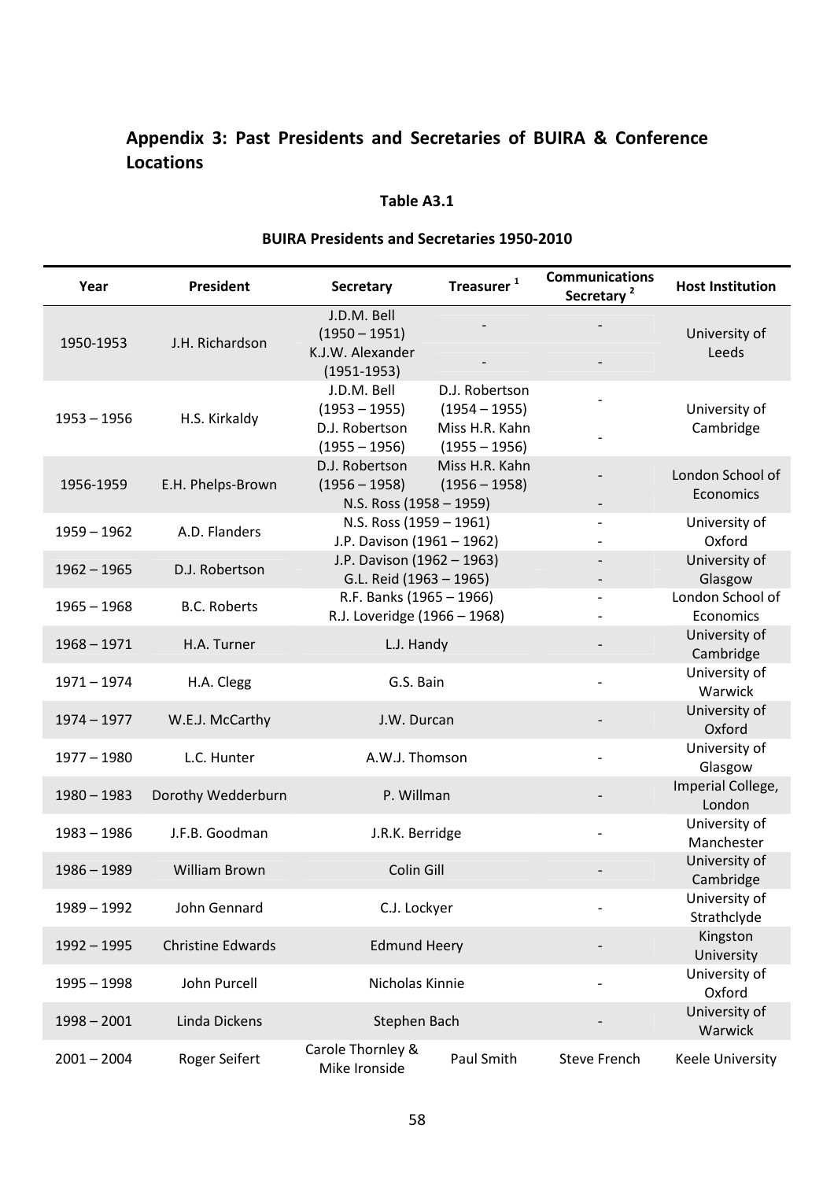## Appendix 3: Past Presidents and Secretaries of BUIRA & Conference Locations

**Table A3.1**

**BUIRA Presidents and Secretaries 1950-2010**

| Year | President | Secretary | Treasurer [1] | Communications Secretary [2] | Host Institution |
|---|---|---|---|---|---|
| 1950-1953 | J.H. Richardson | J.D.M. Bell (1950 – 1951) | - | - | University of Leeds |
| | | K.J.W. Alexander (1951-1953) | - | - | |
| 1953 – 1956 | H.S. Kirkaldy | J.D.M. Bell (1953 – 1955) | D.J. Robertson (1954 – 1955) | - | University of Cambridge |
| | | D.J. Robertson (1955 – 1956) | Miss H.R. Kahn (1955 – 1956) | - | |
| 1956-1959 | E.H. Phelps-Brown | D.J. Robertson (1956 – 1958) | Miss H.R. Kahn (1956 – 1958) | - | London School of Economics |
| | | N.S. Ross (1958 – 1959) | | - | |
| 1959 – 1962 | A.D. Flanders | N.S. Ross (1959 – 1961) | | - | University of Oxford |
| | | J.P. Davison (1961 – 1962) | | - | |
| 1962 – 1965 | D.J. Robertson | J.P. Davison (1962 – 1963) | | - | University of Glasgow |
| | | G.L. Reid (1963 – 1965) | | - | |
| 1965 – 1968 | B.C. Roberts | R.F. Banks (1965 – 1966) | | - | London School of Economics |
| | | R.J. Loveridge (1966 – 1968) | | - | |
| 1968 – 1971 | H.A. Turner | L.J. Handy | | - | University of Cambridge |
| 1971 – 1974 | H.A. Clegg | G.S. Bain | | - | University of Warwick |
| 1974 – 1977 | W.E.J. McCarthy | J.W. Durcan | | - | University of Oxford |
| 1977 – 1980 | L.C. Hunter | A.W.J. Thomson | | - | University of Glasgow |
| 1980 – 1983 | Dorothy Wedderburn | P. Willman | | - | Imperial College, London |
| 1983 – 1986 | J.F.B. Goodman | J.R.K. Berridge | | - | University of Manchester |
| 1986 – 1989 | William Brown | Colin Gill | | - | University of Cambridge |
| 1989 – 1992 | John Gennard | C.J. Lockyer | | - | University of Strathclyde |
| 1992 – 1995 | Christine Edwards | Edmund Heery | | - | Kingston University |
| 1995 – 1998 | John Purcell | Nicholas Kinnie | | - | University of Oxford |
| 1998 – 2001 | Linda Dickens | Stephen Bach | | - | University of Warwick |
| 2001 – 2004 | Roger Seifert | Carole Thornley & Mike Ironside | Paul Smith | Steve French | Keele University |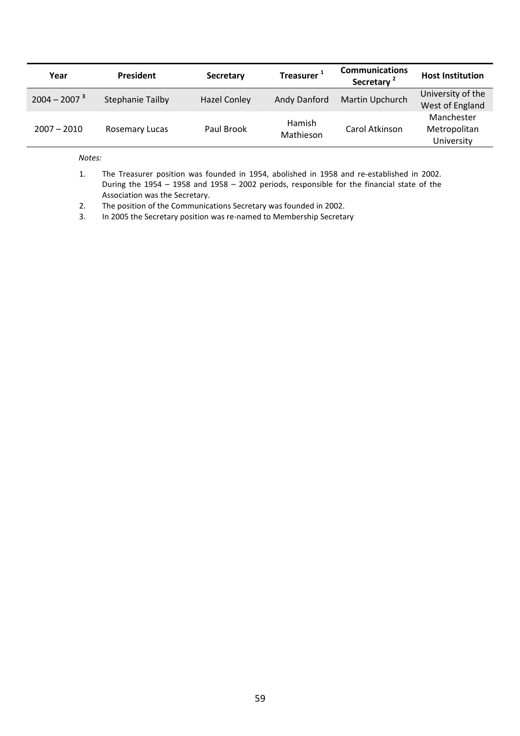| Year | President | Secretary | Treasurer [1] | Communications Secretary [2] | Host Institution |
|---|---|---|---|---|---|
| 2004 – 2007 [3] | Stephanie Tailby | Hazel Conley | Andy Danford | Martin Upchurch | University of the West of England |
| 2007 – 2010 | Rosemary Lucas | Paul Brook | Hamish Mathieson | Carol Atkinson | Manchester Metropolitan University |

*Notes:*

1. The Treasurer position was founded in 1954, abolished in 1958 and re-established in 2002. During the 1954 – 1958 and 1958 – 2002 periods, responsible for the financial state of the Association was the Secretary.
2. The position of the Communications Secretary was founded in 2002.
3. In 2005 the Secretary position was re-named to Membership Secretary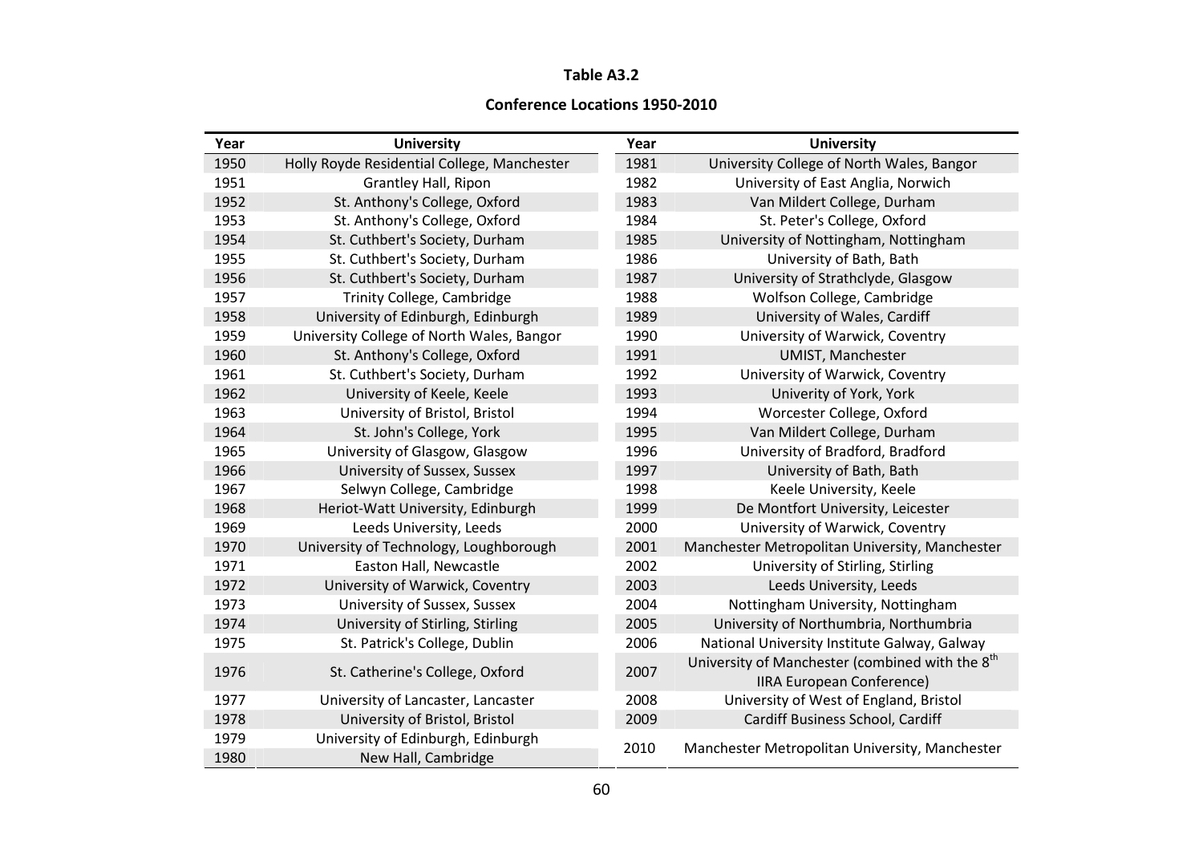**Table A3.2**

**Conference Locations 1950-2010**

| Year | University | Year | University |
|---|---|---|---|
| 1950 | Holly Royde Residential College, Manchester | 1981 | University College of North Wales, Bangor |
| 1951 | Grantley Hall, Ripon | 1982 | University of East Anglia, Norwich |
| 1952 | St. Anthony's College, Oxford | 1983 | Van Mildert College, Durham |
| 1953 | St. Anthony's College, Oxford | 1984 | St. Peter's College, Oxford |
| 1954 | St. Cuthbert's Society, Durham | 1985 | University of Nottingham, Nottingham |
| 1955 | St. Cuthbert's Society, Durham | 1986 | University of Bath, Bath |
| 1956 | St. Cuthbert's Society, Durham | 1987 | University of Strathclyde, Glasgow |
| 1957 | Trinity College, Cambridge | 1988 | Wolfson College, Cambridge |
| 1958 | University of Edinburgh, Edinburgh | 1989 | University of Wales, Cardiff |
| 1959 | University College of North Wales, Bangor | 1990 | University of Warwick, Coventry |
| 1960 | St. Anthony's College, Oxford | 1991 | UMIST, Manchester |
| 1961 | St. Cuthbert's Society, Durham | 1992 | University of Warwick, Coventry |
| 1962 | University of Keele, Keele | 1993 | Univerity of York, York |
| 1963 | University of Bristol, Bristol | 1994 | Worcester College, Oxford |
| 1964 | St. John's College, York | 1995 | Van Mildert College, Durham |
| 1965 | University of Glasgow, Glasgow | 1996 | University of Bradford, Bradford |
| 1966 | University of Sussex, Sussex | 1997 | University of Bath, Bath |
| 1967 | Selwyn College, Cambridge | 1998 | Keele University, Keele |
| 1968 | Heriot-Watt University, Edinburgh | 1999 | De Montfort University, Leicester |
| 1969 | Leeds University, Leeds | 2000 | University of Warwick, Coventry |
| 1970 | University of Technology, Loughborough | 2001 | Manchester Metropolitan University, Manchester |
| 1971 | Easton Hall, Newcastle | 2002 | University of Stirling, Stirling |
| 1972 | University of Warwick, Coventry | 2003 | Leeds University, Leeds |
| 1973 | University of Sussex, Sussex | 2004 | Nottingham University, Nottingham |
| 1974 | University of Stirling, Stirling | 2005 | University of Northumbria, Northumbria |
| 1975 | St. Patrick's College, Dublin | 2006 | National University Institute Galway, Galway |
| 1976 | St. Catherine's College, Oxford | 2007 | University of Manchester (combined with the 8th IIRA European Conference) |
| 1977 | University of Lancaster, Lancaster | 2008 | University of West of England, Bristol |
| 1978 | University of Bristol, Bristol | 2009 | Cardiff Business School, Cardiff |
| 1979 | University of Edinburgh, Edinburgh | 2010 | Manchester Metropolitan University, Manchester |
| 1980 | New Hall, Cambridge | | |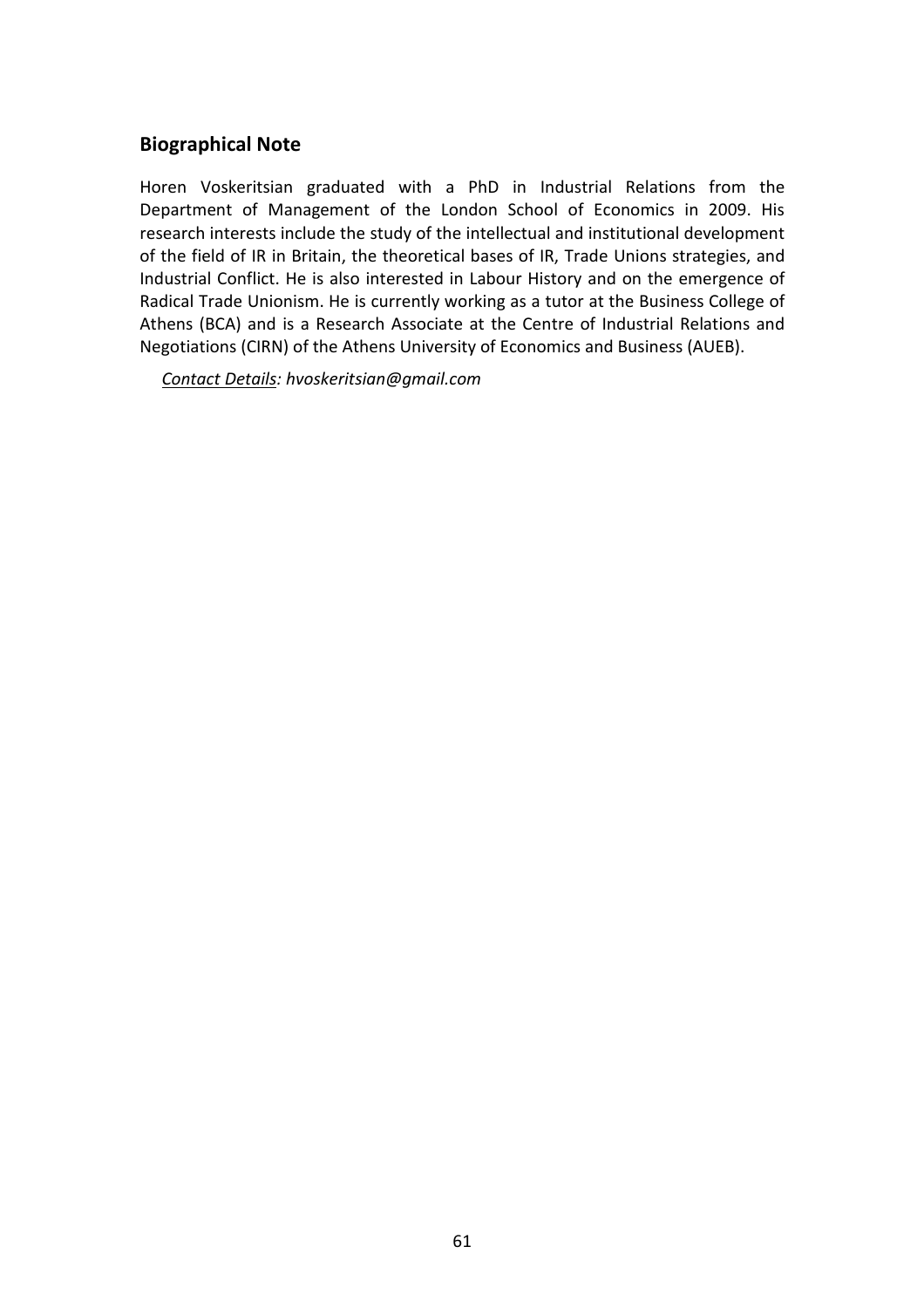## Biographical Note

Horen Voskeritsian graduated with a PhD in Industrial Relations from the Department of Management of the London School of Economics in 2009. His research interests include the study of the intellectual and institutional development of the field of IR in Britain, the theoretical bases of IR, Trade Unions strategies, and Industrial Conflict. He is also interested in Labour History and on the emergence of Radical Trade Unionism. He is currently working as a tutor at the Business College of Athens (BCA) and is a Research Associate at the Centre of Industrial Relations and Negotiations (CIRN) of the Athens University of Economics and Business (AUEB).

*Contact Details: hvoskeritsian@gmail.com*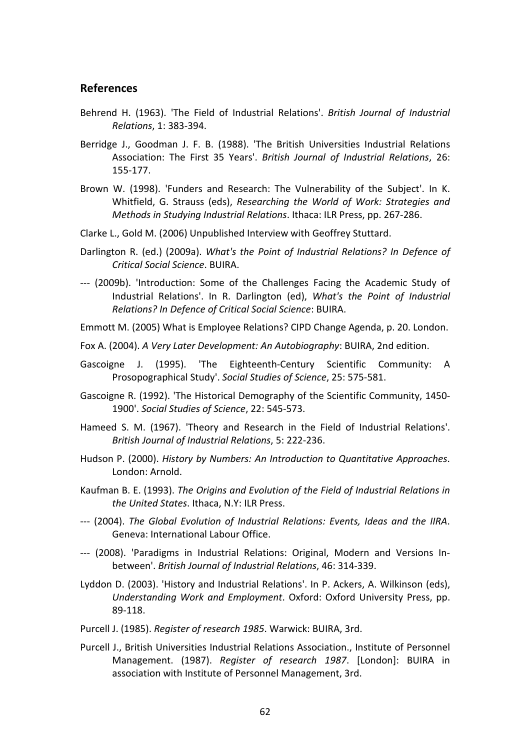## References

Behrend H. (1963). 'The Field of Industrial Relations'. *British Journal of Industrial Relations*, 1: 383-394.

Berridge J., Goodman J. F. B. (1988). 'The British Universities Industrial Relations Association: The First 35 Years'. *British Journal of Industrial Relations*, 26: 155-177.

Brown W. (1998). 'Funders and Research: The Vulnerability of the Subject'. In K. Whitfield, G. Strauss (eds), *Researching the World of Work: Strategies and Methods in Studying Industrial Relations*. Ithaca: ILR Press, pp. 267-286.

Clarke L., Gold M. (2006) Unpublished Interview with Geoffrey Stuttard.

Darlington R. (ed.) (2009a). *What's the Point of Industrial Relations? In Defence of Critical Social Science*. BUIRA.

--- (2009b). 'Introduction: Some of the Challenges Facing the Academic Study of Industrial Relations'. In R. Darlington (ed), *What's the Point of Industrial Relations? In Defence of Critical Social Science*: BUIRA.

Emmott M. (2005) What is Employee Relations? CIPD Change Agenda, p. 20. London.

Fox A. (2004). *A Very Later Development: An Autobiography*: BUIRA, 2nd edition.

Gascoigne J. (1995). 'The Eighteenth-Century Scientific Community: A Prosopographical Study'. *Social Studies of Science*, 25: 575-581.

Gascoigne R. (1992). 'The Historical Demography of the Scientific Community, 1450-1900'. *Social Studies of Science*, 22: 545-573.

Hameed S. M. (1967). 'Theory and Research in the Field of Industrial Relations'. *British Journal of Industrial Relations*, 5: 222-236.

Hudson P. (2000). *History by Numbers: An Introduction to Quantitative Approaches*. London: Arnold.

Kaufman B. E. (1993). *The Origins and Evolution of the Field of Industrial Relations in the United States*. Ithaca, N.Y: ILR Press.

--- (2004). *The Global Evolution of Industrial Relations: Events, Ideas and the IIRA*. Geneva: International Labour Office.

--- (2008). 'Paradigms in Industrial Relations: Original, Modern and Versions In-between'. *British Journal of Industrial Relations*, 46: 314-339.

Lyddon D. (2003). 'History and Industrial Relations'. In P. Ackers, A. Wilkinson (eds), *Understanding Work and Employment*. Oxford: Oxford University Press, pp. 89-118.

Purcell J. (1985). *Register of research 1985*. Warwick: BUIRA, 3rd.

Purcell J., British Universities Industrial Relations Association., Institute of Personnel Management. (1987). *Register of research 1987*. [London]: BUIRA in association with Institute of Personnel Management, 3rd.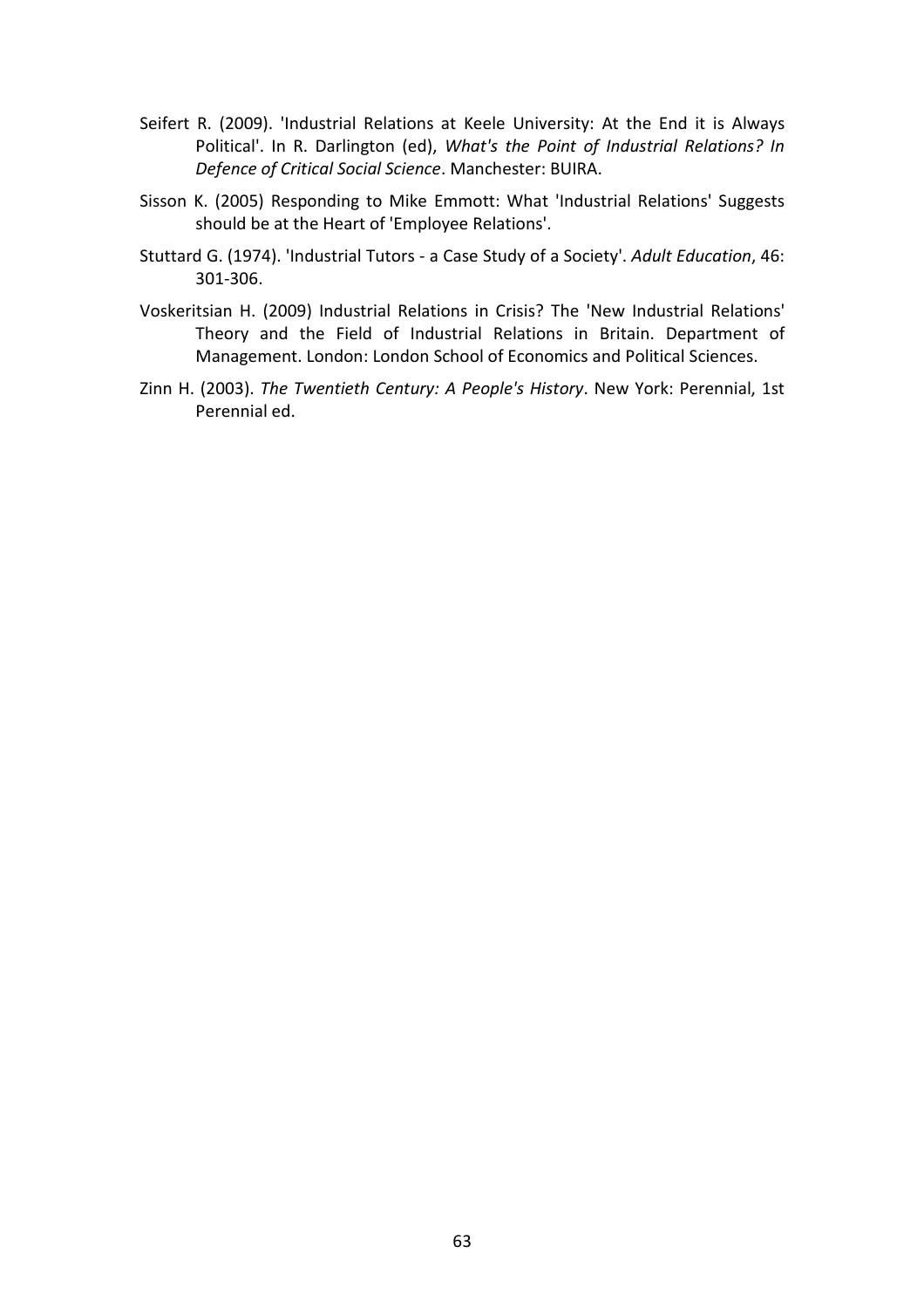Seifert R. (2009). 'Industrial Relations at Keele University: At the End it is Always Political'. In R. Darlington (ed), *What's the Point of Industrial Relations? In Defence of Critical Social Science*. Manchester: BUIRA.

Sisson K. (2005) Responding to Mike Emmott: What 'Industrial Relations' Suggests should be at the Heart of 'Employee Relations'.

Stuttard G. (1974). 'Industrial Tutors - a Case Study of a Society'. *Adult Education*, 46: 301-306.

Voskeritsian H. (2009) Industrial Relations in Crisis? The 'New Industrial Relations' Theory and the Field of Industrial Relations in Britain. Department of Management. London: London School of Economics and Political Sciences.

Zinn H. (2003). *The Twentieth Century: A People's History*. New York: Perennial, 1st Perennial ed.